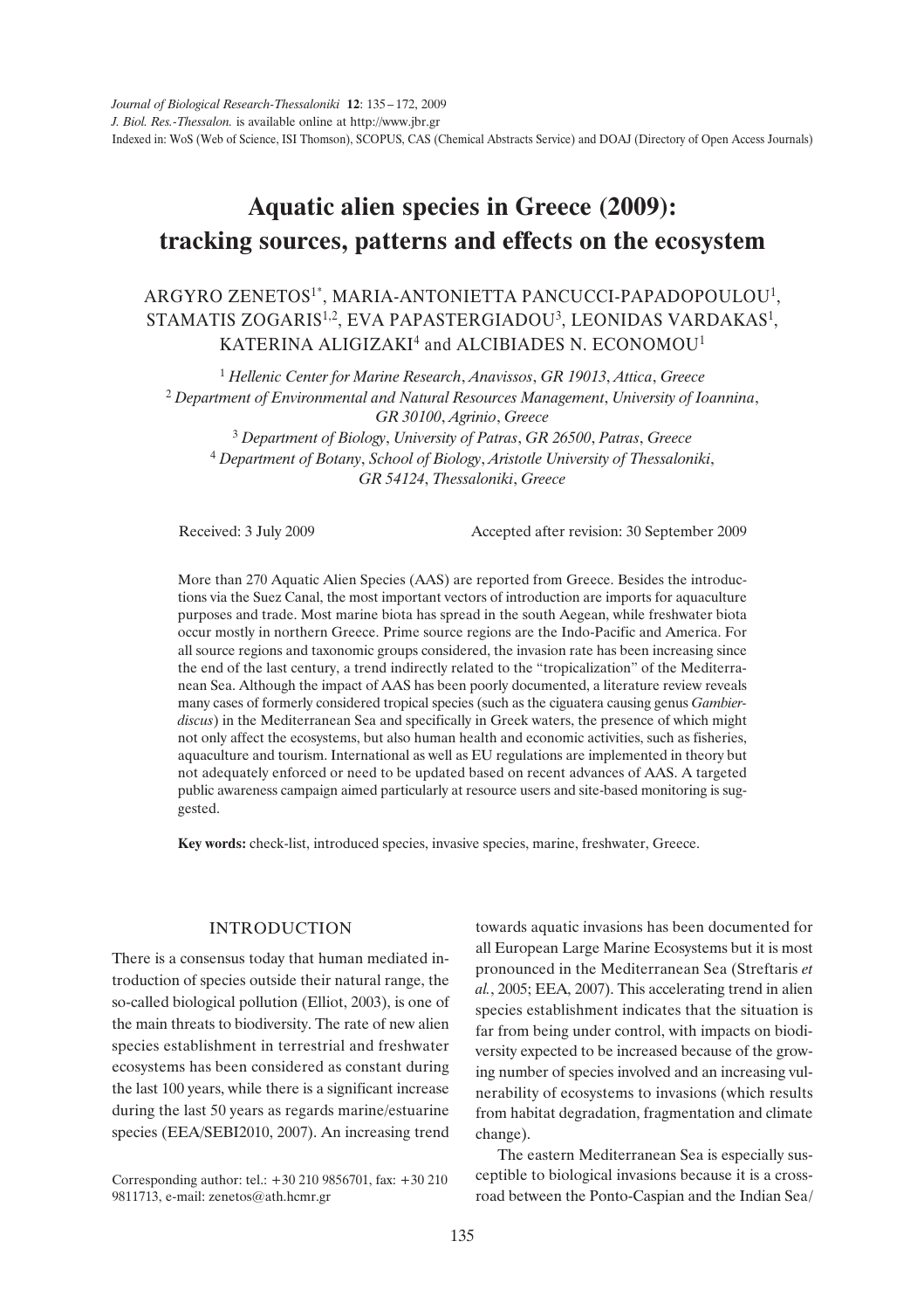# Aquatic alien species in Greece (2009): tracking sources, patterns and effects on the ecosystem

ARGYRO ZENETOS[1*], MARIA-ANTONIETTA PANCUCCI-PAPADOPOULOU[1], STAMATIS ZOGARIS[1,2], EVA PAPASTERGIADOU[3], LEONIDAS VARDAKAS[1], KATERINA ALIGIZAKI[4] and ALCIBIADES N. ECONOMOU[1]

[1] *Hellenic Center for Marine Research, Anavissos, GR 19013, Attica, Greece*
[2] *Department of Environmental and Natural Resources Management, University of Ioannina, GR 30100, Agrinio, Greece*
[3] *Department of Biology, University of Patras, GR 26500, Patras, Greece*
[4] *Department of Botany, School of Biology, Aristotle University of Thessaloniki, GR 54124, Thessaloniki, Greece*

Received: 3 July 2009 Accepted after revision: 30 September 2009

More than 270 Aquatic Alien Species (AAS) are reported from Greece. Besides the introductions via the Suez Canal, the most important vectors of introduction are imports for aquaculture purposes and trade. Most marine biota has spread in the south Aegean, while freshwater biota occur mostly in northern Greece. Prime source regions are the Indo-Pacific and America. For all source regions and taxonomic groups considered, the invasion rate has been increasing since the end of the last century, a trend indirectly related to the "tropicalization" of the Mediterranean Sea. Although the impact of AAS has been poorly documented, a literature review reveals many cases of formerly considered tropical species (such as the ciguatera causing genus *Gambierdiscus*) in the Mediterranean Sea and specifically in Greek waters, the presence of which might not only affect the ecosystems, but also human health and economic activities, such as fisheries, aquaculture and tourism. International as well as EU regulations are implemented in theory but not adequately enforced or need to be updated based on recent advances of AAS. A targeted public awareness campaign aimed particularly at resource users and site-based monitoring is suggested.

**Key words:** check-list, introduced species, invasive species, marine, freshwater, Greece.

## INTRODUCTION

There is a consensus today that human mediated introduction of species outside their natural range, the so-called biological pollution (Elliot, 2003), is one of the main threats to biodiversity. The rate of new alien species establishment in terrestrial and freshwater ecosystems has been considered as constant during the last 100 years, while there is a significant increase during the last 50 years as regards marine/estuarine species (EEA/SEBI2010, 2007). An increasing trend towards aquatic invasions has been documented for all European Large Marine Ecosystems but it is most pronounced in the Mediterranean Sea (Streftaris *et al.*, 2005; EEA, 2007). This accelerating trend in alien species establishment indicates that the situation is far from being under control, with impacts on biodiversity expected to be increased because of the growing number of species involved and an increasing vulnerability of ecosystems to invasions (which results from habitat degradation, fragmentation and climate change).

The eastern Mediterranean Sea is especially susceptible to biological invasions because it is a crossroad between the Ponto-Caspian and the Indian Sea/

Corresponding author: tel.: +30 210 9856701, fax: +30 210 9811713, e-mail: zenetos@ath.hcmr.gr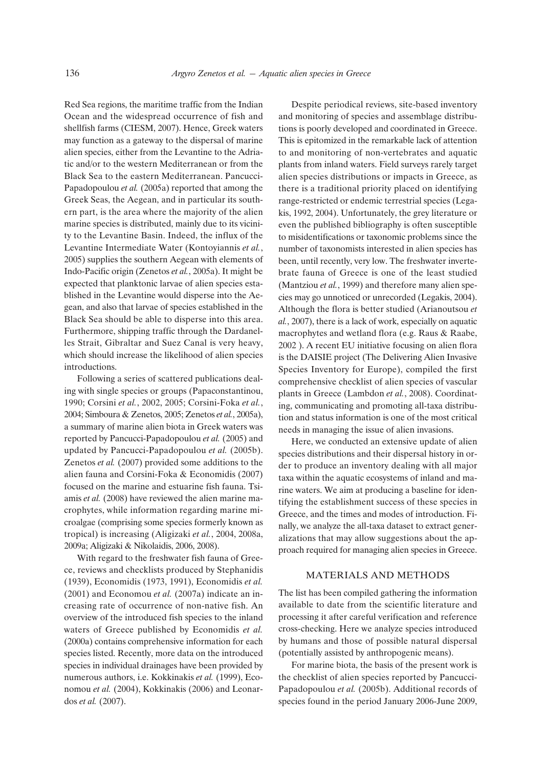Red Sea regions, the maritime traffic from the Indian Ocean and the widespread occurrence of fish and shellfish farms (CIESM, 2007). Hence, Greek waters may function as a gateway to the dispersal of marine alien species, either from the Levantine to the Adriatic and/or to the western Mediterranean or from the Black Sea to the eastern Mediterranean. Pancucci-Papadopoulou *et al.* (2005a) reported that among the Greek Seas, the Aegean, and in particular its southern part, is the area where the majority of the alien marine species is distributed, mainly due to its vicinity to the Levantine Basin. Indeed, the influx of the Levantine Intermediate Water (Kontoyiannis *et al.*, 2005) supplies the southern Aegean with elements of Indo-Pacific origin (Zenetos *et al.*, 2005a). It might be expected that planktonic larvae of alien species established in the Levantine would disperse into the Aegean, and also that larvae of species established in the Black Sea should be able to disperse into this area. Furthermore, shipping traffic through the Dardanelles Strait, Gibraltar and Suez Canal is very heavy, which should increase the likelihood of alien species introductions.

Following a series of scattered publications dealing with single species or groups (Papaconstantinou, 1990; Corsini *et al.*, 2002, 2005; Corsini-Foka *et al.*, 2004; Simboura & Zenetos, 2005; Zenetos *et al.*, 2005a), a summary of marine alien biota in Greek waters was reported by Pancucci-Papadopoulou *et al.* (2005) and updated by Pancucci-Papadopoulou *et al.* (2005b). Zenetos *et al.* (2007) provided some additions to the alien fauna and Corsini-Foka & Economidis (2007) focused on the marine and estuarine fish fauna. Tsiamis *et al.* (2008) have reviewed the alien marine macrophytes, while information regarding marine microalgae (comprising some species formerly known as tropical) is increasing (Aligizaki *et al.*, 2004, 2008a, 2009a; Aligizaki & Nikolaidis, 2006, 2008).

With regard to the freshwater fish fauna of Greece, reviews and checklists produced by Stephanidis (1939), Economidis (1973, 1991), Economidis *et al.* (2001) and Economou *et al.* (2007a) indicate an increasing rate of occurrence of non-native fish. An overview of the introduced fish species to the inland waters of Greece published by Economidis *et al.* (2000a) contains comprehensive information for each species listed. Recently, more data on the introduced species in individual drainages have been provided by numerous authors, i.e. Kokkinakis *et al.* (1999), Economou *et al.* (2004), Kokkinakis (2006) and Leonardos *et al.* (2007).

Despite periodical reviews, site-based inventory and monitoring of species and assemblage distributions is poorly developed and coordinated in Greece. This is epitomized in the remarkable lack of attention to and monitoring of non-vertebrates and aquatic plants from inland waters. Field surveys rarely target alien species distributions or impacts in Greece, as there is a traditional priority placed on identifying range-restricted or endemic terrestrial species (Legakis, 1992, 2004). Unfortunately, the grey literature or even the published bibliography is often susceptible to misidentifications or taxonomic problems since the number of taxonomists interested in alien species has been, until recently, very low. The freshwater invertebrate fauna of Greece is one of the least studied (Mantziou *et al.*, 1999) and therefore many alien species may go unnoticed or unrecorded (Legakis, 2004). Although the flora is better studied (Arianoutsou *et al.*, 2007), there is a lack of work, especially on aquatic macrophytes and wetland flora (e.g. Raus & Raabe, 2002 ). A recent EU initiative focusing on alien flora is the DAISIE project (The Delivering Alien Invasive Species Inventory for Europe), compiled the first comprehensive checklist of alien species of vascular plants in Greece (Lambdon *et al.*, 2008). Coordinating, communicating and promoting all-taxa distribution and status information is one of the most critical needs in managing the issue of alien invasions.

Here, we conducted an extensive update of alien species distributions and their dispersal history in order to produce an inventory dealing with all major taxa within the aquatic ecosystems of inland and marine waters. We aim at producing a baseline for identifying the establishment success of these species in Greece, and the times and modes of introduction. Finally, we analyze the all-taxa dataset to extract generalizations that may allow suggestions about the approach required for managing alien species in Greece.

## MATERIALS AND METHODS

The list has been compiled gathering the information available to date from the scientific literature and processing it after careful verification and reference cross-checking. Here we analyze species introduced by humans and those of possible natural dispersal (potentially assisted by anthropogenic means).

For marine biota, the basis of the present work is the checklist of alien species reported by Pancucci-Papadopoulou *et al.* (2005b). Additional records of species found in the period January 2006-June 2009,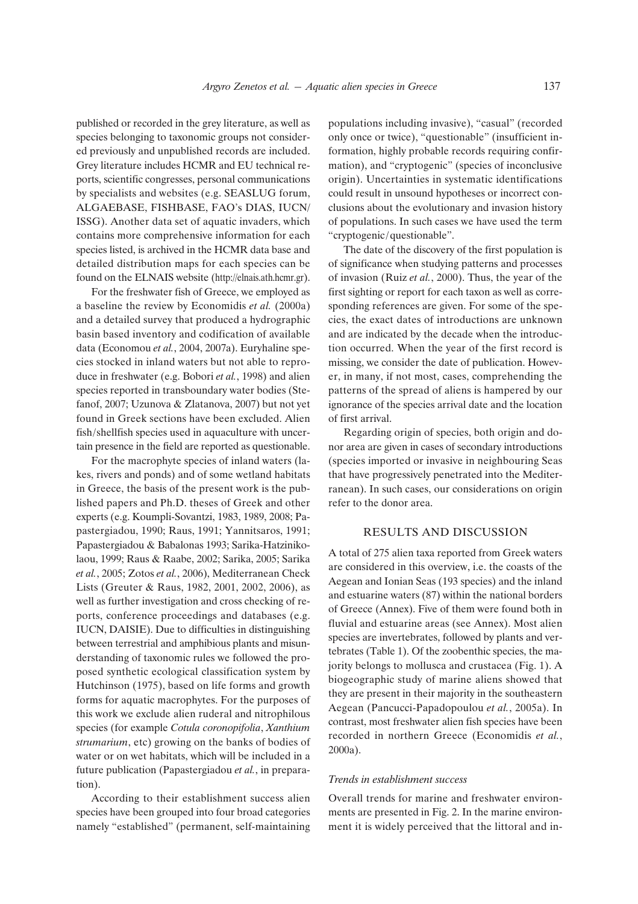published or recorded in the grey literature, as well as species belonging to taxonomic groups not considered previously and unpublished records are included. Grey literature includes HCMR and EU technical reports, scientific congresses, personal communications by specialists and websites (e.g. SEASLUG forum, ALGAEBASE, FISHBASE, FAO's DIAS, IUCN/ISSG). Another data set of aquatic invaders, which contains more comprehensive information for each species listed, is archived in the HCMR data base and detailed distribution maps for each species can be found on the ELNAIS website (http://elnais.ath.hcmr.gr).

For the freshwater fish of Greece, we employed as a baseline the review by Economidis *et al.* (2000a) and a detailed survey that produced a hydrographic basin based inventory and codification of available data (Economou *et al.*, 2004, 2007a). Euryhaline species stocked in inland waters but not able to reproduce in freshwater (e.g. Bobori *et al.*, 1998) and alien species reported in transboundary water bodies (Stefanof, 2007; Uzunova & Zlatanova, 2007) but not yet found in Greek sections have been excluded. Alien fish/shellfish species used in aquaculture with uncertain presence in the field are reported as questionable.

For the macrophyte species of inland waters (lakes, rivers and ponds) and of some wetland habitats in Greece, the basis of the present work is the published papers and Ph.D. theses of Greek and other experts (e.g. Koumpli-Sovantzi, 1983, 1989, 2008; Papastergiadou, 1990; Raus, 1991; Yannitsaros, 1991; Papastergiadou & Babalonas 1993; Sarika-Hatzinikolaou, 1999; Raus & Raabe, 2002; Sarika, 2005; Sarika *et al.*, 2005; Zotos *et al.*, 2006), Mediterranean Check Lists (Greuter & Raus, 1982, 2001, 2002, 2006), as well as further investigation and cross checking of reports, conference proceedings and databases (e.g. IUCN, DAISIE). Due to difficulties in distinguishing between terrestrial and amphibious plants and misunderstanding of taxonomic rules we followed the proposed synthetic ecological classification system by Hutchinson (1975), based on life forms and growth forms for aquatic macrophytes. For the purposes of this work we exclude alien ruderal and nitrophilous species (for example *Cotula coronopifolia*, *Xanthium strumarium*, etc) growing on the banks of bodies of water or on wet habitats, which will be included in a future publication (Papastergiadou *et al.*, in preparation).

According to their establishment success alien species have been grouped into four broad categories namely "established" (permanent, self-maintaining populations including invasive), "casual" (recorded only once or twice), "questionable" (insufficient information, highly probable records requiring confirmation), and "cryptogenic" (species of inconclusive origin). Uncertainties in systematic identifications could result in unsound hypotheses or incorrect conclusions about the evolutionary and invasion history of populations. In such cases we have used the term "cryptogenic/questionable".

The date of the discovery of the first population is of significance when studying patterns and processes of invasion (Ruiz *et al.*, 2000). Thus, the year of the first sighting or report for each taxon as well as corresponding references are given. For some of the species, the exact dates of introductions are unknown and are indicated by the decade when the introduction occurred. When the year of the first record is missing, we consider the date of publication. However, in many, if not most, cases, comprehending the patterns of the spread of aliens is hampered by our ignorance of the species arrival date and the location of first arrival.

Regarding origin of species, both origin and donor area are given in cases of secondary introductions (species imported or invasive in neighbouring Seas that have progressively penetrated into the Mediterranean). In such cases, our considerations on origin refer to the donor area.

## RESULTS AND DISCUSSION

A total of 275 alien taxa reported from Greek waters are considered in this overview, i.e. the coasts of the Aegean and Ionian Seas (193 species) and the inland and estuarine waters (87) within the national borders of Greece (Annex). Five of them were found both in fluvial and estuarine areas (see Annex). Most alien species are invertebrates, followed by plants and vertebrates (Table 1). Of the zoobenthic species, the majority belongs to mollusca and crustacea (Fig. 1). A biogeographic study of marine aliens showed that they are present in their majority in the southeastern Aegean (Pancucci-Papadopoulou *et al.*, 2005a). In contrast, most freshwater alien fish species have been recorded in northern Greece (Economidis *et al.*, 2000a).

### *Trends in establishment success*

Overall trends for marine and freshwater environments are presented in Fig. 2. In the marine environment it is widely perceived that the littoral and in-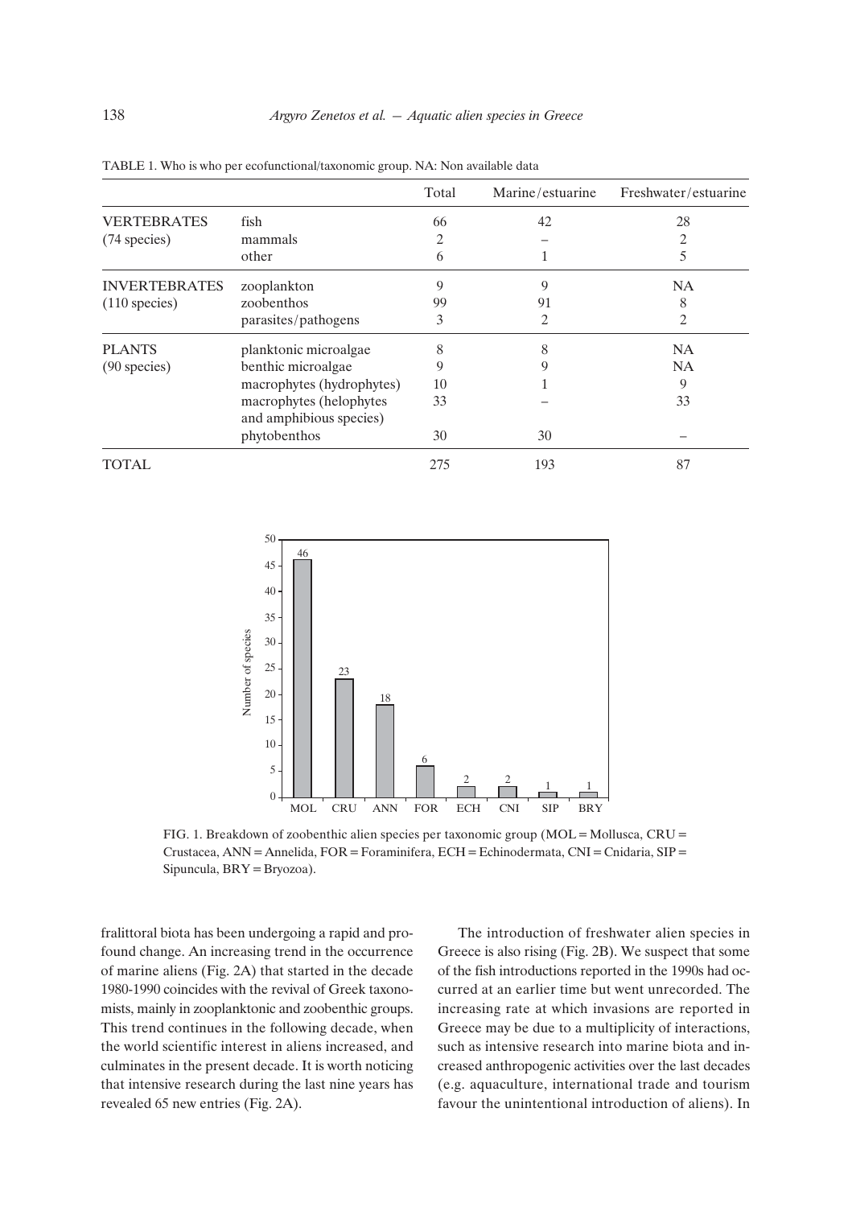TABLE 1. Who is who per ecofunctional/taxonomic group. NA: Non available data

| | | Total | Marine/estuarine | Freshwater/estuarine |
|---|---|---|---|---|
| VERTEBRATES (74 species) | fish | 66 | 42 | 28 |
| | mammals | 2 | – | 2 |
| | other | 6 | 1 | 5 |
| INVERTEBRATES (110 species) | zooplankton | 9 | 9 | NA |
| | zoobenthos | 99 | 91 | 8 |
| | parasites/pathogens | 3 | 2 | 2 |
| PLANTS (90 species) | planktonic microalgae | 8 | 8 | NA |
| | benthic microalgae | 9 | 9 | NA |
| | macrophytes (hydrophytes) | 10 | 1 | 9 |
| | macrophytes (helophytes and amphibious species) | 33 | – | 33 |
| | phytobenthos | 30 | 30 | – |
| TOTAL | | 275 | 193 | 87 |

FIG. 1. Breakdown of zoobenthic alien species per taxonomic group (MOL = Mollusca, CRU = Crustacea, ANN = Annelida, FOR = Foraminifera, ECH = Echinodermata, CNI = Cnidaria, SIP = Sipuncula, BRY = Bryozoa).

fralittoral biota has been undergoing a rapid and profound change. An increasing trend in the occurrence of marine aliens (Fig. 2A) that started in the decade 1980-1990 coincides with the revival of Greek taxonomists, mainly in zooplanktonic and zoobenthic groups. This trend continues in the following decade, when the world scientific interest in aliens increased, and culminates in the present decade. It is worth noticing that intensive research during the last nine years has revealed 65 new entries (Fig. 2A).

The introduction of freshwater alien species in Greece is also rising (Fig. 2B). We suspect that some of the fish introductions reported in the 1990s had occurred at an earlier time but went unrecorded. The increasing rate at which invasions are reported in Greece may be due to a multiplicity of interactions, such as intensive research into marine biota and increased anthropogenic activities over the last decades (e.g. aquaculture, international trade and tourism favour the unintentional introduction of aliens). In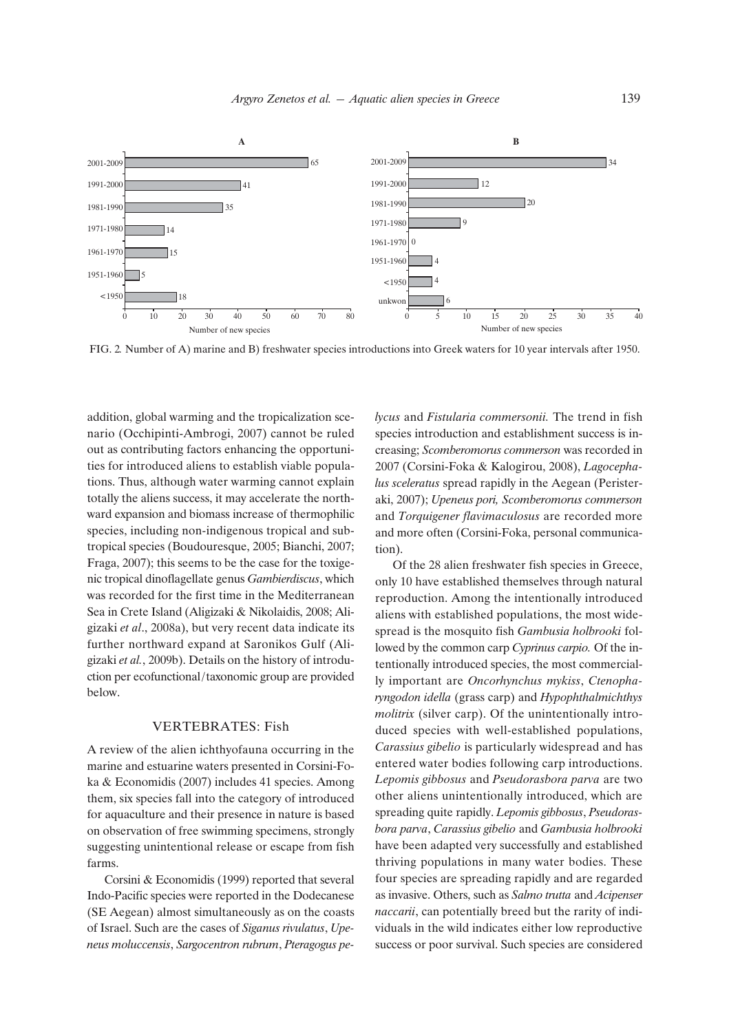FIG. 2. Number of A) marine and B) freshwater species introductions into Greek waters for 10 year intervals after 1950.

addition, global warming and the tropicalization scenario (Occhipinti-Ambrogi, 2007) cannot be ruled out as contributing factors enhancing the opportunities for introduced aliens to establish viable populations. Thus, although water warming cannot explain totally the aliens success, it may accelerate the northward expansion and biomass increase of thermophilic species, including non-indigenous tropical and subtropical species (Boudouresque, 2005; Bianchi, 2007; Fraga, 2007); this seems to be the case for the toxigenic tropical dinoflagellate genus *Gambierdiscus*, which was recorded for the first time in the Mediterranean Sea in Crete Island (Aligizaki & Nikolaidis, 2008; Aligizaki *et al*., 2008a), but very recent data indicate its further northward expand at Saronikos Gulf (Aligizaki *et al.*, 2009b). Details on the history of introduction per ecofunctional/taxonomic group are provided below.

## VERTEBRATES: Fish

A review of the alien ichthyofauna occurring in the marine and estuarine waters presented in Corsini-Foka & Economidis (2007) includes 41 species. Among them, six species fall into the category of introduced for aquaculture and their presence in nature is based on observation of free swimming specimens, strongly suggesting unintentional release or escape from fish farms.

Corsini & Economidis (1999) reported that several Indo-Pacific species were reported in the Dodecanese (SE Aegean) almost simultaneously as on the coasts of Israel. Such are the cases of *Siganus rivulatus*, *Upeneus moluccensis*, *Sargocentron rubrum*, *Pteragogus pelycus* and *Fistularia commersonii.* The trend in fish species introduction and establishment success is increasing; *Scomberomorus commerson* was recorded in 2007 (Corsini-Foka & Kalogirou, 2008), *Lagocephalus sceleratus* spread rapidly in the Aegean (Peristeraki, 2007); *Upeneus pori, Scomberomorus commerson* and *Torquigener flavimaculosus* are recorded more and more often (Corsini-Foka, personal communication).

Of the 28 alien freshwater fish species in Greece, only 10 have established themselves through natural reproduction. Among the intentionally introduced aliens with established populations, the most widespread is the mosquito fish *Gambusia holbrooki* followed by the common carp *Cyprinus carpio.* Of the intentionally introduced species, the most commercially important are *Oncorhynchus mykiss*, *Ctenopharyngodon idella* (grass carp) and *Hypophthalmichthys molitrix* (silver carp). Of the unintentionally introduced species with well-established populations, *Carassius gibelio* is particularly widespread and has entered water bodies following carp introductions. *Lepomis gibbosus* and *Pseudorasbora parva* are two other aliens unintentionally introduced, which are spreading quite rapidly. *Lepomis gibbosus*, *Pseudorasbora parva*, *Carassius gibelio* and *Gambusia holbrooki* have been adapted very successfully and established thriving populations in many water bodies. These four species are spreading rapidly and are regarded as invasive. Others, such as *Salmo trutta* and *Acipenser naccarii*, can potentially breed but the rarity of individuals in the wild indicates either low reproductive success or poor survival. Such species are considered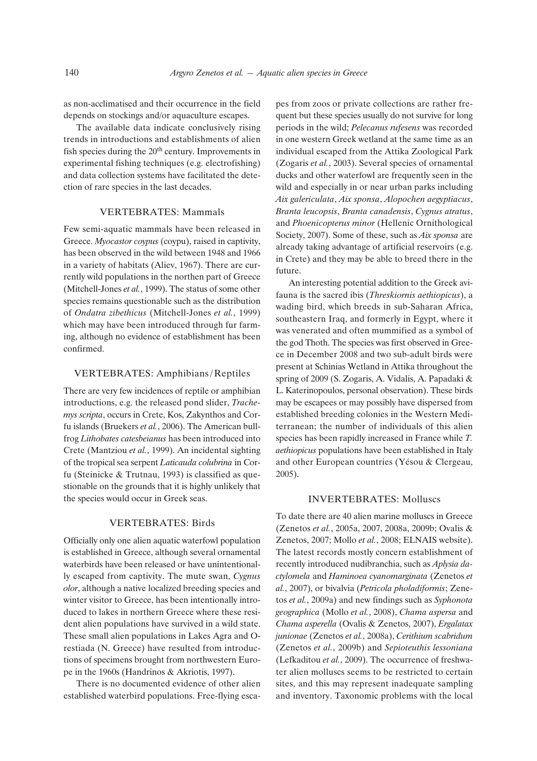as non-acclimatised and their occurrence in the field depends on stockings and/or aquaculture escapes.

The available data indicate conclusively rising trends in introductions and establishments of alien fish species during the 20th century. Improvements in experimental fishing techniques (e.g. electrofishing) and data collection systems have facilitated the detection of rare species in the last decades.

## VERTEBRATES: Mammals

Few semi-aquatic mammals have been released in Greece. *Myocastor coypus* (coypu), raised in captivity, has been observed in the wild between 1948 and 1966 in a variety of habitats (Aliev, 1967). There are currently wild populations in the northen part of Greece (Mitchell-Jones *et al.*, 1999). The status of some other species remains questionable such as the distribution of *Ondatra zibethicus* (Mitchell-Jones *et al.*, 1999) which may have been introduced through fur farming, although no evidence of establishment has been confirmed.

## VERTEBRATES: Amphibians/Reptiles

There are very few incidences of reptile or amphibian introductions, e.g. the released pond slider, *Trachemys scripta*, occurs in Crete, Kos, Zakynthos and Corfu islands (Bruekers *et al.*, 2006). The American bullfrog *Lithobates catesbeianus* has been introduced into Crete (Mantziou *et al.*, 1999). An incidental sighting of the tropical sea serpent *Laticauda colubrina* in Corfu (Steinicke & Trutnau, 1993) is classified as questionable on the grounds that it is highly unlikely that the species would occur in Greek seas.

## VERTEBRATES: Birds

Officially only one alien aquatic waterfowl population is established in Greece, although several ornamental waterbirds have been released or have unintentionally escaped from captivity. The mute swan, *Cygnus olor*, although a native localized breeding species and winter visitor to Greece, has been intentionally introduced to lakes in northern Greece where these resident alien populations have survived in a wild state. These small alien populations in Lakes Agra and Orestiada (N. Greece) have resulted from introductions of specimens brought from northwestern Europe in the 1960s (Handrinos & Akriotis, 1997).

There is no documented evidence of other alien established waterbird populations. Free-flying escapes from zoos or private collections are rather frequent but these species usually do not survive for long periods in the wild; *Pelecanus rufesens* was recorded in one western Greek wetland at the same time as an individual escaped from the Attika Zoological Park (Zogaris *et al.*, 2003). Several species of ornamental ducks and other waterfowl are frequently seen in the wild and especially in or near urban parks including *Aix galericulata*, *Aix sponsa*, *Alopochen aegyptiacus*, *Branta leucopsis*, *Branta canadensis*, *Cygnus atratus*, and *Phoenicopterus minor* (Hellenic Ornithological Society, 2007). Some of these, such as *Aix sponsa* are already taking advantage of artificial reservoirs (e.g. in Crete) and they may be able to breed there in the future.

An interesting potential addition to the Greek avifauna is the sacred ibis (*Threskiornis aethiopicus*), a wading bird, which breeds in sub-Saharan Africa, southeastern Iraq, and formerly in Egypt, where it was venerated and often mummified as a symbol of the god Thoth. The species was first observed in Greece in December 2008 and two sub-adult birds were present at Schinias Wetland in Attika throughout the spring of 2009 (S. Zogaris, A. Vidalis, A. Papadaki & L. Katerinopoulos, personal observation). These birds may be escapees or may possibly have dispersed from established breeding colonies in the Western Mediterranean; the number of individuals of this alien species has been rapidly increased in France while *T. aethiopicus* populations have been established in Italy and other European countries (Yésou & Clergeau, 2005).

## INVERTEBRATES: Molluscs

To date there are 40 alien marine molluscs in Greece (Zenetos *et al.*, 2005a, 2007, 2008a, 2009b; Ovalis & Zenetos, 2007; Mollo *et al.*, 2008; ELNAIS website). The latest records mostly concern establishment of recently introduced nudibranchia, such as *Aplysia dactylomela* and *Haminoea cyanomarginata* (Zenetos *et al.*, 2007), or bivalvia (*Petricola pholadiformis*; Zenetos *et al.*, 2009a) and new findings such as *Syphonota geographica* (Mollo *et al.*, 2008), *Chama aspersa* and *Chama asperella* (Ovalis & Zenetos, 2007), *Ergalatax junionae* (Zenetos *et al.*, 2008a), *Cerithium scabridum* (Zenetos *et al.*, 2009b) and *Sepioteuthis lessoniana* (Lefkaditou *et al.*, 2009). The occurrence of freshwater alien molluscs seems to be restricted to certain sites, and this may represent inadequate sampling and inventory. Taxonomic problems with the local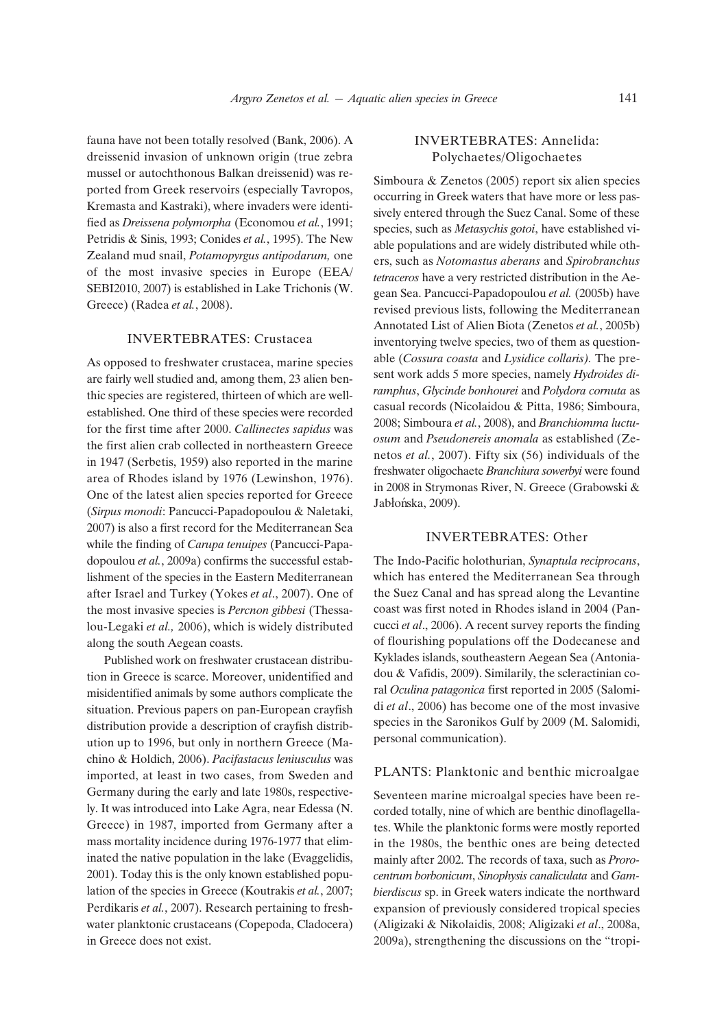fauna have not been totally resolved (Bank, 2006). A dreissenid invasion of unknown origin (true zebra mussel or autochthonous Balkan dreissenid) was reported from Greek reservoirs (especially Tavropos, Kremasta and Kastraki), where invaders were identified as *Dreissena polymorpha* (Economou *et al.*, 1991; Petridis & Sinis, 1993; Conides *et al.*, 1995). The New Zealand mud snail, *Potamopyrgus antipodarum,* one of the most invasive species in Europe (EEA/SEBI2010, 2007) is established in Lake Trichonis (W. Greece) (Radea *et al.*, 2008).

## INVERTEBRATES: Crustacea

As opposed to freshwater crustacea, marine species are fairly well studied and, among them, 23 alien benthic species are registered, thirteen of which are well-established. One third of these species were recorded for the first time after 2000. *Callinectes sapidus* was the first alien crab collected in northeastern Greece in 1947 (Serbetis, 1959) also reported in the marine area of Rhodes island by 1976 (Lewinshon, 1976). One of the latest alien species reported for Greece (*Sirpus monodi*: Pancucci-Papadopoulou & Naletaki, 2007) is also a first record for the Mediterranean Sea while the finding of *Carupa tenuipes* (Pancucci-Papadopoulou *et al.*, 2009a) confirms the successful establishment of the species in the Eastern Mediterranean after Israel and Turkey (Yokes *et al*., 2007). One of the most invasive species is *Percnon gibbesi* (Thessalou-Legaki *et al.,* 2006), which is widely distributed along the south Aegean coasts.

Published work on freshwater crustacean distribution in Greece is scarce. Moreover, unidentified and misidentified animals by some authors complicate the situation. Previous papers on pan-European crayfish distribution provide a description of crayfish distribution up to 1996, but only in northern Greece (Machino & Holdich, 2006). *Pacifastacus leniusculus* was imported, at least in two cases, from Sweden and Germany during the early and late 1980s, respectively. It was introduced into Lake Agra, near Edessa (N. Greece) in 1987, imported from Germany after a mass mortality incidence during 1976-1977 that eliminated the native population in the lake (Evaggelidis, 2001). Today this is the only known established population of the species in Greece (Koutrakis *et al.*, 2007; Perdikaris *et al.*, 2007). Research pertaining to freshwater planktonic crustaceans (Copepoda, Cladocera) in Greece does not exist.

## INVERTEBRATES: Annelida: Polychaetes/Oligochaetes

Simboura & Zenetos (2005) report six alien species occurring in Greek waters that have more or less passively entered through the Suez Canal. Some of these species, such as *Metasychis gotoi*, have established viable populations and are widely distributed while others, such as *Notomastus aberans* and *Spirobranchus tetraceros* have a very restricted distribution in the Aegean Sea. Pancucci-Papadopoulou *et al.* (2005b) have revised previous lists, following the Mediterranean Annotated List of Alien Biota (Zenetos *et al.*, 2005b) inventorying twelve species, two of them as questionable (*Cossura coasta* and *Lysidice collaris).* The present work adds 5 more species, namely *Hydroides diramphus*, *Glycinde bonhourei* and *Polydora cornuta* as casual records (Nicolaidou & Pitta, 1986; Simboura, 2008; Simboura *et al.*, 2008), and *Branchiomma luctuosum* and *Pseudonereis anomala* as established (Zenetos *et al.*, 2007). Fifty six (56) individuals of the freshwater oligochaete *Branchiura sowerbyi* were found in 2008 in Strymonas River, N. Greece (Grabowski & Jabłońska, 2009).

## INVERTEBRATES: Other

The Indo-Pacific holothurian, *Synaptula reciprocans*, which has entered the Mediterranean Sea through the Suez Canal and has spread along the Levantine coast was first noted in Rhodes island in 2004 (Pancucci *et al*., 2006). A recent survey reports the finding of flourishing populations off the Dodecanese and Kyklades islands, southeastern Aegean Sea (Antoniadou & Vafidis, 2009). Similarily, the scleractinian coral *Oculina patagonica* first reported in 2005 (Salomidi *et al*., 2006) has become one of the most invasive species in the Saronikos Gulf by 2009 (M. Salomidi, personal communication).

## PLANTS: Planktonic and benthic microalgae

Seventeen marine microalgal species have been recorded totally, nine of which are benthic dinoflagellates. While the planktonic forms were mostly reported in the 1980s, the benthic ones are being detected mainly after 2002. The records of taxa, such as *Prorocentrum borbonicum*, *Sinophysis canaliculata* and *Gambierdiscus* sp. in Greek waters indicate the northward expansion of previously considered tropical species (Aligizaki & Nikolaidis, 2008; Aligizaki *et al*., 2008a, 2009a), strengthening the discussions on the "tropi-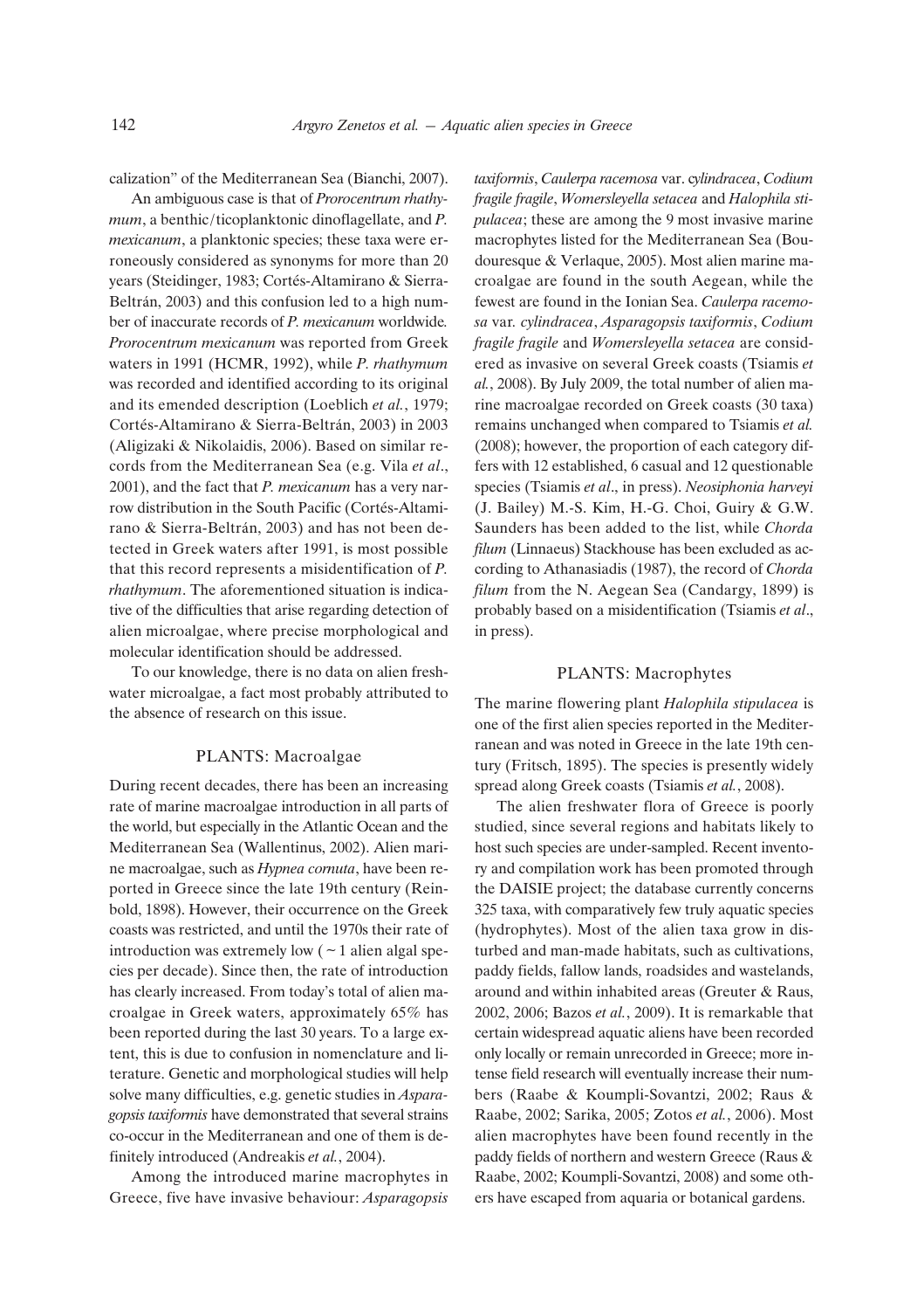calization" of the Mediterranean Sea (Bianchi, 2007).

An ambiguous case is that of *Prorocentrum rhathymum*, a benthic/ticoplanktonic dinoflagellate, and *P. mexicanum*, a planktonic species; these taxa were erroneously considered as synonyms for more than 20 years (Steidinger, 1983; Cortés-Altamirano & Sierra-Beltrán, 2003) and this confusion led to a high number of inaccurate records of *P. mexicanum* worldwide. *Prorocentrum mexicanum* was reported from Greek waters in 1991 (HCMR, 1992), while *P. rhathymum* was recorded and identified according to its original and its emended description (Loeblich *et al.*, 1979; Cortés-Altamirano & Sierra-Beltrán, 2003) in 2003 (Aligizaki & Nikolaidis, 2006). Based on similar records from the Mediterranean Sea (e.g. Vila *et al*., 2001), and the fact that *P. mexicanum* has a very narrow distribution in the South Pacific (Cortés-Altamirano & Sierra-Beltrán, 2003) and has not been detected in Greek waters after 1991, is most possible that this record represents a misidentification of *P. rhathymum*. The aforementioned situation is indicative of the difficulties that arise regarding detection of alien microalgae, where precise morphological and molecular identification should be addressed.

To our knowledge, there is no data on alien freshwater microalgae, a fact most probably attributed to the absence of research on this issue.

## PLANTS: Macroalgae

During recent decades, there has been an increasing rate of marine macroalgae introduction in all parts of the world, but especially in the Atlantic Ocean and the Mediterranean Sea (Wallentinus, 2002). Alien marine macroalgae, such as *Hypnea cornuta*, have been reported in Greece since the late 19th century (Reinbold, 1898). However, their occurrence on the Greek coasts was restricted, and until the 1970s their rate of introduction was extremely low ( ~ 1 alien algal species per decade). Since then, the rate of introduction has clearly increased. From today's total of alien macroalgae in Greek waters, approximately 65% has been reported during the last 30 years. To a large extent, this is due to confusion in nomenclature and literature. Genetic and morphological studies will help solve many difficulties, e.g. genetic studies in *Asparagopsis taxiformis* have demonstrated that several strains co-occur in the Mediterranean and one of them is definitely introduced (Andreakis *et al.*, 2004).

Among the introduced marine macrophytes in Greece, five have invasive behaviour: *Asparagopsis taxiformis*, *Caulerpa racemosa* var. *cylindracea*, *Codium fragile fragile*, *Womersleyella setacea* and *Halophila stipulacea*; these are among the 9 most invasive marine macrophytes listed for the Mediterranean Sea (Boudouresque & Verlaque, 2005). Most alien marine macroalgae are found in the south Aegean, while the fewest are found in the Ionian Sea. *Caulerpa racemosa* var. *cylindracea*, *Asparagopsis taxiformis*, *Codium fragile fragile* and *Womersleyella setacea* are considered as invasive on several Greek coasts (Tsiamis *et al.*, 2008). By July 2009, the total number of alien marine macroalgae recorded on Greek coasts (30 taxa) remains unchanged when compared to Tsiamis *et al.* (2008); however, the proportion of each category differs with 12 established, 6 casual and 12 questionable species (Tsiamis *et al*., in press). *Neosiphonia harveyi* (J. Bailey) M.-S. Kim, H.-G. Choi, Guiry & G.W. Saunders has been added to the list, while *Chorda filum* (Linnaeus) Stackhouse has been excluded as according to Athanasiadis (1987), the record of *Chorda filum* from the N. Aegean Sea (Candargy, 1899) is probably based on a misidentification (Tsiamis *et al*., in press).

## PLANTS: Macrophytes

The marine flowering plant *Halophila stipulacea* is one of the first alien species reported in the Mediterranean and was noted in Greece in the late 19th century (Fritsch, 1895). The species is presently widely spread along Greek coasts (Tsiamis *et al.*, 2008).

The alien freshwater flora of Greece is poorly studied, since several regions and habitats likely to host such species are under-sampled. Recent inventory and compilation work has been promoted through the DAISIE project; the database currently concerns 325 taxa, with comparatively few truly aquatic species (hydrophytes). Most of the alien taxa grow in disturbed and man-made habitats, such as cultivations, paddy fields, fallow lands, roadsides and wastelands, around and within inhabited areas (Greuter & Raus, 2002, 2006; Bazos *et al.*, 2009). It is remarkable that certain widespread aquatic aliens have been recorded only locally or remain unrecorded in Greece; more intense field research will eventually increase their numbers (Raabe & Koumpli-Sovantzi, 2002; Raus & Raabe, 2002; Sarika, 2005; Zotos *et al.*, 2006). Most alien macrophytes have been found recently in the paddy fields of northern and western Greece (Raus & Raabe, 2002; Koumpli-Sovantzi, 2008) and some others have escaped from aquaria or botanical gardens.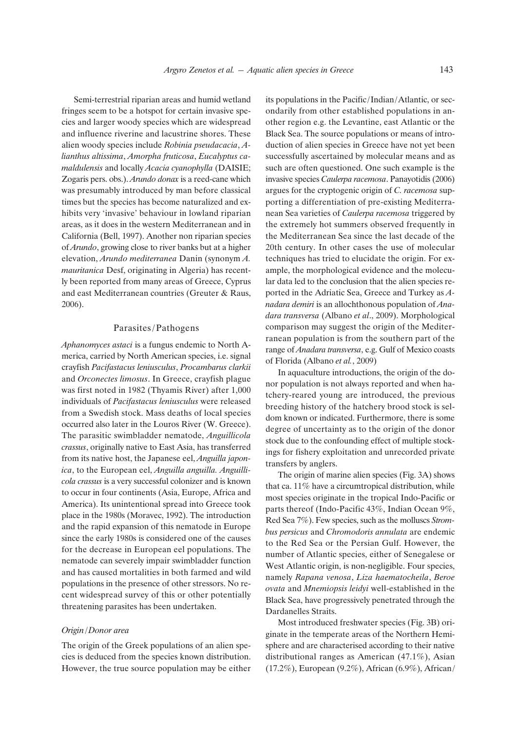Semi-terrestrial riparian areas and humid wetland fringes seem to be a hotspot for certain invasive species and larger woody species which are widespread and influence riverine and lacustrine shores. These alien woody species include *Robinia pseudacacia*, *Ailanthus altissima*, *Amorpha fruticosa*, *Eucalyptus camaldulensis* and locally *Acacia cyanophylla* (DAISIE; Zogaris pers. obs.). *Arundo donax* is a reed-cane which was presumably introduced by man before classical times but the species has become naturalized and exhibits very 'invasive' behaviour in lowland riparian areas, as it does in the western Mediterranean and in California (Bell, 1997). Another non riparian species of *Arundo*, growing close to river banks but at a higher elevation, *Arundo mediterranea* Danin (synonym *A. mauritanica* Desf, originating in Algeria) has recently been reported from many areas of Greece, Cyprus and east Mediterranean countries (Greuter & Raus, 2006).

## Parasites/Pathogens

*Aphanomyces astaci* is a fungus endemic to North America, carried by North American species, i.e. signal crayfish *Pacifastacus leniusculus*, *Procambarus clarkii* and *Orconectes limosus*. In Greece, crayfish plague was first noted in 1982 (Thyamis River) after 1,000 individuals of *Pacifastacus leniusculus* were released from a Swedish stock. Mass deaths of local species occurred also later in the Louros River (W. Greece). The parasitic swimbladder nematode, *Anguillicola crassus*, originally native to East Asia, has transferred from its native host, the Japanese eel, *Anguilla japonica*, to the European eel, *Anguilla anguilla. Anguillicola crassus* is a very successful colonizer and is known to occur in four continents (Asia, Europe, Africa and America). Its unintentional spread into Greece took place in the 1980s (Moravec, 1992). The introduction and the rapid expansion of this nematode in Europe since the early 1980s is considered one of the causes for the decrease in European eel populations. The nematode can severely impair swimbladder function and has caused mortalities in both farmed and wild populations in the presence of other stressors. No recent widespread survey of this or other potentially threatening parasites has been undertaken.

### *Origin/Donor area*

The origin of the Greek populations of an alien species is deduced from the species known distribution. However, the true source population may be either its populations in the Pacific/Indian/Atlantic, or secondarily from other established populations in another region e.g. the Levantine, east Atlantic or the Black Sea. The source populations or means of introduction of alien species in Greece have not yet been successfully ascertained by molecular means and as such are often questioned. One such example is the invasive species *Caulerpa racemosa*. Panayotidis (2006) argues for the cryptogenic origin of *C. racemosa* supporting a differentiation of pre-existing Mediterranean Sea varieties of *Caulerpa racemosa* triggered by the extremely hot summers observed frequently in the Mediterranean Sea since the last decade of the 20th century. In other cases the use of molecular techniques has tried to elucidate the origin. For example, the morphological evidence and the molecular data led to the conclusion that the alien species reported in the Adriatic Sea, Greece and Turkey as *Anadara demiri* is an allochthonous population of *Anadara transversa* (Albano *et al*., 2009). Morphological comparison may suggest the origin of the Mediterranean population is from the southern part of the range of *Anadara transversa*, e.g. Gulf of Mexico coasts of Florida (Albano *et al.*, 2009)

In aquaculture introductions, the origin of the donor population is not always reported and when hatchery-reared young are introduced, the previous breeding history of the hatchery brood stock is seldom known or indicated. Furthermore, there is some degree of uncertainty as to the origin of the donor stock due to the confounding effect of multiple stockings for fishery exploitation and unrecorded private transfers by anglers.

The origin of marine alien species (Fig. 3A) shows that ca. 11% have a circumtropical distribution, while most species originate in the tropical Indo-Pacific or parts thereof (Indo-Pacific 43%, Indian Ocean 9%, Red Sea 7%). Few species, such as the molluscs *Strombus persicus* and *Chromodoris annulata* are endemic to the Red Sea or the Persian Gulf. However, the number of Atlantic species, either of Senegalese or West Atlantic origin, is non-negligible. Four species, namely *Rapana venosa*, *Liza haematocheila*, *Beroe ovata* and *Mnemiopsis leidyi* well-established in the Black Sea, have progressively penetrated through the Dardanelles Straits.

Most introduced freshwater species (Fig. 3B) originate in the temperate areas of the Northern Hemisphere and are characterised according to their native distributional ranges as American (47.1%), Asian (17.2%), European (9.2%), African (6.9%), African/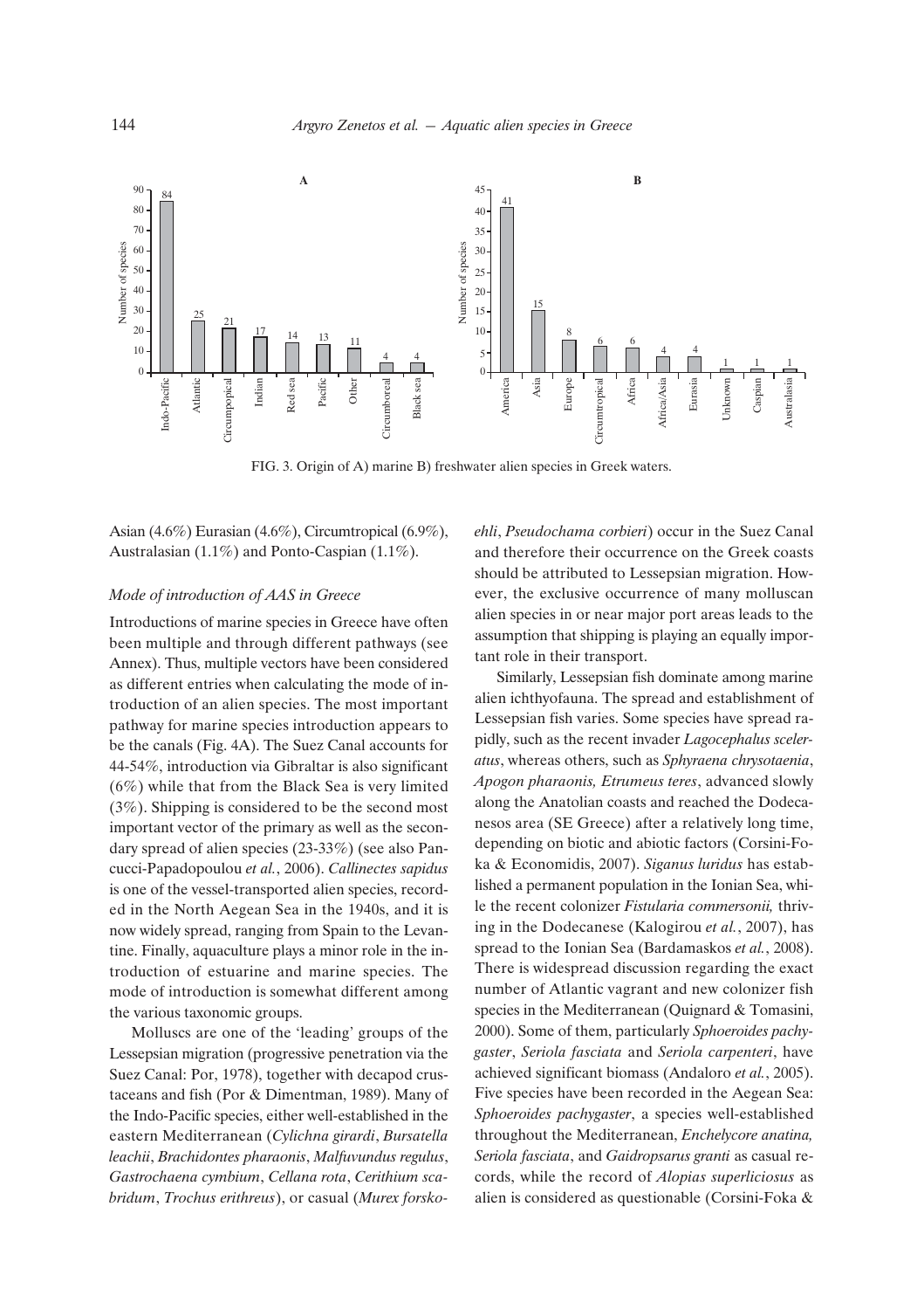FIG. 3. Origin of A) marine B) freshwater alien species in Greek waters.

Asian (4.6%) Eurasian (4.6%), Circumtropical (6.9%), Australasian (1.1%) and Ponto-Caspian (1.1%).

### *Mode of introduction of AAS in Greece*

Introductions of marine species in Greece have often been multiple and through different pathways (see Annex). Thus, multiple vectors have been considered as different entries when calculating the mode of introduction of an alien species. The most important pathway for marine species introduction appears to be the canals (Fig. 4A). The Suez Canal accounts for 44-54%, introduction via Gibraltar is also significant (6%) while that from the Black Sea is very limited (3%). Shipping is considered to be the second most important vector of the primary as well as the secondary spread of alien species (23-33%) (see also Pancucci-Papadopoulou *et al.*, 2006). *Callinectes sapidus* is one of the vessel-transported alien species, recorded in the North Aegean Sea in the 1940s, and it is now widely spread, ranging from Spain to the Levantine. Finally, aquaculture plays a minor role in the introduction of estuarine and marine species. The mode of introduction is somewhat different among the various taxonomic groups.

Molluscs are one of the 'leading' groups of the Lessepsian migration (progressive penetration via the Suez Canal: Por, 1978), together with decapod crustaceans and fish (Por & Dimentman, 1989). Many of the Indo-Pacific species, either well-established in the eastern Mediterranean (*Cylichna girardi*, *Bursatella leachii*, *Brachidontes pharaonis*, *Malfuvundus regulus*, *Gastrochaena cymbium*, *Cellana rota*, *Cerithium scabridum*, *Trochus erithreus*), or casual (*Murex forskoehli*, *Pseudochama corbieri*) occur in the Suez Canal and therefore their occurrence on the Greek coasts should be attributed to Lessepsian migration. However, the exclusive occurrence of many molluscan alien species in or near major port areas leads to the assumption that shipping is playing an equally important role in their transport.

Similarly, Lessepsian fish dominate among marine alien ichthyofauna. The spread and establishment of Lessepsian fish varies. Some species have spread rapidly, such as the recent invader *Lagocephalus sceleratus*, whereas others, such as *Sphyraena chrysotaenia*, *Apogon pharaonis, Etrumeus teres*, advanced slowly along the Anatolian coasts and reached the Dodecanesos area (SE Greece) after a relatively long time, depending on biotic and abiotic factors (Corsini-Foka & Economidis, 2007). *Siganus luridus* has established a permanent population in the Ionian Sea, while the recent colonizer *Fistularia commersonii,* thriving in the Dodecanese (Kalogirou *et al.*, 2007), has spread to the Ionian Sea (Bardamaskos *et al.*, 2008). There is widespread discussion regarding the exact number of Atlantic vagrant and new colonizer fish species in the Mediterranean (Quignard & Tomasini, 2000). Some of them, particularly *Sphoeroides pachygaster*, *Seriola fasciata* and *Seriola carpenteri*, have achieved significant biomass (Andaloro *et al.*, 2005). Five species have been recorded in the Aegean Sea: *Sphoeroides pachygaster*, a species well-established throughout the Mediterranean, *Enchelycore anatina, Seriola fasciata*, and *Gaidropsarus granti* as casual records, while the record of *Alopias superliciosus* as alien is considered as questionable (Corsini-Foka &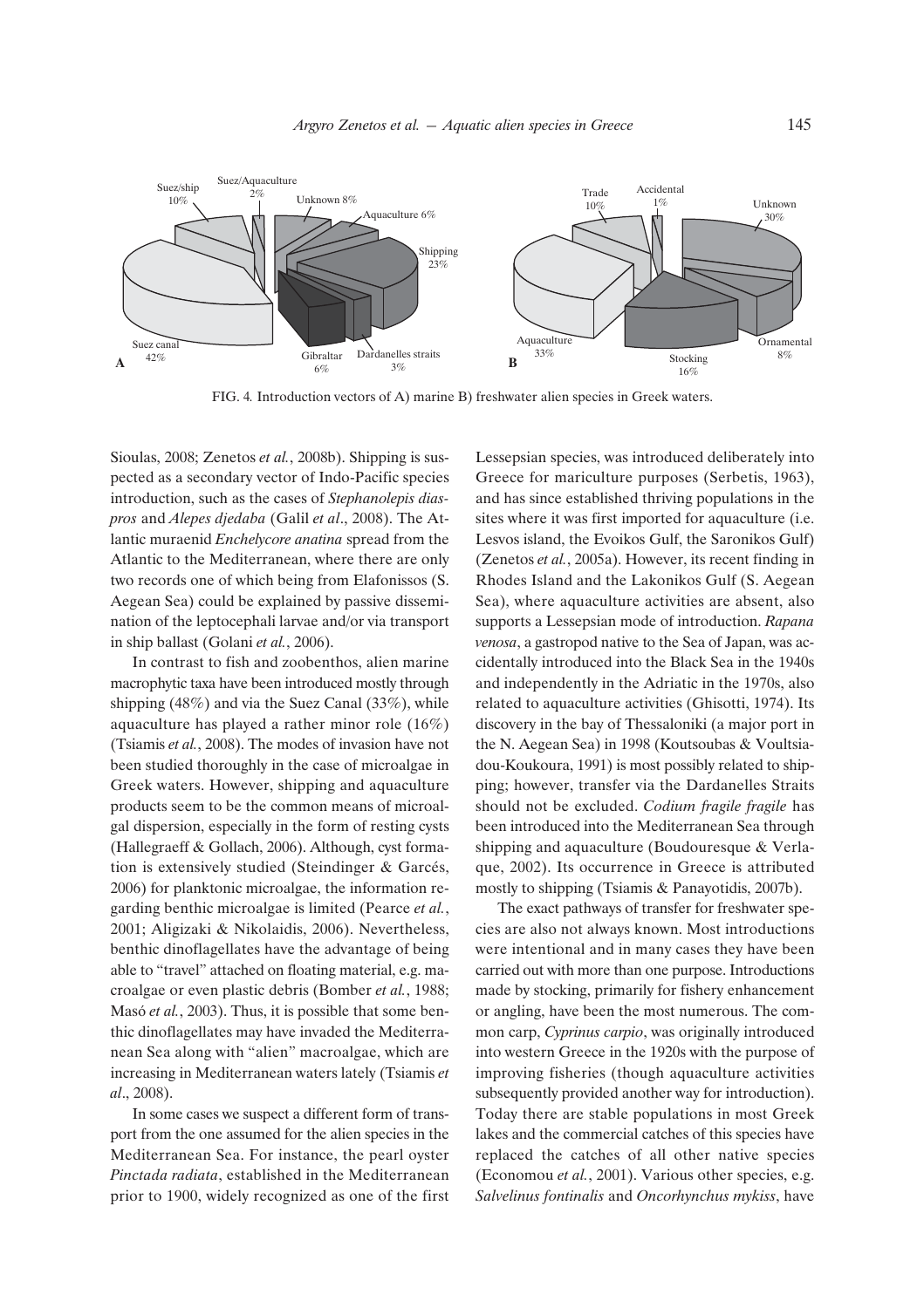FIG. 4. Introduction vectors of A) marine B) freshwater alien species in Greek waters.

Sioulas, 2008; Zenetos *et al.*, 2008b). Shipping is suspected as a secondary vector of Indo-Pacific species introduction, such as the cases of *Stephanolepis diaspros* and *Alepes djedaba* (Galil *et al*., 2008). The Atlantic muraenid *Enchelycore anatina* spread from the Atlantic to the Mediterranean, where there are only two records one of which being from Elafonissos (S. Aegean Sea) could be explained by passive dissemination of the leptocephali larvae and/or via transport in ship ballast (Golani *et al.*, 2006).

In contrast to fish and zoobenthos, alien marine macrophytic taxa have been introduced mostly through shipping (48%) and via the Suez Canal (33%), while aquaculture has played a rather minor role (16%) (Tsiamis *et al.*, 2008). The modes of invasion have not been studied thoroughly in the case of microalgae in Greek waters. However, shipping and aquaculture products seem to be the common means of microalgal dispersion, especially in the form of resting cysts (Hallegraeff & Gollach, 2006). Although, cyst formation is extensively studied (Steindinger & Garcés, 2006) for planktonic microalgae, the information regarding benthic microalgae is limited (Pearce *et al.*, 2001; Aligizaki & Nikolaidis, 2006). Nevertheless, benthic dinoflagellates have the advantage of being able to "travel" attached on floating material, e.g. macroalgae or even plastic debris (Bomber *et al.*, 1988; Masó *et al.*, 2003). Thus, it is possible that some benthic dinoflagellates may have invaded the Mediterranean Sea along with "alien" macroalgae, which are increasing in Mediterranean waters lately (Tsiamis *et al*., 2008).

In some cases we suspect a different form of transport from the one assumed for the alien species in the Mediterranean Sea. For instance, the pearl oyster *Pinctada radiata*, established in the Mediterranean prior to 1900, widely recognized as one of the first Lessepsian species, was introduced deliberately into Greece for mariculture purposes (Serbetis, 1963), and has since established thriving populations in the sites where it was first imported for aquaculture (i.e. Lesvos island, the Evoikos Gulf, the Saronikos Gulf) (Zenetos *et al.*, 2005a). However, its recent finding in Rhodes Island and the Lakonikos Gulf (S. Aegean Sea), where aquaculture activities are absent, also supports a Lessepsian mode of introduction. *Rapana venosa*, a gastropod native to the Sea of Japan, was accidentally introduced into the Black Sea in the 1940s and independently in the Adriatic in the 1970s, also related to aquaculture activities (Ghisotti, 1974). Its discovery in the bay of Thessaloniki (a major port in the N. Aegean Sea) in 1998 (Koutsoubas & Voultsiadou-Koukoura, 1991) is most possibly related to shipping; however, transfer via the Dardanelles Straits should not be excluded. *Codium fragile fragile* has been introduced into the Mediterranean Sea through shipping and aquaculture (Boudouresque & Verlaque, 2002). Its occurrence in Greece is attributed mostly to shipping (Tsiamis & Panayotidis, 2007b).

The exact pathways of transfer for freshwater species are also not always known. Most introductions were intentional and in many cases they have been carried out with more than one purpose. Introductions made by stocking, primarily for fishery enhancement or angling, have been the most numerous. The common carp, *Cyprinus carpio*, was originally introduced into western Greece in the 1920s with the purpose of improving fisheries (though aquaculture activities subsequently provided another way for introduction). Today there are stable populations in most Greek lakes and the commercial catches of this species have replaced the catches of all other native species (Economou *et al.*, 2001). Various other species, e.g. *Salvelinus fontinalis* and *Oncorhynchus mykiss*, have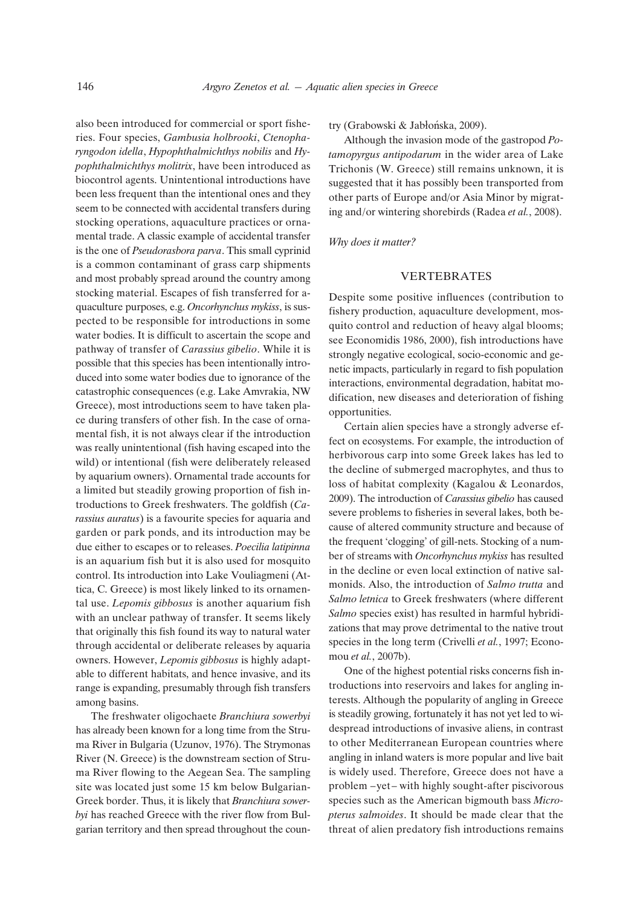also been introduced for commercial or sport fisheries. Four species, *Gambusia holbrooki*, *Ctenopharyngodon idella*, *Hypophthalmichthys nobilis* and *Hypophthalmichthys molitrix*, have been introduced as biocontrol agents. Unintentional introductions have been less frequent than the intentional ones and they seem to be connected with accidental transfers during stocking operations, aquaculture practices or ornamental trade. A classic example of accidental transfer is the one of *Pseudorasbora parva*. This small cyprinid is a common contaminant of grass carp shipments and most probably spread around the country among stocking material. Escapes of fish transferred for aquaculture purposes, e.g. *Oncorhynchus mykiss*, is suspected to be responsible for introductions in some water bodies. It is difficult to ascertain the scope and pathway of transfer of *Carassius gibelio*. While it is possible that this species has been intentionally introduced into some water bodies due to ignorance of the catastrophic consequences (e.g. Lake Amvrakia, NW Greece), most introductions seem to have taken place during transfers of other fish. In the case of ornamental fish, it is not always clear if the introduction was really unintentional (fish having escaped into the wild) or intentional (fish were deliberately released by aquarium owners). Ornamental trade accounts for a limited but steadily growing proportion of fish introductions to Greek freshwaters. The goldfish (*Carassius auratus*) is a favourite species for aquaria and garden or park ponds, and its introduction may be due either to escapes or to releases. *Poecilia latipinna* is an aquarium fish but it is also used for mosquito control. Its introduction into Lake Vouliagmeni (Attica, C. Greece) is most likely linked to its ornamental use. *Lepomis gibbosus* is another aquarium fish with an unclear pathway of transfer. It seems likely that originally this fish found its way to natural water through accidental or deliberate releases by aquaria owners. However, *Lepomis gibbosus* is highly adaptable to different habitats, and hence invasive, and its range is expanding, presumably through fish transfers among basins.

The freshwater oligochaete *Branchiura sowerbyi* has already been known for a long time from the Struma River in Bulgaria (Uzunov, 1976). The Strymonas River (N. Greece) is the downstream section of Struma River flowing to the Aegean Sea. The sampling site was located just some 15 km below Bulgarian-Greek border. Thus, it is likely that *Branchiura sowerbyi* has reached Greece with the river flow from Bulgarian territory and then spread throughout the country (Grabowski & Jabłońska, 2009).

Although the invasion mode of the gastropod *Potamopyrgus antipodarum* in the wider area of Lake Trichonis (W. Greece) still remains unknown, it is suggested that it has possibly been transported from other parts of Europe and/or Asia Minor by migrating and/or wintering shorebirds (Radea *et al.*, 2008).

*Why does it matter?*

## VERTEBRATES

Despite some positive influences (contribution to fishery production, aquaculture development, mosquito control and reduction of heavy algal blooms; see Economidis 1986, 2000), fish introductions have strongly negative ecological, socio-economic and genetic impacts, particularly in regard to fish population interactions, environmental degradation, habitat modification, new diseases and deterioration of fishing opportunities.

Certain alien species have a strongly adverse effect on ecosystems. For example, the introduction of herbivorous carp into some Greek lakes has led to the decline of submerged macrophytes, and thus to loss of habitat complexity (Kagalou & Leonardos, 2009). The introduction of *Carassius gibelio* has caused severe problems to fisheries in several lakes, both because of altered community structure and because of the frequent 'clogging' of gill-nets. Stocking of a number of streams with *Oncorhynchus mykiss* has resulted in the decline or even local extinction of native salmonids. Also, the introduction of *Salmo trutta* and *Salmo letnica* to Greek freshwaters (where different *Salmo* species exist) has resulted in harmful hybridizations that may prove detrimental to the native trout species in the long term (Crivelli *et al.*, 1997; Economou *et al.*, 2007b).

One of the highest potential risks concerns fish introductions into reservoirs and lakes for angling interests. Although the popularity of angling in Greece is steadily growing, fortunately it has not yet led to widespread introductions of invasive aliens, in contrast to other Mediterranean European countries where angling in inland waters is more popular and live bait is widely used. Therefore, Greece does not have a problem –yet– with highly sought-after piscivorous species such as the American bigmouth bass *Micropterus salmoides*. It should be made clear that the threat of alien predatory fish introductions remains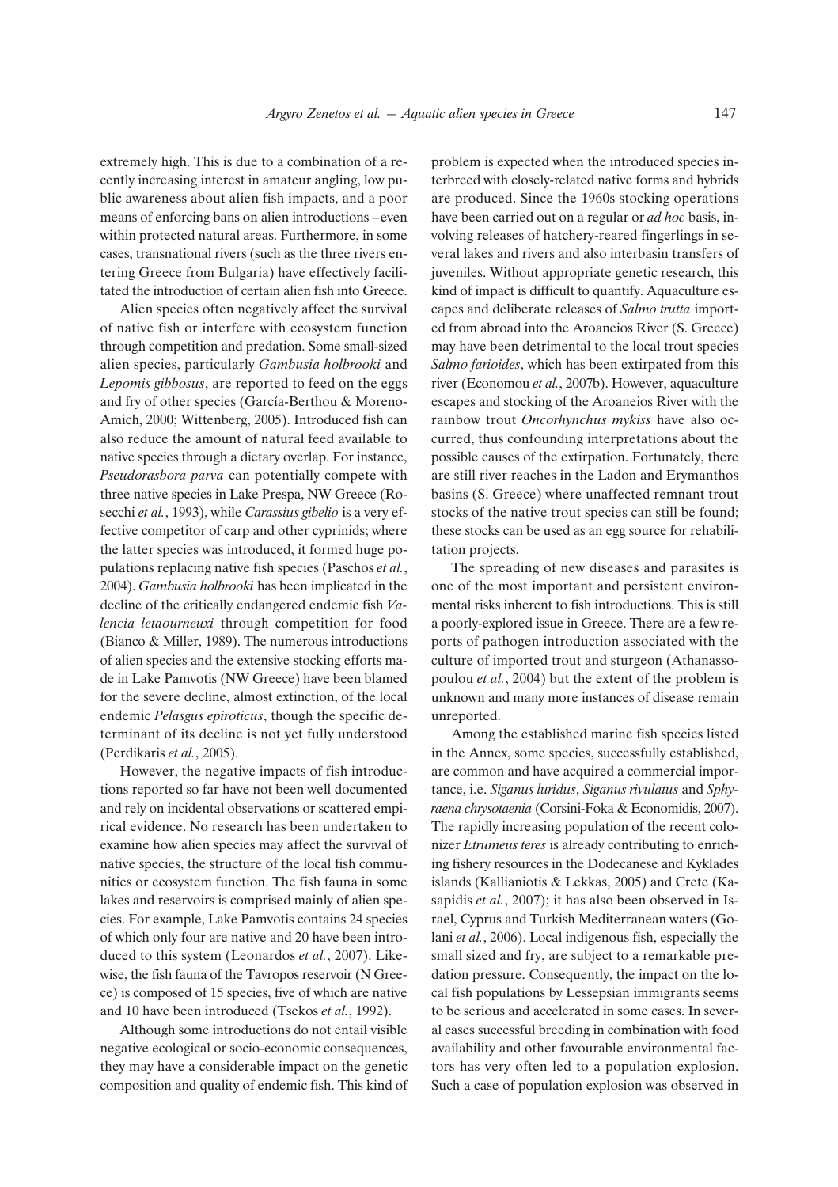extremely high. This is due to a combination of a recently increasing interest in amateur angling, low public awareness about alien fish impacts, and a poor means of enforcing bans on alien introductions – even within protected natural areas. Furthermore, in some cases, transnational rivers (such as the three rivers entering Greece from Bulgaria) have effectively facilitated the introduction of certain alien fish into Greece.

Alien species often negatively affect the survival of native fish or interfere with ecosystem function through competition and predation. Some small-sized alien species, particularly *Gambusia holbrooki* and *Lepomis gibbosus*, are reported to feed on the eggs and fry of other species (García-Berthou & Moreno-Amich, 2000; Wittenberg, 2005). Introduced fish can also reduce the amount of natural feed available to native species through a dietary overlap. For instance, *Pseudorasbora parva* can potentially compete with three native species in Lake Prespa, NW Greece (Rosecchi *et al.*, 1993), while *Carassius gibelio* is a very effective competitor of carp and other cyprinids; where the latter species was introduced, it formed huge populations replacing native fish species (Paschos *et al.*, 2004). *Gambusia holbrooki* has been implicated in the decline of the critically endangered endemic fish *Valencia letaourneuxi* through competition for food (Bianco & Miller, 1989). The numerous introductions of alien species and the extensive stocking efforts made in Lake Pamvotis (NW Greece) have been blamed for the severe decline, almost extinction, of the local endemic *Pelasgus epiroticus*, though the specific determinant of its decline is not yet fully understood (Perdikaris *et al.*, 2005).

However, the negative impacts of fish introductions reported so far have not been well documented and rely on incidental observations or scattered empirical evidence. No research has been undertaken to examine how alien species may affect the survival of native species, the structure of the local fish communities or ecosystem function. The fish fauna in some lakes and reservoirs is comprised mainly of alien species. For example, Lake Pamvotis contains 24 species of which only four are native and 20 have been introduced to this system (Leonardos *et al.*, 2007). Likewise, the fish fauna of the Tavropos reservoir (N Greece) is composed of 15 species, five of which are native and 10 have been introduced (Tsekos *et al.*, 1992).

Although some introductions do not entail visible negative ecological or socio-economic consequences, they may have a considerable impact on the genetic composition and quality of endemic fish. This kind of problem is expected when the introduced species interbreed with closely-related native forms and hybrids are produced. Since the 1960s stocking operations have been carried out on a regular or *ad hoc* basis, involving releases of hatchery-reared fingerlings in several lakes and rivers and also interbasin transfers of juveniles. Without appropriate genetic research, this kind of impact is difficult to quantify. Aquaculture escapes and deliberate releases of *Salmo trutta* imported from abroad into the Aroaneios River (S. Greece) may have been detrimental to the local trout species *Salmo farioides*, which has been extirpated from this river (Economou *et al.*, 2007b). However, aquaculture escapes and stocking of the Aroaneios River with the rainbow trout *Oncorhynchus mykiss* have also occurred, thus confounding interpretations about the possible causes of the extirpation. Fortunately, there are still river reaches in the Ladon and Erymanthos basins (S. Greece) where unaffected remnant trout stocks of the native trout species can still be found; these stocks can be used as an egg source for rehabilitation projects.

The spreading of new diseases and parasites is one of the most important and persistent environmental risks inherent to fish introductions. This is still a poorly-explored issue in Greece. There are a few reports of pathogen introduction associated with the culture of imported trout and sturgeon (Athanassopoulou *et al.*, 2004) but the extent of the problem is unknown and many more instances of disease remain unreported.

Among the established marine fish species listed in the Annex, some species, successfully established, are common and have acquired a commercial importance, i.e. *Siganus luridus*, *Siganus rivulatus* and *Sphyraena chrysotaenia* (Corsini-Foka & Economidis, 2007). The rapidly increasing population of the recent colonizer *Etrumeus teres* is already contributing to enriching fishery resources in the Dodecanese and Kyklades islands (Kallianiotis & Lekkas, 2005) and Crete (Kasapidis *et al.*, 2007); it has also been observed in Israel, Cyprus and Turkish Mediterranean waters (Golani *et al.*, 2006). Local indigenous fish, especially the small sized and fry, are subject to a remarkable predation pressure. Consequently, the impact on the local fish populations by Lessepsian immigrants seems to be serious and accelerated in some cases. In several cases successful breeding in combination with food availability and other favourable environmental factors has very often led to a population explosion. Such a case of population explosion was observed in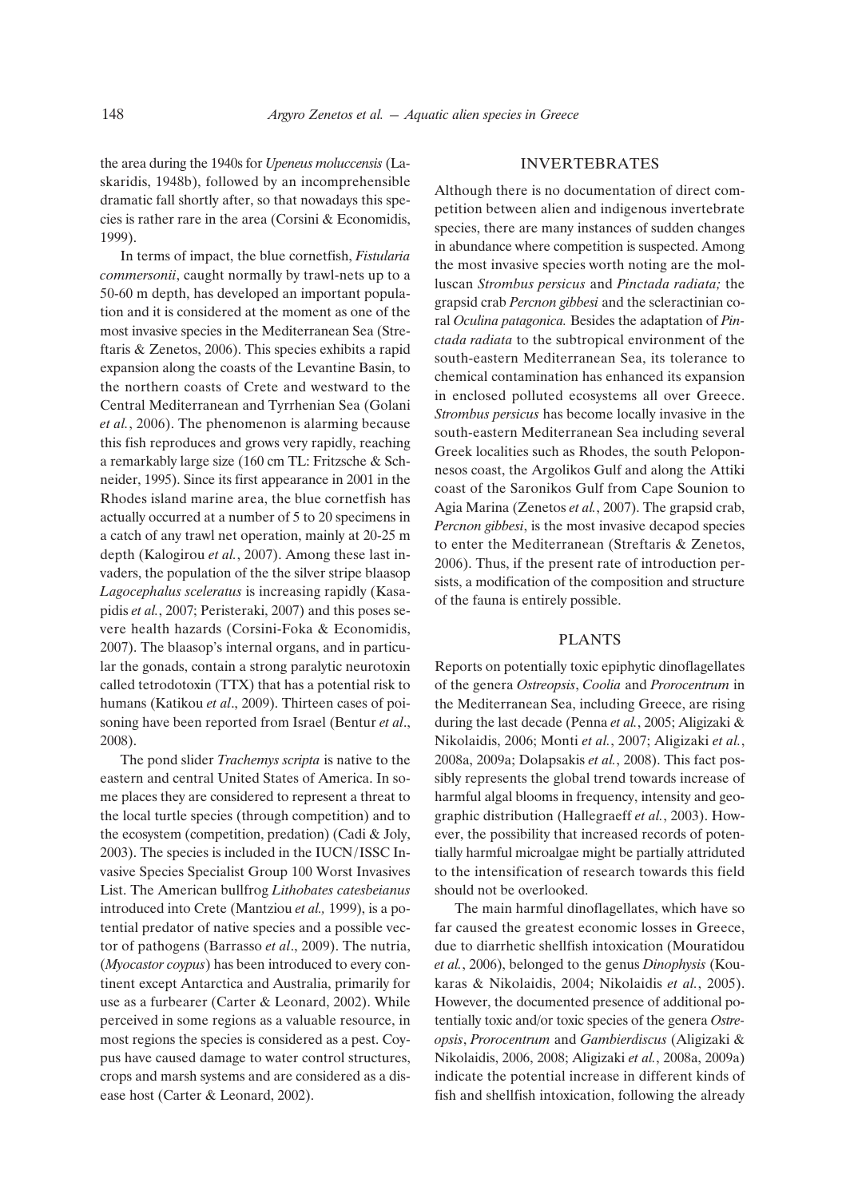the area during the 1940s for *Upeneus moluccensis* (Laskaridis, 1948b), followed by an incomprehensible dramatic fall shortly after, so that nowadays this species is rather rare in the area (Corsini & Economidis, 1999).

In terms of impact, the blue cornetfish, *Fistularia commersonii*, caught normally by trawl-nets up to a 50-60 m depth, has developed an important population and it is considered at the moment as one of the most invasive species in the Mediterranean Sea (Streftaris & Zenetos, 2006). This species exhibits a rapid expansion along the coasts of the Levantine Basin, to the northern coasts of Crete and westward to the Central Mediterranean and Tyrrhenian Sea (Golani *et al.*, 2006). The phenomenon is alarming because this fish reproduces and grows very rapidly, reaching a remarkably large size (160 cm TL: Fritzsche & Schneider, 1995). Since its first appearance in 2001 in the Rhodes island marine area, the blue cornetfish has actually occurred at a number of 5 to 20 specimens in a catch of any trawl net operation, mainly at 20-25 m depth (Kalogirou *et al.*, 2007). Among these last invaders, the population of the the silver stripe blaasop *Lagocephalus sceleratus* is increasing rapidly (Kasapidis *et al.*, 2007; Peristeraki, 2007) and this poses severe health hazards (Corsini-Foka & Economidis, 2007). The blaasop's internal organs, and in particular the gonads, contain a strong paralytic neurotoxin called tetrodotoxin (TTX) that has a potential risk to humans (Katikou *et al*., 2009). Thirteen cases of poisoning have been reported from Israel (Bentur *et al*., 2008).

The pond slider *Trachemys scripta* is native to the eastern and central United States of America. In some places they are considered to represent a threat to the local turtle species (through competition) and to the ecosystem (competition, predation) (Cadi & Joly, 2003). The species is included in the IUCN/ISSC Invasive Species Specialist Group 100 Worst Invasives List. The American bullfrog *Lithobates catesbeianus* introduced into Crete (Mantziou *et al.,* 1999), is a potential predator of native species and a possible vector of pathogens (Barrasso *et al*., 2009). The nutria, (*Myocastor coypus*) has been introduced to every continent except Antarctica and Australia, primarily for use as a furbearer (Carter & Leonard, 2002). While perceived in some regions as a valuable resource, in most regions the species is considered as a pest. Coypus have caused damage to water control structures, crops and marsh systems and are considered as a disease host (Carter & Leonard, 2002).

## INVERTEBRATES

Although there is no documentation of direct competition between alien and indigenous invertebrate species, there are many instances of sudden changes in abundance where competition is suspected. Among the most invasive species worth noting are the molluscan *Strombus persicus* and *Pinctada radiata;* the grapsid crab *Percnon gibbesi* and the scleractinian coral *Oculina patagonica.* Besides the adaptation of *Pinctada radiata* to the subtropical environment of the south-eastern Mediterranean Sea, its tolerance to chemical contamination has enhanced its expansion in enclosed polluted ecosystems all over Greece. *Strombus persicus* has become locally invasive in the south-eastern Mediterranean Sea including several Greek localities such as Rhodes, the south Peloponnesos coast, the Argolikos Gulf and along the Attiki coast of the Saronikos Gulf from Cape Sounion to Agia Marina (Zenetos *et al.*, 2007). The grapsid crab, *Percnon gibbesi*, is the most invasive decapod species to enter the Mediterranean (Streftaris & Zenetos, 2006). Thus, if the present rate of introduction persists, a modification of the composition and structure of the fauna is entirely possible.

## PLANTS

Reports on potentially toxic epiphytic dinoflagellates of the genera *Ostreopsis*, *Coolia* and *Prorocentrum* in the Mediterranean Sea, including Greece, are rising during the last decade (Penna *et al.*, 2005; Aligizaki & Nikolaidis, 2006; Monti *et al.*, 2007; Aligizaki *et al.*, 2008a, 2009a; Dolapsakis *et al.*, 2008). This fact possibly represents the global trend towards increase of harmful algal blooms in frequency, intensity and geographic distribution (Hallegraeff *et al.*, 2003). However, the possibility that increased records of potentially harmful microalgae might be partially attriduted to the intensification of research towards this field should not be overlooked.

The main harmful dinoflagellates, which have so far caused the greatest economic losses in Greece, due to diarrhetic shellfish intoxication (Mouratidou *et al.*, 2006), belonged to the genus *Dinophysis* (Koukaras & Nikolaidis, 2004; Nikolaidis *et al.*, 2005). However, the documented presence of additional potentially toxic and/or toxic species of the genera *Ostreopsis*, *Prorocentrum* and *Gambierdiscus* (Aligizaki & Nikolaidis, 2006, 2008; Aligizaki *et al.*, 2008a, 2009a) indicate the potential increase in different kinds of fish and shellfish intoxication, following the already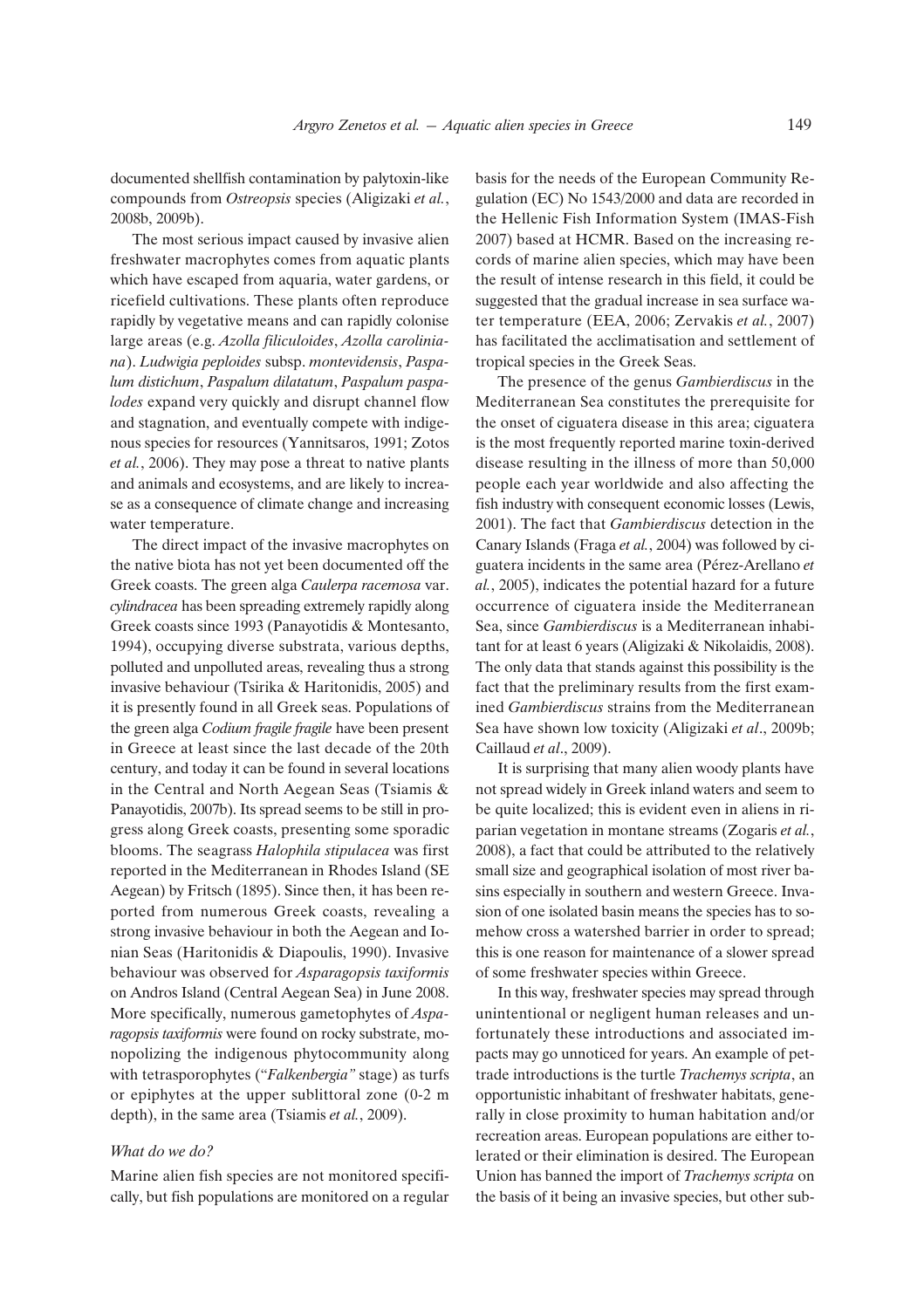documented shellfish contamination by palytoxin-like compounds from *Ostreopsis* species (Aligizaki *et al.*, 2008b, 2009b).

The most serious impact caused by invasive alien freshwater macrophytes comes from aquatic plants which have escaped from aquaria, water gardens, or ricefield cultivations. These plants often reproduce rapidly by vegetative means and can rapidly colonise large areas (e.g. *Azolla filiculoides*, *Azolla caroliniana*). *Ludwigia peploides* subsp. *montevidensis*, *Paspalum distichum*, *Paspalum dilatatum*, *Paspalum paspalodes* expand very quickly and disrupt channel flow and stagnation, and eventually compete with indigenous species for resources (Yannitsaros, 1991; Zotos *et al.*, 2006). They may pose a threat to native plants and animals and ecosystems, and are likely to increase as a consequence of climate change and increasing water temperature.

The direct impact of the invasive macrophytes on the native biota has not yet been documented off the Greek coasts. The green alga *Caulerpa racemosa* var. *cylindracea* has been spreading extremely rapidly along Greek coasts since 1993 (Panayotidis & Montesanto, 1994), occupying diverse substrata, various depths, polluted and unpolluted areas, revealing thus a strong invasive behaviour (Tsirika & Haritonidis, 2005) and it is presently found in all Greek seas. Populations of the green alga *Codium fragile fragile* have been present in Greece at least since the last decade of the 20th century, and today it can be found in several locations in the Central and North Aegean Seas (Tsiamis & Panayotidis, 2007b). Its spread seems to be still in progress along Greek coasts, presenting some sporadic blooms. The seagrass *Halophila stipulacea* was first reported in the Mediterranean in Rhodes Island (SE Aegean) by Fritsch (1895). Since then, it has been reported from numerous Greek coasts, revealing a strong invasive behaviour in both the Aegean and Ionian Seas (Haritonidis & Diapoulis, 1990). Invasive behaviour was observed for *Asparagopsis taxiformis* on Andros Island (Central Aegean Sea) in June 2008. More specifically, numerous gametophytes of *Asparagopsis taxiformis* were found on rocky substrate, monopolizing the indigenous phytocommunity along with tetrasporophytes ("*Falkenbergia"* stage) as turfs or epiphytes at the upper sublittoral zone (0-2 m depth), in the same area (Tsiamis *et al.*, 2009).

### *What do we do?*

Marine alien fish species are not monitored specifically, but fish populations are monitored on a regular basis for the needs of the European Community Regulation (EC) No 1543/2000 and data are recorded in the Hellenic Fish Information System (IMAS-Fish 2007) based at HCMR. Based on the increasing records of marine alien species, which may have been the result of intense research in this field, it could be suggested that the gradual increase in sea surface water temperature (EEA, 2006; Zervakis *et al.*, 2007) has facilitated the acclimatisation and settlement of tropical species in the Greek Seas.

The presence of the genus *Gambierdiscus* in the Mediterranean Sea constitutes the prerequisite for the onset of ciguatera disease in this area; ciguatera is the most frequently reported marine toxin-derived disease resulting in the illness of more than 50,000 people each year worldwide and also affecting the fish industry with consequent economic losses (Lewis, 2001). The fact that *Gambierdiscus* detection in the Canary Islands (Fraga *et al.*, 2004) was followed by ciguatera incidents in the same area (Pérez-Arellano *et al.*, 2005), indicates the potential hazard for a future occurrence of ciguatera inside the Mediterranean Sea, since *Gambierdiscus* is a Mediterranean inhabitant for at least 6 years (Aligizaki & Nikolaidis, 2008). The only data that stands against this possibility is the fact that the preliminary results from the first examined *Gambierdiscus* strains from the Mediterranean Sea have shown low toxicity (Aligizaki *et al*., 2009b; Caillaud *et al*., 2009).

It is surprising that many alien woody plants have not spread widely in Greek inland waters and seem to be quite localized; this is evident even in aliens in riparian vegetation in montane streams (Zogaris *et al.*, 2008), a fact that could be attributed to the relatively small size and geographical isolation of most river basins especially in southern and western Greece. Invasion of one isolated basin means the species has to somehow cross a watershed barrier in order to spread; this is one reason for maintenance of a slower spread of some freshwater species within Greece.

In this way, freshwater species may spread through unintentional or negligent human releases and unfortunately these introductions and associated impacts may go unnoticed for years. An example of pet-trade introductions is the turtle *Trachemys scripta*, an opportunistic inhabitant of freshwater habitats, generally in close proximity to human habitation and/or recreation areas. European populations are either tolerated or their elimination is desired. The European Union has banned the import of *Trachemys scripta* on the basis of it being an invasive species, but other sub-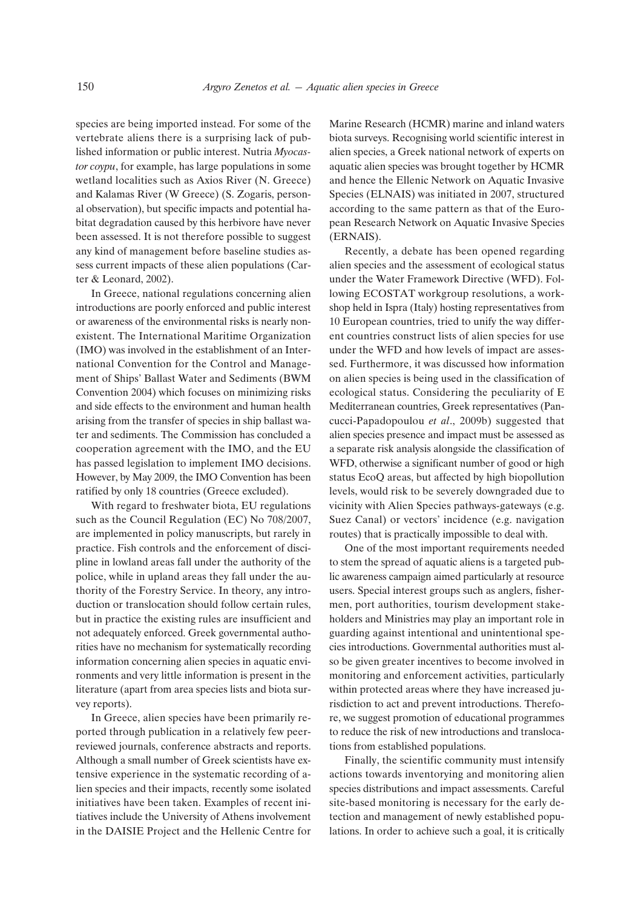species are being imported instead. For some of the vertebrate aliens there is a surprising lack of published information or public interest. Nutria *Myocastor coypu*, for example, has large populations in some wetland localities such as Axios River (N. Greece) and Kalamas River (W Greece) (S. Zogaris, personal observation), but specific impacts and potential habitat degradation caused by this herbivore have never been assessed. It is not therefore possible to suggest any kind of management before baseline studies assess current impacts of these alien populations (Carter & Leonard, 2002).

In Greece, national regulations concerning alien introductions are poorly enforced and public interest or awareness of the environmental risks is nearly nonexistent. The International Maritime Organization (IMO) was involved in the establishment of an International Convention for the Control and Management of Ships' Ballast Water and Sediments (BWM Convention 2004) which focuses on minimizing risks and side effects to the environment and human health arising from the transfer of species in ship ballast water and sediments. The Commission has concluded a cooperation agreement with the IMO, and the EU has passed legislation to implement IMO decisions. However, by May 2009, the IMO Convention has been ratified by only 18 countries (Greece excluded).

With regard to freshwater biota, EU regulations such as the Council Regulation (EC) No 708/2007, are implemented in policy manuscripts, but rarely in practice. Fish controls and the enforcement of discipline in lowland areas fall under the authority of the police, while in upland areas they fall under the authority of the Forestry Service. In theory, any introduction or translocation should follow certain rules, but in practice the existing rules are insufficient and not adequately enforced. Greek governmental authorities have no mechanism for systematically recording information concerning alien species in aquatic environments and very little information is present in the literature (apart from area species lists and biota survey reports).

In Greece, alien species have been primarily reported through publication in a relatively few peer-reviewed journals, conference abstracts and reports. Although a small number of Greek scientists have extensive experience in the systematic recording of alien species and their impacts, recently some isolated initiatives have been taken. Examples of recent initiatives include the University of Athens involvement in the DAISIE Project and the Hellenic Centre for Marine Research (HCMR) marine and inland waters biota surveys. Recognising world scientific interest in alien species, a Greek national network of experts on aquatic alien species was brought together by HCMR and hence the Ellenic Network on Aquatic Invasive Species (ELNAIS) was initiated in 2007, structured according to the same pattern as that of the European Research Network on Aquatic Invasive Species (ERNAIS).

Recently, a debate has been opened regarding alien species and the assessment of ecological status under the Water Framework Directive (WFD). Following ECOSTAT workgroup resolutions, a workshop held in Ispra (Italy) hosting representatives from 10 European countries, tried to unify the way different countries construct lists of alien species for use under the WFD and how levels of impact are assessed. Furthermore, it was discussed how information on alien species is being used in the classification of ecological status. Considering the peculiarity of E Mediterranean countries, Greek representatives (Pancucci-Papadopoulou *et al*., 2009b) suggested that alien species presence and impact must be assessed as a separate risk analysis alongside the classification of WFD, otherwise a significant number of good or high status EcoQ areas, but affected by high biopollution levels, would risk to be severely downgraded due to vicinity with Alien Species pathways-gateways (e.g. Suez Canal) or vectors' incidence (e.g. navigation routes) that is practically impossible to deal with.

One of the most important requirements needed to stem the spread of aquatic aliens is a targeted public awareness campaign aimed particularly at resource users. Special interest groups such as anglers, fishermen, port authorities, tourism development stakeholders and Ministries may play an important role in guarding against intentional and unintentional species introductions. Governmental authorities must also be given greater incentives to become involved in monitoring and enforcement activities, particularly within protected areas where they have increased jurisdiction to act and prevent introductions. Therefore, we suggest promotion of educational programmes to reduce the risk of new introductions and translocations from established populations.

Finally, the scientific community must intensify actions towards inventorying and monitoring alien species distributions and impact assessments. Careful site-based monitoring is necessary for the early detection and management of newly established populations. In order to achieve such a goal, it is critically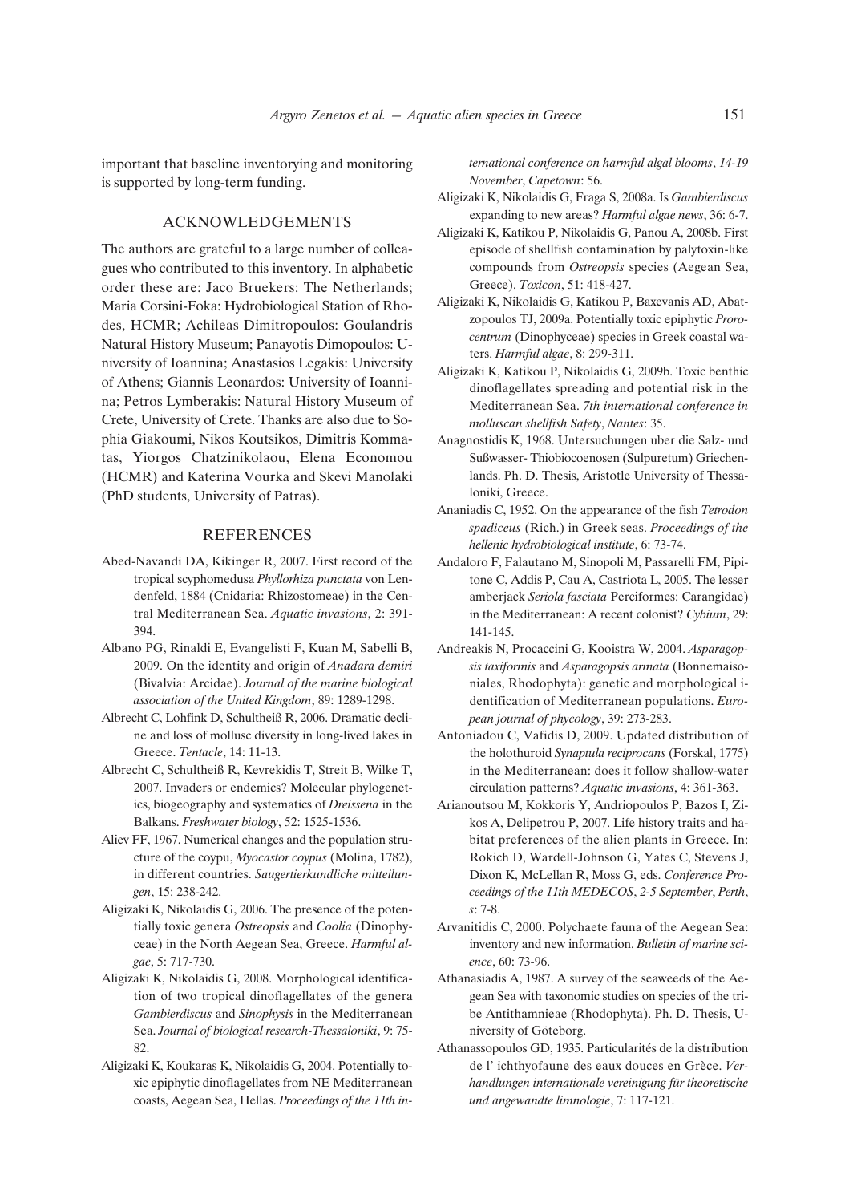important that baseline inventorying and monitoring is supported by long-term funding.

## ACKNOWLEDGEMENTS

The authors are grateful to a large number of colleagues who contributed to this inventory. In alphabetic order these are: Jaco Bruekers: The Netherlands; Maria Corsini-Foka: Hydrobiological Station of Rhodes, HCMR; Achileas Dimitropoulos: Goulandris Natural History Museum; Panayotis Dimopoulos: University of Ioannina; Anastasios Legakis: University of Athens; Giannis Leonardos: University of Ioannina; Petros Lymberakis: Natural History Museum of Crete, University of Crete. Thanks are also due to Sophia Giakoumi, Nikos Koutsikos, Dimitris Kommatas, Yiorgos Chatzinikolaou, Elena Economou (HCMR) and Katerina Vourka and Skevi Manolaki (PhD students, University of Patras).

## REFERENCES

Abed-Navandi DA, Kikinger R, 2007. First record of the tropical scyphomedusa *Phyllorhiza punctata* von Lendenfeld, 1884 (Cnidaria: Rhizostomeae) in the Central Mediterranean Sea. *Aquatic invasions*, 2: 391-394.

Albano PG, Rinaldi E, Evangelisti F, Kuan M, Sabelli B, 2009. On the identity and origin of *Anadara demiri* (Bivalvia: Arcidae). *Journal of the marine biological association of the United Kingdom*, 89: 1289-1298.

Albrecht C, Lohfink D, Schultheiß R, 2006. Dramatic decline and loss of mollusc diversity in long-lived lakes in Greece. *Tentacle*, 14: 11-13.

Albrecht C, Schultheiß R, Kevrekidis T, Streit B, Wilke T, 2007. Invaders or endemics? Molecular phylogenetics, biogeography and systematics of *Dreissena* in the Balkans. *Freshwater biology*, 52: 1525-1536.

Aliev FF, 1967. Numerical changes and the population structure of the coypu, *Myocastor coypus* (Molina, 1782), in different countries. *Saugertierkundliche mitteilungen*, 15: 238-242.

Aligizaki K, Nikolaidis G, 2006. The presence of the potentially toxic genera *Ostreopsis* and *Coolia* (Dinophyceae) in the North Aegean Sea, Greece. *Harmful algae*, 5: 717-730.

Aligizaki K, Nikolaidis G, 2008. Morphological identification of two tropical dinoflagellates of the genera *Gambierdiscus* and *Sinophysis* in the Mediterranean Sea. *Journal of biological research-Thessaloniki*, 9: 75-82.

Aligizaki K, Koukaras K, Nikolaidis G, 2004. Potentially toxic epiphytic dinoflagellates from NE Mediterranean coasts, Aegean Sea, Hellas. *Proceedings of the 11th international conference on harmful algal blooms*, *14-19 November*, *Capetown*: 56.

Aligizaki K, Nikolaidis G, Fraga S, 2008a. Is *Gambierdiscus* expanding to new areas? *Harmful algae news*, 36: 6-7.

Aligizaki K, Katikou P, Nikolaidis G, Panou A, 2008b. First episode of shellfish contamination by palytoxin-like compounds from *Ostreopsis* species (Aegean Sea, Greece). *Toxicon*, 51: 418-427.

Aligizaki K, Nikolaidis G, Katikou P, Baxevanis AD, Abatzopoulos TJ, 2009a. Potentially toxic epiphytic *Prorocentrum* (Dinophyceae) species in Greek coastal waters. *Harmful algae*, 8: 299-311.

Aligizaki K, Katikou P, Nikolaidis G, 2009b. Toxic benthic dinoflagellates spreading and potential risk in the Mediterranean Sea. *7th international conference in molluscan shellfish Safety*, *Nantes*: 35.

Anagnostidis K, 1968. Untersuchungen uber die Salz- und Sußwasser- Thiobiocoenosen (Sulpuretum) Griechenlands. Ph. D. Thesis, Aristotle University of Thessaloniki, Greece.

Ananiadis C, 1952. On the appearance of the fish *Tetrodon spadiceus* (Rich.) in Greek seas. *Proceedings of the hellenic hydrobiological institute*, 6: 73-74.

Andaloro F, Falautano M, Sinopoli M, Passarelli FM, Pipitone C, Addis P, Cau A, Castriota L, 2005. The lesser amberjack *Seriola fasciata* Perciformes: Carangidae) in the Mediterranean: A recent colonist? *Cybium*, 29: 141-145.

Andreakis N, Procaccini G, Kooistra W, 2004. *Asparagopsis taxiformis* and *Asparagopsis armata* (Bonnemaisoniales, Rhodophyta): genetic and morphological identification of Mediterranean populations. *European journal of phycology*, 39: 273-283.

Antoniadou C, Vafidis D, 2009. Updated distribution of the holothuroid *Synaptula reciprocans* (Forskal, 1775) in the Mediterranean: does it follow shallow-water circulation patterns? *Aquatic invasions*, 4: 361-363.

Arianoutsou M, Kokkoris Y, Andriopoulos P, Bazos I, Zikos A, Delipetrou P, 2007. Life history traits and habitat preferences of the alien plants in Greece. In: Rokich D, Wardell-Johnson G, Yates C, Stevens J, Dixon K, McLellan R, Moss G, eds. *Conference Proceedings of the 11th MEDECOS*, *2-5 September*, *Perth*, *s*: 7-8.

Arvanitidis C, 2000. Polychaete fauna of the Aegean Sea: inventory and new information. *Bulletin of marine science*, 60: 73-96.

Athanasiadis A, 1987. A survey of the seaweeds of the Aegean Sea with taxonomic studies on species of the tribe Antithamnieae (Rhodophyta). Ph. D. Thesis, University of Göteborg.

Athanassopoulos GD, 1935. Particularités de la distribution de l' ichthyofaune des eaux douces en Grèce. *Verhandlungen internationale vereinigung für theoretische und angewandte limnologie*, 7: 117-121.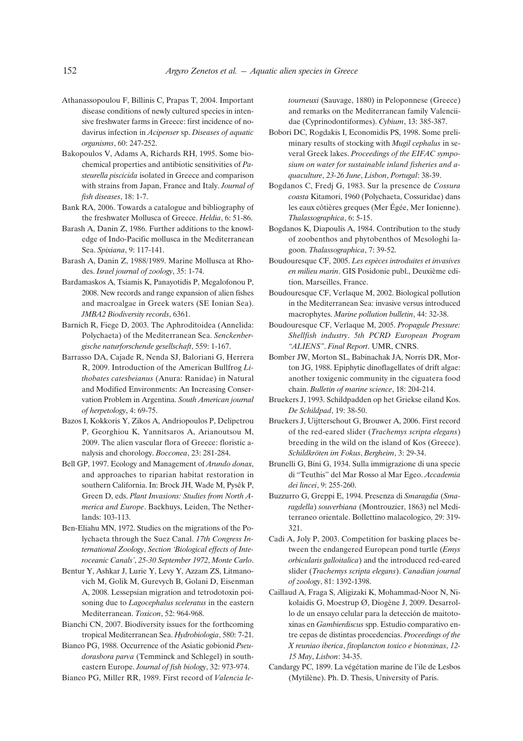Athanassopoulou F, Billinis C, Prapas T, 2004. Important disease conditions of newly cultured species in intensive freshwater farms in Greece: first incidence of nodavirus infection in *Acipenser* sp. *Diseases of aquatic organisms*, 60: 247-252.

Bakopoulos V, Adams A, Richards RH, 1995. Some biochemical properties and antibiotic sensitivities of *Pasteurella piscicida* isolated in Greece and comparison with strains from Japan, France and Italy. *Journal of fish diseases*, 18: 1-7.

Bank RA, 2006. Towards a catalogue and bibliography of the freshwater Mollusca of Greece. *Heldia*, 6: 51-86.

Barash A, Danin Z, 1986. Further additions to the knowledge of Indo-Pacific mollusca in the Mediterranean Sea. *Spixiana*, 9: 117-141.

Barash A, Danin Z, 1988/1989. Marine Mollusca at Rhodes. *Israel journal of zoology*, 35: 1-74.

Bardamaskos A, Tsiamis K, Panayotidis P, Megalofonou P, 2008. New records and range expansion of alien fishes and macroalgae in Greek waters (SE Ionian Sea). *JMBA2 Biodiversity records*, 6361.

Barnich R, Fiege D, 2003. The Aphroditoidea (Annelida: Polychaeta) of the Mediterranean Sea. *Senckenbergische naturforschende gesellschaft*, 559: 1-167.

Barrasso DA, Cajade R, Nenda SJ, Baloriani G, Herrera R, 2009. Introduction of the American Bullfrog *Lithobates catesbeianus* (Anura: Ranidae) in Natural and Modified Environments: An Increasing Conservation Problem in Argentina. *South American journal of herpetology*, 4: 69-75.

Bazos I, Kokkoris Y, Zikos A, Andriopoulos P, Delipetrou P, Georghiou K, Yannitsaros A, Arianoutsou M, 2009. The alien vascular flora of Greece: floristic analysis and chorology. *Bocconea*, 23: 281-284.

Bell GP, 1997. Ecology and Management of *Arundo donax*, and approaches to riparian habitat restoration in southern California. In: Brock JH, Wade M, Pysêk P, Green D, eds. *Plant Invasions: Studies from North America and Europe*. Backhuys, Leiden, The Netherlands: 103-113.

Ben-Eliahu MN, 1972. Studies on the migrations of the Polychaeta through the Suez Canal. *17th Congress International Zoology*, *Section 'Biological effects of Interoceanic Canals'*, *25-30 September 1972*, *Monte Carlo*.

Bentur Y, Ashkar J, Lurie Y, Levy Y, Azzam ZS, Litmanovich M, Golik M, Gurevych B, Golani D, Eisenman A, 2008. Lessepsian migration and tetrodotoxin poisoning due to *Lagocephalus sceleratus* in the eastern Mediterranean. *Toxicon*, 52: 964-968.

Bianchi CN, 2007. Biodiversity issues for the forthcoming tropical Mediterranean Sea. *Hydrobiologia*, 580: 7-21.

Bianco PG, 1988. Occurrence of the Asiatic gobionid *Pseudorasbora parva* (Temminck and Schlegel) in southeastern Europe. *Journal of fish biology*, 32: 973-974.

Bianco PG, Miller RR, 1989. First record of *Valencia letourneuxi* (Sauvage, 1880) in Peloponnese (Greece) and remarks on the Mediterranean family Valenciidae (Cyprinodontiformes). *Cybium*, 13: 385-387.

Bobori DC, Rogdakis I, Economidis PS, 1998. Some preliminary results of stocking with *Mugil cephalus* in several Greek lakes. *Proceedings of the EIFAC symposium on water for sustainable inland fisheries and aquaculture*, *23-26 June*, *Lisbon*, *Portugal*: 38-39.

Bogdanos C, Fredj G, 1983. Sur la presence de *Cossura coasta* Kitamori, 1960 (Polychaeta, Cossuridae) dans les eaux côtières greques (Mer Égée, Mer Ionienne). *Thalassographica*, 6: 5-15.

Bogdanos K, Diapoulis A, 1984. Contribution to the study of zoobenthos and phytobenthos of Mesologhi lagoon. *Thalassographica*, 7: 39-52.

Boudouresque CF, 2005. *Les espèces introduites et invasives en milieu marin*. GIS Posidonie publ., Deuxième edition, Marseilles, France.

Boudouresque CF, Verlaque M, 2002. Biological pollution in the Mediterranean Sea: invasive versus introduced macrophytes. *Marine pollution bulletin*, 44: 32-38.

Boudouresque CF, Verlaque M, 2005. *Propagule Pressure: Shellfish industry*. *5th PCRD European Program "ALIENS"*. *Final Report*. UMR, CNRS.

Bomber JW, Morton SL, Babinachak JA, Norris DR, Morton JG, 1988. Epiphytic dinoflagellates of drift algae: another toxigenic community in the ciguatera food chain. *Bulletin of marine science*, 18: 204-214.

Bruekers J, 1993. Schildpadden op het Griekse eiland Kos. *De Schildpad*, 19: 38-50.

Bruekers J, Uijtterschout G, Brouwer A, 2006. First record of the red-eared slider (*Trachemys scripta elegans*) breeding in the wild on the island of Kos (Greece). *Schildkröten im Fokus*, *Bergheim*, 3: 29-34.

Brunelli G, Bini G, 1934. Sulla immigrazione di una specie di "Teuthis" del Mar Rosso al Mar Egeo. *Accademia dei lincei*, 9: 255-260.

Buzzurro G, Greppi E, 1994. Presenza di *Smaragdia* (*Smaragdella*) *souverbiana* (Montrouzier, 1863) nel Mediterraneo orientale. Bollettino malacologico, 29: 319-321.

Cadi A, Joly P, 2003. Competition for basking places between the endangered European pond turtle (*Emys orbicularis galloitalica*) and the introduced red-eared slider (*Trachemys scripta elegans*). *Canadian journal of zoology*, 81: 1392-1398.

Caillaud A, Fraga S, Aligizaki K, Mohammad-Noor N, Nikolaidis G, Moestrup Ø, Diogène J, 2009. Desarrollo de un ensayo celular para la detección de maitotoxinas en *Gambierdiscus* spp. Estudio comparativo entre cepas de distintas procedencias. *Proceedings of the X reuniao iberica*, *fitoplancton toxico e biotoxinas*, *12-15 May*, *Lisbon*: 34-35.

Candargy PC, 1899. La végétation marine de l'ile de Lesbos (Mytilène). Ph. D. Thesis, University of Paris.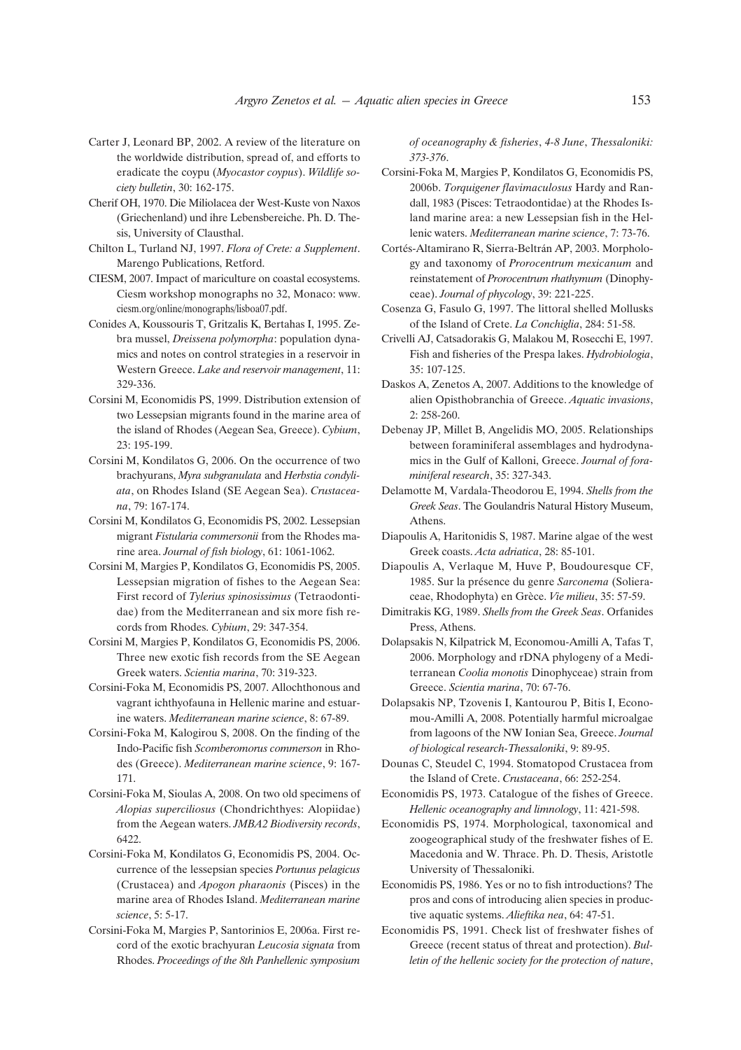Carter J, Leonard BP, 2002. A review of the literature on the worldwide distribution, spread of, and efforts to eradicate the coypu (*Myocastor coypus*). *Wildlife society bulletin*, 30: 162-175.

Cherif OH, 1970. Die Miliolacea der West-Kuste von Naxos (Griechenland) und ihre Lebensbereiche. Ph. D. Thesis, University of Clausthal.

Chilton L, Turland NJ, 1997. *Flora of Crete: a Supplement*. Marengo Publications, Retford.

CIESM, 2007. Impact of mariculture on coastal ecosystems. Ciesm workshop monographs no 32, Monaco: www.ciesm.org/online/monographs/lisboa07.pdf.

Conides A, Koussouris T, Gritzalis K, Bertahas I, 1995. Zebra mussel, *Dreissena polymorpha*: population dynamics and notes on control strategies in a reservoir in Western Greece. *Lake and reservoir management*, 11: 329-336.

Corsini M, Economidis PS, 1999. Distribution extension of two Lessepsian migrants found in the marine area of the island of Rhodes (Aegean Sea, Greece). *Cybium*, 23: 195-199.

Corsini M, Kondilatos G, 2006. On the occurrence of two brachyurans, *Myra subgranulata* and *Herbstia condyliata*, on Rhodes Island (SE Aegean Sea). *Crustaceana*, 79: 167-174.

Corsini M, Kondilatos G, Economidis PS, 2002. Lessepsian migrant *Fistularia commersonii* from the Rhodes marine area. *Journal of fish biology*, 61: 1061-1062.

Corsini M, Margies P, Kondilatos G, Economidis PS, 2005. Lessepsian migration of fishes to the Aegean Sea: First record of *Tylerius spinosissimus* (Tetraodontidae) from the Mediterranean and six more fish records from Rhodes. *Cybium*, 29: 347-354.

Corsini M, Margies P, Kondilatos G, Economidis PS, 2006. Three new exotic fish records from the SE Aegean Greek waters. *Scientia marina*, 70: 319-323.

Corsini-Foka M, Economidis PS, 2007. Allochthonous and vagrant ichthyofauna in Hellenic marine and estuarine waters. *Mediterranean marine science*, 8: 67-89.

Corsini-Foka M, Kalogirou S, 2008. On the finding of the Indo-Pacific fish *Scomberomorus commerson* in Rhodes (Greece). *Mediterranean marine science*, 9: 167-171.

Corsini-Foka M, Sioulas A, 2008. On two old specimens of *Alopias superciliosus* (Chondrichthyes: Alopiidae) from the Aegean waters. *JMBA2 Biodiversity records*, 6422.

Corsini-Foka M, Kondilatos G, Economidis PS, 2004. Occurrence of the lessepsian species *Portunus pelagicus* (Crustacea) and *Apogon pharaonis* (Pisces) in the marine area of Rhodes Island. *Mediterranean marine science*, 5: 5-17.

Corsini-Foka M, Margies P, Santorinios E, 2006a. First record of the exotic brachyuran *Leucosia signata* from Rhodes. *Proceedings of the 8th Panhellenic symposium of oceanography & fisheries*, *4-8 June*, *Thessaloniki: 373-376*.

Corsini-Foka M, Margies P, Kondilatos G, Economidis PS, 2006b. *Torquigener flavimaculosus* Hardy and Randall, 1983 (Pisces: Tetraodontidae) at the Rhodes Island marine area: a new Lessepsian fish in the Hellenic waters. *Mediterranean marine science*, 7: 73-76.

Cortés-Altamirano R, Sierra-Beltrán AP, 2003. Morphology and taxonomy of *Prorocentrum mexicanum* and reinstatement of *Prorocentrum rhathymum* (Dinophyceae). *Journal of phycology*, 39: 221-225.

Cosenza G, Fasulo G, 1997. The littoral shelled Mollusks of the Island of Crete. *La Conchiglia*, 284: 51-58.

Crivelli AJ, Catsadorakis G, Malakou M, Rosecchi E, 1997. Fish and fisheries of the Prespa lakes. *Hydrobiologia*, 35: 107-125.

Daskos A, Zenetos A, 2007. Additions to the knowledge of alien Opisthobranchia of Greece. *Aquatic invasions*, 2: 258-260.

Debenay JP, Millet B, Angelidis MO, 2005. Relationships between foraminiferal assemblages and hydrodynamics in the Gulf of Kalloni, Greece. *Journal of foraminiferal research*, 35: 327-343.

Delamotte M, Vardala-Theodorou E, 1994. *Shells from the Greek Seas*. The Goulandris Natural History Museum, Athens.

Diapoulis A, Haritonidis S, 1987. Marine algae of the west Greek coasts. *Acta adriatica*, 28: 85-101.

Diapoulis A, Verlaque M, Huve P, Boudouresque CF, 1985. Sur la présence du genre *Sarconema* (Solieraceae, Rhodophyta) en Grèce. *Vie milieu*, 35: 57-59.

Dimitrakis KG, 1989. *Shells from the Greek Seas*. Orfanides Press, Athens.

Dolapsakis N, Kilpatrick M, Economou-Amilli A, Tafas T, 2006. Morphology and rDNA phylogeny of a Mediterranean *Coolia monotis* Dinophyceae) strain from Greece. *Scientia marina*, 70: 67-76.

Dolapsakis NP, Tzovenis I, Kantourou P, Bitis I, Economou-Amilli A, 2008. Potentially harmful microalgae from lagoons of the NW Ionian Sea, Greece. *Journal of biological research-Thessaloniki*, 9: 89-95.

Dounas C, Steudel C, 1994. Stomatopod Crustacea from the Island of Crete. *Crustaceana*, 66: 252-254.

Economidis PS, 1973. Catalogue of the fishes of Greece. *Hellenic oceanography and limnology*, 11: 421-598.

Economidis PS, 1974. Morphological, taxonomical and zoogeographical study of the freshwater fishes of E. Macedonia and W. Thrace. Ph. D. Thesis, Aristotle University of Thessaloniki.

Economidis PS, 1986. Yes or no to fish introductions? The pros and cons of introducing alien species in productive aquatic systems. *Alieftika nea*, 64: 47-51.

Economidis PS, 1991. Check list of freshwater fishes of Greece (recent status of threat and protection). *Bulletin of the hellenic society for the protection of nature*,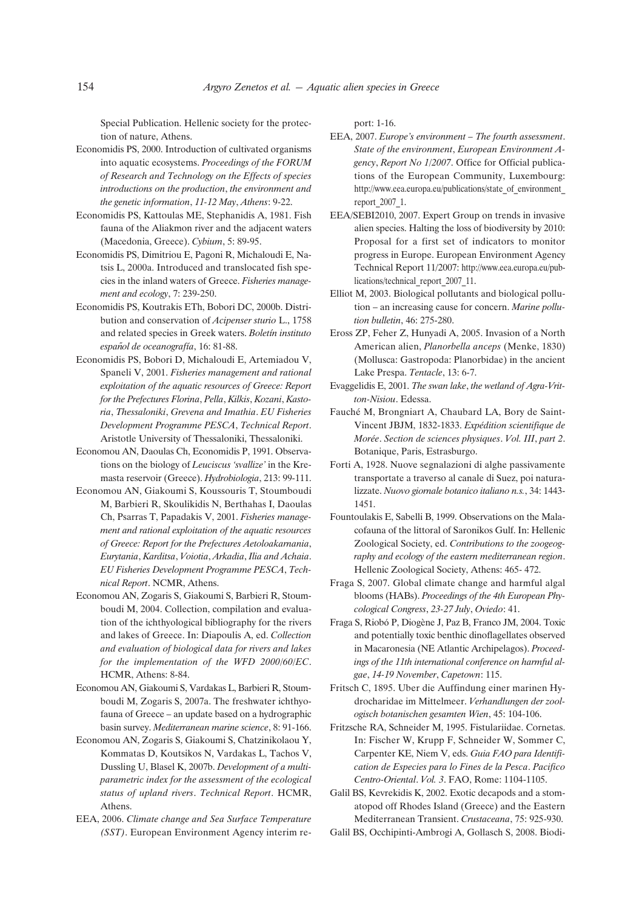Special Publication. Hellenic society for the protection of nature, Athens.

Economidis PS, 2000. Introduction of cultivated organisms into aquatic ecosystems. *Proceedings of the FORUM of Research and Technology on the Effects of species introductions on the production, the environment and the genetic information, 11-12 May, Athens*: 9-22.

Economidis PS, Kattoulas ME, Stephanidis A, 1981. Fish fauna of the Aliakmon river and the adjacent waters (Macedonia, Greece). *Cybium*, 5: 89-95.

Economidis PS, Dimitriou E, Pagoni R, Michaloudi E, Natsis L, 2000a. Introduced and translocated fish species in the inland waters of Greece. *Fisheries management and ecology*, 7: 239-250.

Economidis PS, Koutrakis ETh, Bobori DC, 2000b. Distribution and conservation of *Acipenser sturio* L., 1758 and related species in Greek waters. *Boletín instituto español de oceanografía*, 16: 81-88.

Economidis PS, Bobori D, Michaloudi E, Artemiadou V, Spaneli V, 2001. *Fisheries management and rational exploitation of the aquatic resources of Greece: Report for the Prefectures Florina, Pella, Kilkis, Kozani, Kastoria, Thessaloniki, Grevena and Imathia. EU Fisheries Development Programme PESCA, Technical Report*. Aristotle University of Thessaloniki, Thessaloniki.

Economou AN, Daoulas Ch, Economidis P, 1991. Observations on the biology of *Leuciscus 'svallize'* in the Kremasta reservoir (Greece). *Hydrobiologia*, 213: 99-111.

Economou AN, Giakoumi S, Koussouris T, Stoumboudi M, Barbieri R, Skoulikidis N, Berthahas I, Daoulas Ch, Psarras T, Papadakis V, 2001. *Fisheries management and rational exploitation of the aquatic resources of Greece: Report for the Prefectures Aetoloakarnania, Eurytania, Karditsa, Voiotia, Arkadia, Ilia and Achaia. EU Fisheries Development Programme PESCA, Technical Report*. NCMR, Athens.

Economou AN, Zogaris S, Giakoumi S, Barbieri R, Stoumboudi M, 2004. Collection, compilation and evaluation of the ichthyological bibliography for the rivers and lakes of Greece. In: Diapoulis A, ed. *Collection and evaluation of biological data for rivers and lakes for the implementation of the WFD 2000/60/EC*. HCMR, Athens: 8-84.

Economou AN, Giakoumi S, Vardakas L, Barbieri R, Stoumboudi M, Zogaris S, 2007a. The freshwater ichthyofauna of Greece – an update based on a hydrographic basin survey. *Mediterranean marine science*, 8: 91-166.

Economou AN, Zogaris S, Giakoumi S, Chatzinikolaou Y, Kommatas D, Koutsikos N, Vardakas L, Tachos V, Dussling U, Blasel K, 2007b. *Development of a multiparametric index for the assessment of the ecological status of upland rivers. Technical Report*. HCMR, Athens.

EEA, 2006. *Climate change and Sea Surface Temperature (SST)*. European Environment Agency interim report: 1-16.

EEA, 2007. *Europe's environment – The fourth assessment. State of the environment, European Environment Agency, Report No 1/2007*. Office for Official publications of the European Community, Luxembourg: http://www.eea.europa.eu/publications/state_of_environment_report_2007_1.

EEA/SEBI2010, 2007. Expert Group on trends in invasive alien species. Halting the loss of biodiversity by 2010: Proposal for a first set of indicators to monitor progress in Europe. European Environment Agency Technical Report 11/2007: http://www.eea.europa.eu/publications/technical_report_2007_11.

Elliot M, 2003. Biological pollutants and biological pollution – an increasing cause for concern. *Marine pollution bulletin*, 46: 275-280.

Eross ZP, Feher Z, Hunyadi A, 2005. Invasion of a North American alien, *Planorbella anceps* (Menke, 1830) (Mollusca: Gastropoda: Planorbidae) in the ancient Lake Prespa. *Tentacle*, 13: 6-7.

Evaggelidis E, 2001. *The swan lake, the wetland of Agra-Vritton-Nisiou*. Edessa.

Fauché M, Brongniart A, Chaubard LA, Bory de Saint-Vincent JBJM, 1832-1833. *Expédition scientifique de Morée. Section de sciences physiques. Vol. III, part 2*. Botanique, Paris, Estrasburgo.

Forti A, 1928. Nuove segnalazioni di alghe passivamente transportate a traverso al canale di Suez, poi naturalizzate. *Nuovo giornale botanico italiano n.s.*, 34: 1443-1451.

Fountoulakis E, Sabelli B, 1999. Observations on the Malacofauna of the littoral of Saronikos Gulf. In: Hellenic Zoological Society, ed. *Contributions to the zoogeography and ecology of the eastern mediterranean region*. Hellenic Zoological Society, Athens: 465- 472.

Fraga S, 2007. Global climate change and harmful algal blooms (HABs). *Proceedings of the 4th European Phycological Congress, 23-27 July, Oviedo*: 41.

Fraga S, Riobó P, Diogène J, Paz B, Franco JM, 2004. Toxic and potentially toxic benthic dinoflagellates observed in Macaronesia (NE Atlantic Archipelagos). *Proceedings of the 11th international conference on harmful algae, 14-19 November, Capetown*: 115.

Fritsch C, 1895. Uber die Auffindung einer marinen Hydrocharidae im Mittelmeer. *Verhandlungen der zoologisch botanischen gesamten Wien*, 45: 104-106.

Fritzsche RA, Schneider M, 1995. Fistulariidae. Cornetas. In: Fischer W, Krupp F, Schneider W, Sommer C, Carpenter KE, Niem V, eds. *Guia FAO para Identification de Especies para lo Fines de la Pesca. Pacifico Centro-Oriental. Vol. 3*. FAO, Rome: 1104-1105.

Galil BS, Kevrekidis K, 2002. Exotic decapods and a stomatopod off Rhodes Island (Greece) and the Eastern Mediterranean Transient. *Crustaceana*, 75: 925-930.

Galil BS, Occhipinti-Ambrogi A, Gollasch S, 2008. Biodi-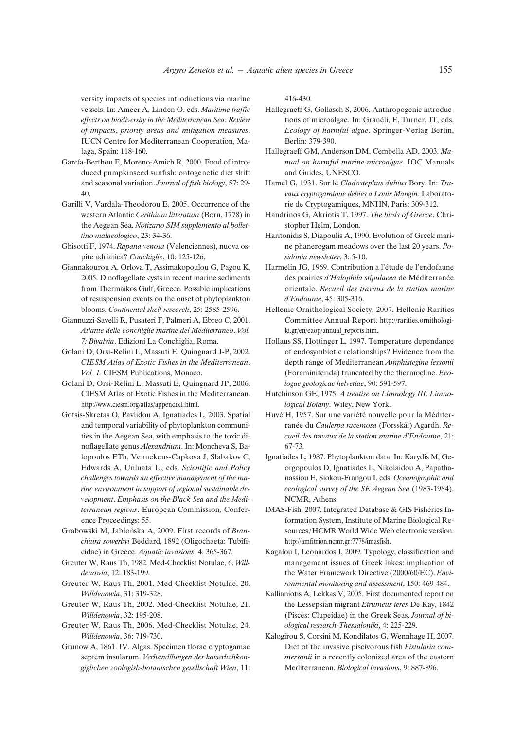versity impacts of species introductions via marine vessels. In: Ameer A, Linden O, eds. *Maritime traffic effects on biodiversity in the Mediterranean Sea: Review of impacts, priority areas and mitigation measures*. IUCN Centre for Mediterranean Cooperation, Malaga, Spain: 118-160.

García-Berthou E, Moreno-Amich R, 2000. Food of introduced pumpkinseed sunfish: ontogenetic diet shift and seasonal variation. *Journal of fish biology*, 57: 29-40.

Garilli V, Vardala-Theodorou E, 2005. Occurrence of the western Atlantic *Cerithium litteratum* (Born, 1778) in the Aegean Sea. *Notizario SIM supplemento al bollettino malacologico*, 23: 34-36.

Ghisotti F, 1974. *Rapana venosa* (Valenciennes), nuova ospite adriatica? *Conchiglie*, 10: 125-126.

Giannakourou A, Orlova T, Assimakopoulou G, Pagou K, 2005. Dinoflagellate cysts in recent marine sediments from Thermaikos Gulf, Greece. Possible implications of resuspension events on the onset of phytoplankton blooms. *Continental shelf research*, 25: 2585-2596.

Giannuzzi-Savelli R, Pusateri F, Palmeri A, Ebreo C, 2001. *Atlante delle conchiglie marine del Mediterraneo*. *Vol. 7: Bivalvia*. Edizioni La Conchiglia, Roma.

Golani D, Orsi-Relini L, Massuti E, Quingnard J-P, 2002. *CIESM Atlas of Exotic Fishes in the Mediterranean*, *Vol. 1.* CIESM Publications, Monaco.

Golani D, Orsi-Relini L, Massuti E, Quingnard JP, 2006. CIESM Atlas of Exotic Fishes in the Mediterranean. http://www.ciesm.org/atlas/appendix1.html.

Gotsis-Skretas O, Pavlidou A, Ignatiades L, 2003. Spatial and temporal variability of phytoplankton communities in the Aegean Sea, with emphasis to the toxic dinoflagellate genus *Alexandrium*. In: Moncheva S, Balopoulos ETh, Vennekens-Capkova J, Slabakov C, Edwards A, Unluata U, eds. *Scientific and Policy challenges towards an effective management of the marine environment in support of regional sustainable development*. *Emphasis on the Black Sea and the Mediterranean regions*. European Commission, Conference Proceedings: 55.

Grabowski M, Jabłońska A, 2009. First records of *Branchiura sowerbyi* Beddard, 1892 (Oligochaeta: Tubificidae) in Greece. *Aquatic invasions*, 4: 365-367.

Greuter W, Raus Th, 1982. Med-Checklist Notulae, 6. *Willdenowia*, 12: 183-199.

Greuter W, Raus Th, 2001. Med-Checklist Notulae, 20. *Willdenowia*, 31: 319-328.

Greuter W, Raus Th, 2002. Med-Checklist Notulae, 21. *Willdenowia*, 32: 195-208.

Greuter W, Raus Th, 2006. Med-Checklist Notulae, 24. *Willdenowia*, 36: 719-730.

Grunow A, 1861. IV. Algas. Specimen florae cryptogamae septem insularum. *Verhandllungen der kaiserlichkongiglichen zoologish-botanischen gesellschaft Wien*, 11: 416-430.

Hallegraeff G, Gollasch S, 2006. Anthropogenic introductions of microalgae. In: Granéli, E, Turner, JT, eds. *Ecology of harmful algae*. Springer-Verlag Berlin, Berlin: 379-390.

Hallegraeff GM, Anderson DM, Cembella AD, 2003. *Manual on harmful marine microalgae*. IOC Manuals and Guides, UNESCO.

Hamel G, 1931. Sur le *Cladostephus dubius* Bory. In: *Travaux cryptogamique debies a Louis Mangin*. Laboratorie de Cryptogamiques, MNHN, Paris: 309-312.

Handrinos G, Akriotis T, 1997. *The birds of Greece*. Christopher Helm, London.

Haritonidis S, Diapoulis A, 1990. Evolution of Greek marine phanerogam meadows over the last 20 years. *Posidonia newsletter*, 3: 5-10.

Harmelin JG, 1969. Contribution a l'étude de l'endofaune des prairies *d'Halophila stipulacea* de Méditerranée orientale. *Recueil des travaux de la station marine d'Endoume*, 45: 305-316.

Hellenic Ornithological Society, 2007. Hellenic Rarities Committee Annual Report. http://rarities.ornithologiki.gr/en/eaop/annual_reports.htm.

Hollaus SS, Hottinger L, 1997. Temperature dependance of endosymbiotic relationships? Evidence from the depth range of Mediterranean *Amphistegina lessonii* (Foraminiferida) truncated by the thermocline. *Ecologae geologicae helvetiae*, 90: 591-597.

Hutchinson GE, 1975. *A treatise on Limnology III*. *Limnological Botany*. Wiley, New York.

Huvé H, 1957. Sur une variété nouvelle pour la Méditerranée du *Caulerpa racemosa* (Forsskål) Agardh. *Recueil des travaux de la station marine d'Endoume*, 21: 67-73.

Ignatiades L, 1987. Phytoplankton data. In: Karydis M, Georgopoulos D, Ignatiades L, Nikolaidou A, Papathanassiou E, Siokou-Frangou I, eds. *Oceanographic and ecological survey of the SE Aegean Sea* (1983-1984). NCMR, Athens.

IMAS-Fish, 2007. Integrated Database & GIS Fisheries Information System, Institute of Marine Biological Resources/HCMR World Wide Web electronic version. http://amfitrion.ncmr.gr:7778/imasfish.

Kagalou I, Leonardos I, 2009. Typology, classification and management issues of Greek lakes: implication of the Water Framework Directive (2000/60/EC). *Environmental monitoring and assessment*, 150: 469-484.

Kallianiotis A, Lekkas V, 2005. First documented report on the Lessepsian migrant *Etrumeus teres* De Kay, 1842 (Pisces: Clupeidae) in the Greek Seas. *Journal of biological research-Thessaloniki*, 4: 225-229.

Kalogirou S, Corsini M, Kondilatos G, Wennhage H, 2007. Diet of the invasive piscivorous fish *Fistularia commersonii* in a recently colonized area of the eastern Mediterranean. *Biological invasions*, 9: 887-896.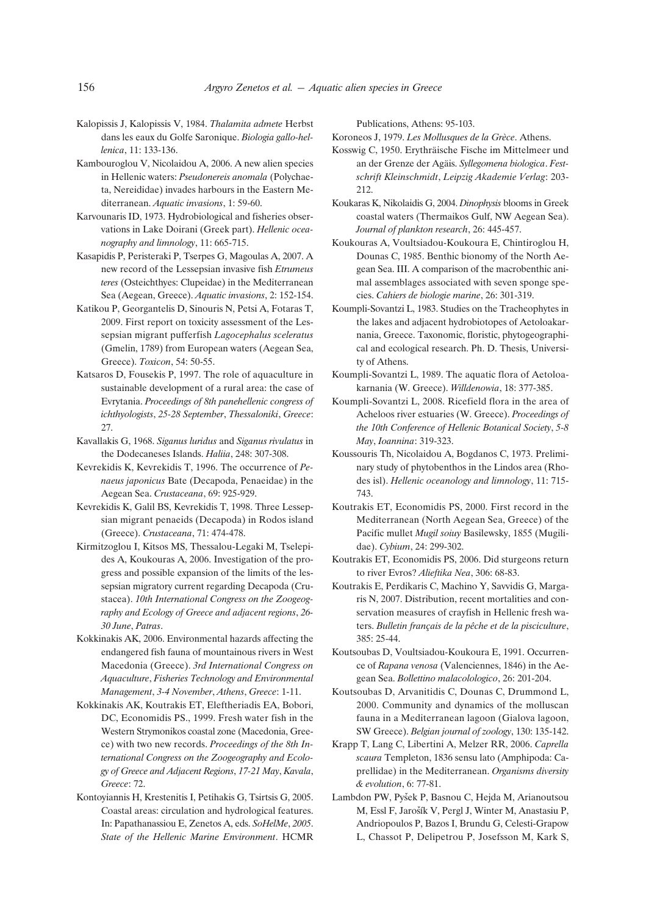Kalopissis J, Kalopissis V, 1984. *Thalamita admete* Herbst dans les eaux du Golfe Saronique. *Biologia gallo-hellenica*, 11: 133-136.

Kambouroglou V, Nicolaidou A, 2006. A new alien species in Hellenic waters: *Pseudonereis anomala* (Polychaeta, Nereididae) invades harbours in the Eastern Mediterranean. *Aquatic invasions*, 1: 59-60.

Karvounaris ID, 1973. Hydrobiological and fisheries observations in Lake Doirani (Greek part). *Hellenic oceanography and limnology*, 11: 665-715.

Kasapidis P, Peristeraki P, Tserpes G, Magoulas A, 2007. A new record of the Lessepsian invasive fish *Etrumeus teres* (Osteichthyes: Clupeidae) in the Mediterranean Sea (Aegean, Greece). *Aquatic invasions*, 2: 152-154.

Katikou P, Georgantelis D, Sinouris N, Petsi A, Fotaras T, 2009. First report on toxicity assessment of the Lessepsian migrant pufferfish *Lagocephalus sceleratus* (Gmelin, 1789) from European waters (Aegean Sea, Greece). *Toxicon*, 54: 50-55.

Katsaros D, Fousekis P, 1997. The role of aquaculture in sustainable development of a rural area: the case of Evrytania. *Proceedings of 8th panehellenic congress of ichthyologists*, *25-28 September*, *Thessaloniki*, *Greece*: 27.

Kavallakis G, 1968. *Siganus luridus* and *Siganus rivulatus* in the Dodecaneses Islands. *Haliia*, 248: 307-308.

Kevrekidis K, Kevrekidis T, 1996. The occurrence of *Penaeus japonicus* Bate (Decapoda, Penaeidae) in the Aegean Sea. *Crustaceana*, 69: 925-929.

Kevrekidis K, Galil BS, Kevrekidis T, 1998. Three Lessepsian migrant penaeids (Decapoda) in Rodos island (Greece). *Crustaceana*, 71: 474-478.

Kirmitzoglou I, Kitsos MS, Thessalou-Legaki M, Tselepides A, Koukouras A, 2006. Investigation of the progress and possible expansion of the limits of the lessepsian migratory current regarding Decapoda (Crustacea). *10th International Congress on the Zoogeography and Ecology of Greece and adjacent regions*, *26-30 June*, *Patras*.

Kokkinakis AK, 2006. Environmental hazards affecting the endangered fish fauna of mountainous rivers in West Macedonia (Greece). *3rd International Congress on Aquaculture*, *Fisheries Technology and Environmental Management*, *3-4 November*, *Athens*, *Greece*: 1-11.

Kokkinakis AK, Koutrakis ET, Eleftheriadis EA, Bobori, DC, Economidis PS., 1999. Fresh water fish in the Western Strymonikos coastal zone (Macedonia, Greece) with two new records. *Proceedings of the 8th International Congress on the Zoogeography and Ecology of Greece and Adjacent Regions*, *17-21 May*, *Kavala*, *Greece*: 72.

Kontoyiannis H, Krestenitis I, Petihakis G, Tsirtsis G, 2005. Coastal areas: circulation and hydrological features. In: Papathanassiou E, Zenetos A, eds. *SoHelMe*, *2005*. *State of the Hellenic Marine Environment*. HCMR Publications, Athens: 95-103.

Koroneos J, 1979. *Les Mollusques de la Grèce*. Athens.

Kosswig C, 1950. Erythräische Fische im Mittelmeer und an der Grenze der Agäis. *Syllegomena biologica*. *Festschrift Kleinschmidt*, *Leipzig Akademie Verlag*: 203-212.

Koukaras K, Nikolaidis G, 2004. *Dinophysis* blooms in Greek coastal waters (Thermaikos Gulf, NW Aegean Sea). *Journal of plankton research*, 26: 445-457.

Koukouras A, Voultsiadou-Koukoura E, Chintiroglou H, Dounas C, 1985. Benthic bionomy of the North Aegean Sea. III. A comparison of the macrobenthic animal assemblages associated with seven sponge species. *Cahiers de biologie marine*, 26: 301-319.

Koumpli-Sovantzi L, 1983. Studies on the Tracheophytes in the lakes and adjacent hydrobiotopes of Aetoloakarnania, Greece. Taxonomic, floristic, phytogeographical and ecological research. Ph. D. Thesis, University of Athens.

Koumpli-Sovantzi L, 1989. The aquatic flora of Aetoloakarnania (W. Greece). *Willdenowia*, 18: 377-385.

Koumpli-Sovantzi L, 2008. Ricefield flora in the area of Acheloos river estuaries (W. Greece). *Proceedings of the 10th Conference of Hellenic Botanical Society*, *5-8 May*, *Ioannina*: 319-323.

Koussouris Th, Nicolaidou A, Bogdanos C, 1973. Preliminary study of phytobenthos in the Lindos area (Rhodes isl). *Hellenic oceanology and limnology*, 11: 715-743.

Koutrakis ET, Economidis PS, 2000. First record in the Mediterranean (North Aegean Sea, Greece) of the Pacific mullet *Mugil soiuy* Basilewsky, 1855 (Mugilidae). *Cybium*, 24: 299-302.

Koutrakis ET, Economidis PS, 2006. Did sturgeons return to river Evros? *Alieftika Nea*, 306: 68-83.

Koutrakis E, Perdikaris C, Machino Y, Savvidis G, Margaris N, 2007. Distribution, recent mortalities and conservation measures of crayfish in Hellenic fresh waters. *Bulletin français de la pêche et de la pisciculture*, 385: 25-44.

Koutsoubas D, Voultsiadou-Koukoura E, 1991. Occurrence of *Rapana venosa* (Valenciennes, 1846) in the Aegean Sea. *Bollettino malacolologico*, 26: 201-204.

Koutsoubas D, Arvanitidis C, Dounas C, Drummond L, 2000. Community and dynamics of the molluscan fauna in a Mediterranean lagoon (Gialova lagoon, SW Greece). *Belgian journal of zoology*, 130: 135-142.

Krapp T, Lang C, Libertini A, Melzer RR, 2006. *Caprella scaura* Templeton, 1836 sensu lato (Amphipoda: Caprellidae) in the Mediterranean. *Organisms diversity & evolution*, 6: 77-81.

Lambdon PW, Pyšek P, Basnou C, Hejda M, Arianoutsou M, Essl F, Jarošík V, Pergl J, Winter M, Anastasiu P, Andriopoulos P, Bazos I, Brundu G, Celesti-Grapow L, Chassot P, Delipetrou P, Josefsson M, Kark S,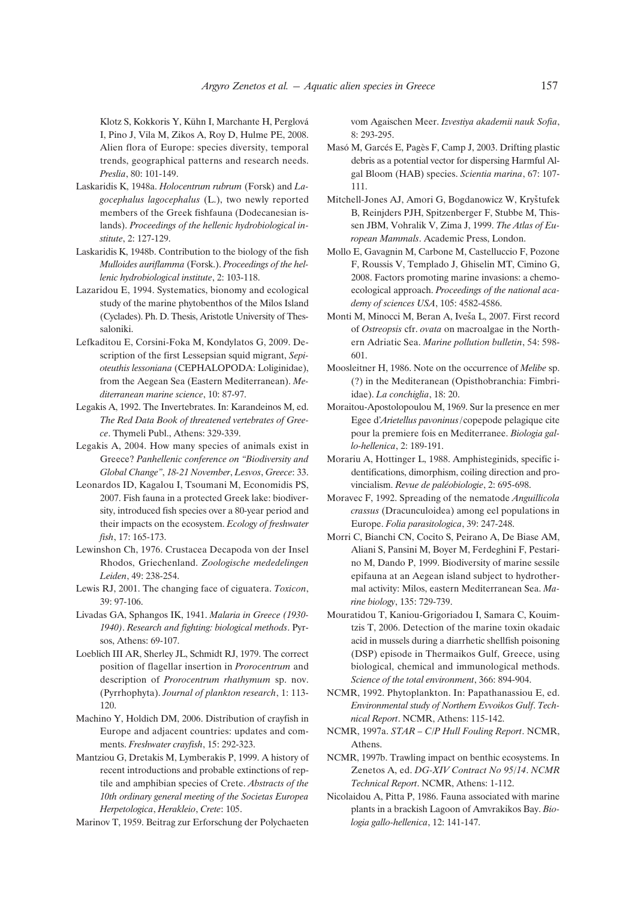Klotz S, Kokkoris Y, Kühn I, Marchante H, Perglová I, Pino J, Vila M, Zikos A, Roy D, Hulme PE, 2008. Alien flora of Europe: species diversity, temporal trends, geographical patterns and research needs. *Preslia*, 80: 101-149.

Laskaridis K, 1948a. *Holocentrum rubrum* (Forsk) and *Lagocephalus lagocephalus* (L.), two newly reported members of the Greek fishfauna (Dodecanesian islands). *Proceedings of the hellenic hydrobiological institute*, 2: 127-129.

Laskaridis K, 1948b. Contribution to the biology of the fish *Mulloides auriflamma* (Forsk.). *Proceedings of the hellenic hydrobiological institute*, 2: 103-118.

Lazaridou E, 1994. Systematics, bionomy and ecological study of the marine phytobenthos of the Milos Island (Cyclades). Ph. D. Thesis, Aristotle University of Thessaloniki.

Lefkaditou E, Corsini-Foka M, Kondylatos G, 2009. Description of the first Lessepsian squid migrant, *Sepioteuthis lessoniana* (CEPHALOPODA: Loliginidae), from the Aegean Sea (Eastern Mediterranean). *Mediterranean marine science*, 10: 87-97.

Legakis A, 1992. The Invertebrates. In: Karandeinos M, ed. *The Red Data Book of threatened vertebrates of Greece*. Thymeli Publ., Athens: 329-339.

Legakis A, 2004. How many species of animals exist in Greece? *Panhellenic conference on "Biodiversity and Global Change", 18-21 November, Lesvos, Greece*: 33.

Leonardos ID, Kagalou I, Tsoumani M, Economidis PS, 2007. Fish fauna in a protected Greek lake: biodiversity, introduced fish species over a 80-year period and their impacts on the ecosystem. *Ecology of freshwater fish*, 17: 165-173.

Lewinshon Ch, 1976. Crustacea Decapoda von der Insel Rhodos, Griechenland. *Zoologische mededelingen Leiden*, 49: 238-254.

Lewis RJ, 2001. The changing face of ciguatera. *Toxicon*, 39: 97-106.

Livadas GA, Sphangos IK, 1941. *Malaria in Greece (1930-1940). Research and fighting: biological methods*. Pyrsos, Athens: 69-107.

Loeblich III AR, Sherley JL, Schmidt RJ, 1979. The correct position of flagellar insertion in *Prorocentrum* and description of *Prorocentrum rhathymum* sp. nov. (Pyrrhophyta). *Journal of plankton research*, 1: 113-120.

Machino Y, Holdich DM, 2006. Distribution of crayfish in Europe and adjacent countries: updates and comments. *Freshwater crayfish*, 15: 292-323.

Mantziou G, Dretakis M, Lymberakis P, 1999. A history of recent introductions and probable extinctions of reptile and amphibian species of Crete. *Abstracts of the 10th ordinary general meeting of the Societas Europea Herpetologica, Herakleio, Crete*: 105.

Marinov T, 1959. Beitrag zur Erforschung der Polychaeten vom Agaischen Meer. *Izvestiya akademii nauk Sofia*, 8: 293-295.

Masó M, Garcés E, Pagès F, Camp J, 2003. Drifting plastic debris as a potential vector for dispersing Harmful Algal Bloom (HAB) species. *Scientia marina*, 67: 107-111.

Mitchell-Jones AJ, Amori G, Bogdanowicz W, Kryštufek B, Reinjders PJH, Spitzenberger F, Stubbe M, Thissen JBM, Vohralik V, Zima J, 1999. *The Atlas of European Mammals*. Academic Press, London.

Mollo E, Gavagnin M, Carbone M, Castelluccio F, Pozone F, Roussis V, Templado J, Ghiselin MT, Cimino G, 2008. Factors promoting marine invasions: a chemoecological approach. *Proceedings of the national academy of sciences USA*, 105: 4582-4586.

Monti M, Minocci M, Beran A, Iveša L, 2007. First record of *Ostreopsis* cfr. *ovata* on macroalgae in the Northern Adriatic Sea. *Marine pollution bulletin*, 54: 598-601.

Moosleitner H, 1986. Note on the occurrence of *Melibe* sp. (?) in the Mediteranean (Opisthobranchia: Fimbriidae). *La conchiglia*, 18: 20.

Moraitou-Apostolopoulou M, 1969. Sur la presence en mer Egee d'*Arietellus pavoninus*/copepode pelagique cite pour la premiere fois en Mediterranee. *Biologia gallo-hellenica*, 2: 189-191.

Morariu A, Hottinger L, 1988. Amphisteginids, specific identifications, dimorphism, coiling direction and provincialism. *Revue de paléobiologie*, 2: 695-698.

Moravec F, 1992. Spreading of the nematode *Anguillicola crassus* (Dracunculoidea) among eel populations in Europe. *Folia parasitologica*, 39: 247-248.

Morri C, Bianchi CN, Cocito S, Peirano A, De Biase AM, Aliani S, Pansini M, Boyer M, Ferdeghini F, Pestarino M, Dando P, 1999. Biodiversity of marine sessile epifauna at an Aegean island subject to hydrothermal activity: Milos, eastern Mediterranean Sea. *Marine biology*, 135: 729-739.

Mouratidou T, Kaniou-Grigoriadou I, Samara C, Kouimtzis T, 2006. Detection of the marine toxin okadaic acid in mussels during a diarrhetic shellfish poisoning (DSP) episode in Thermaikos Gulf, Greece, using biological, chemical and immunological methods. *Science of the total environment*, 366: 894-904.

NCMR, 1992. Phytoplankton. In: Papathanassiou E, ed. *Environmental study of Northern Evvoikos Gulf*. *Technical Report*. NCMR, Athens: 115-142.

NCMR, 1997a. *STAR – C/P Hull Fouling Report*. NCMR, Athens.

NCMR, 1997b. Trawling impact on benthic ecosystems. In Zenetos A, ed. *DG-XIV Contract No 95/14*. *NCMR Technical Report*. NCMR, Athens: 1-112.

Nicolaidou A, Pitta P, 1986. Fauna associated with marine plants in a brackish Lagoon of Amvrakikos Bay. *Biologia gallo-hellenica*, 12: 141-147.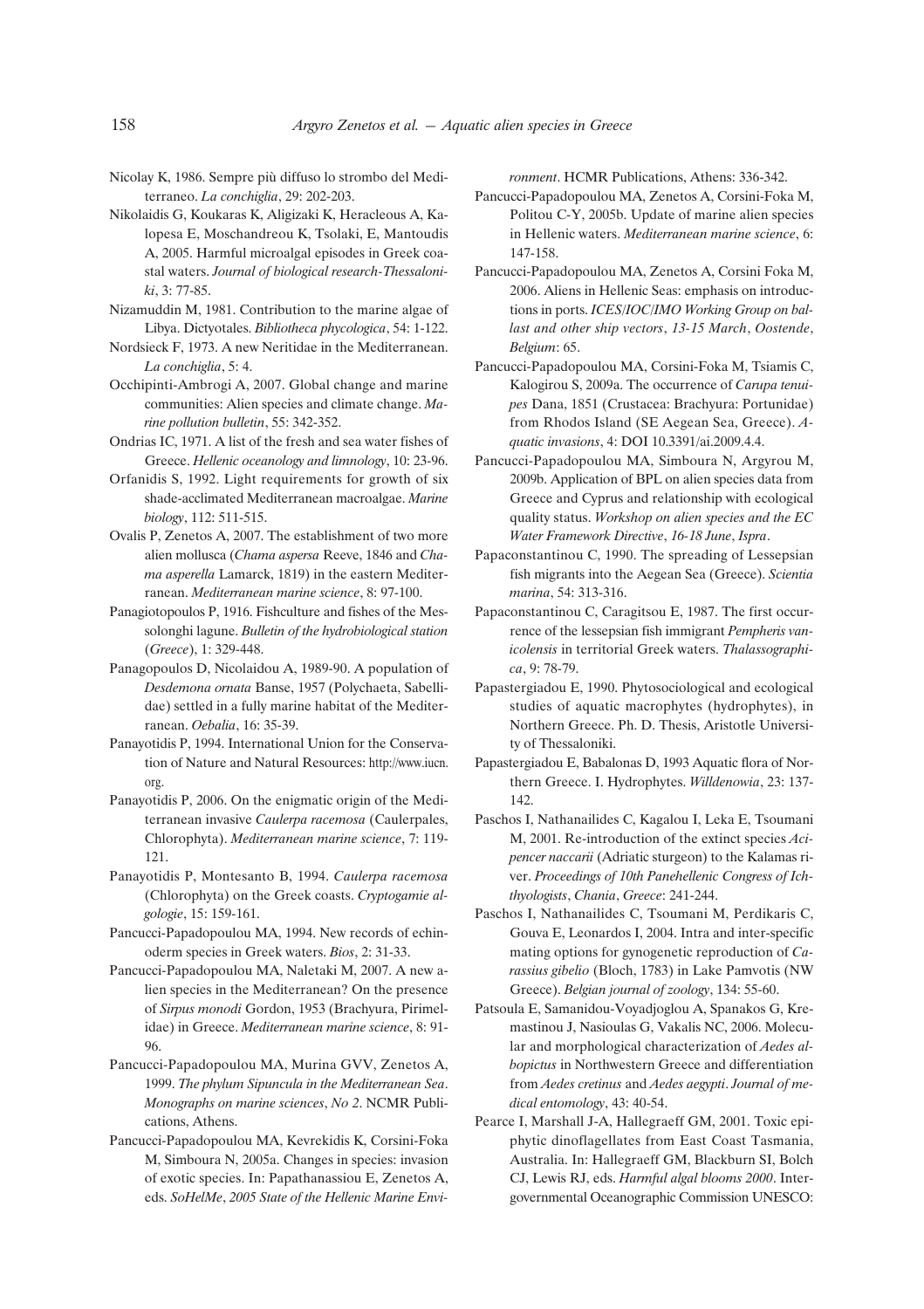Nicolay K, 1986. Sempre più diffuso lo strombo del Mediterraneo. *La conchiglia*, 29: 202-203.

Nikolaidis G, Koukaras K, Aligizaki K, Heracleous A, Kalopesa E, Moschandreou K, Tsolaki, E, Mantoudis A, 2005. Harmful microalgal episodes in Greek coastal waters. *Journal of biological research-Thessaloniki*, 3: 77-85.

Nizamuddin M, 1981. Contribution to the marine algae of Libya. Dictyotales. *Bibliotheca phycologica*, 54: 1-122.

Nordsieck F, 1973. A new Neritidae in the Mediterranean. *La conchiglia*, 5: 4.

Occhipinti-Ambrogi A, 2007. Global change and marine communities: Alien species and climate change. *Marine pollution bulletin*, 55: 342-352.

Ondrias IC, 1971. A list of the fresh and sea water fishes of Greece. *Hellenic oceanology and limnology*, 10: 23-96.

Orfanidis S, 1992. Light requirements for growth of six shade-acclimated Mediterranean macroalgae. *Marine biology*, 112: 511-515.

Ovalis P, Zenetos A, 2007. The establishment of two more alien mollusca (*Chama aspersa* Reeve, 1846 and *Chama asperella* Lamarck, 1819) in the eastern Mediterranean. *Mediterranean marine science*, 8: 97-100.

Panagiotopoulos P, 1916. Fishculture and fishes of the Messolonghi lagune. *Bulletin of the hydrobiological station (Greece)*, 1: 329-448.

Panagopoulos D, Nicolaidou A, 1989-90. A population of *Desdemona ornata* Banse, 1957 (Polychaeta, Sabellidae) settled in a fully marine habitat of the Mediterranean. *Oebalia*, 16: 35-39.

Panayotidis P, 1994. International Union for the Conservation of Nature and Natural Resources: http://www.iucn.org.

Panayotidis P, 2006. On the enigmatic origin of the Mediterranean invasive *Caulerpa racemosa* (Caulerpales, Chlorophyta). *Mediterranean marine science*, 7: 119-121.

Panayotidis P, Montesanto B, 1994. *Caulerpa racemosa* (Chlorophyta) on the Greek coasts. *Cryptogamie algologie*, 15: 159-161.

Pancucci-Papadopoulou MA, 1994. New records of echinoderm species in Greek waters. *Bios*, 2: 31-33.

Pancucci-Papadopoulou MA, Naletaki M, 2007. A new alien species in the Mediterranean? On the presence of *Sirpus monodi* Gordon, 1953 (Brachyura, Pirimelidae) in Greece. *Mediterranean marine science*, 8: 91-96.

Pancucci-Papadopoulou MA, Murina GVV, Zenetos A, 1999. *The phylum Sipuncula in the Mediterranean Sea*. *Monographs on marine sciences*, *No 2*. NCMR Publications, Athens.

Pancucci-Papadopoulou MA, Kevrekidis K, Corsini-Foka M, Simboura N, 2005a. Changes in species: invasion of exotic species. In: Papathanassiou E, Zenetos A, eds. *SoHelMe*, *2005 State of the Hellenic Marine Environment*. HCMR Publications, Athens: 336-342.

Pancucci-Papadopoulou MA, Zenetos A, Corsini-Foka M, Politou C-Y, 2005b. Update of marine alien species in Hellenic waters. *Mediterranean marine science*, 6: 147-158.

Pancucci-Papadopoulou MA, Zenetos A, Corsini Foka M, 2006. Aliens in Hellenic Seas: emphasis on introductions in ports. *ICES/IOC/IMO Working Group on ballast and other ship vectors*, *13-15 March*, *Oostende*, *Belgium*: 65.

Pancucci-Papadopoulou MA, Corsini-Foka M, Tsiamis C, Kalogirou S, 2009a. The occurrence of *Carupa tenuipes* Dana, 1851 (Crustacea: Brachyura: Portunidae) from Rhodos Island (SE Aegean Sea, Greece). *Aquatic invasions*, 4: DOI 10.3391/ai.2009.4.4.

Pancucci-Papadopoulou MA, Simboura N, Argyrou M, 2009b. Application of BPL on alien species data from Greece and Cyprus and relationship with ecological quality status. *Workshop on alien species and the EC Water Framework Directive*, *16-18 June*, *Ispra*.

Papaconstantinou C, 1990. The spreading of Lessepsian fish migrants into the Aegean Sea (Greece). *Scientia marina*, 54: 313-316.

Papaconstantinou C, Caragitsou E, 1987. The first occurrence of the lessepsian fish immigrant *Pempheris vanicolensis* in territorial Greek waters. *Thalassographica*, 9: 78-79.

Papastergiadou E, 1990. Phytosociological and ecological studies of aquatic macrophytes (hydrophytes), in Northern Greece. Ph. D. Thesis, Aristotle University of Thessaloniki.

Papastergiadou E, Babalonas D, 1993 Aquatic flora of Northern Greece. I. Hydrophytes. *Willdenowia*, 23: 137-142.

Paschos I, Nathanailides C, Kagalou I, Leka E, Tsoumani M, 2001. Re-introduction of the extinct species *Acipencer naccarii* (Adriatic sturgeon) to the Kalamas river. *Proceedings of 10th Panehellenic Congress of Ichthyologists*, *Chania*, *Greece*: 241-244.

Paschos I, Nathanailides C, Tsoumani M, Perdikaris C, Gouva E, Leonardos I, 2004. Intra and inter-specific mating options for gynogenetic reproduction of *Carassius gibelio* (Bloch, 1783) in Lake Pamvotis (NW Greece). *Belgian journal of zoology*, 134: 55-60.

Patsoula E, Samanidou-Voyadjoglou A, Spanakos G, Kremastinou J, Nasioulas G, Vakalis NC, 2006. Molecular and morphological characterization of *Aedes albopictus* in Northwestern Greece and differentiation from *Aedes cretinus* and *Aedes aegypti*. *Journal of medical entomology*, 43: 40-54.

Pearce I, Marshall J-A, Hallegraeff GM, 2001. Toxic epiphytic dinoflagellates from East Coast Tasmania, Australia. In: Hallegraeff GM, Blackburn SI, Bolch CJ, Lewis RJ, eds. *Harmful algal blooms 2000*. Intergovernmental Oceanographic Commission UNESCO: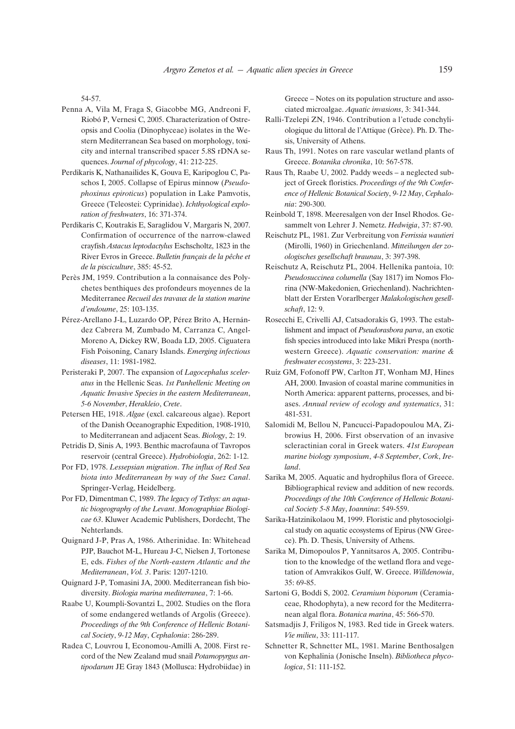54-57.

Penna A, Vila M, Fraga S, Giacobbe MG, Andreoni F, Riobó P, Vernesi C, 2005. Characterization of Ostreopsis and Coolia (Dinophyceae) isolates in the Western Mediterranean Sea based on morphology, toxicity and internal transcribed spacer 5.8S rDNA sequences. *Journal of phycology*, 41: 212-225.

Perdikaris K, Nathanailides K, Gouva E, Karipoglou C, Paschos I, 2005. Collapse of Epirus minnow (*Pseudophoxinus epiroticus*) population in Lake Pamvotis, Greece (Teleostei: Cyprinidae). *Ichthyological exploration of freshwaters*, 16: 371-374.

Perdikaris C, Koutrakis E, Saraglidou V, Margaris N, 2007. Confirmation of occurrence of the narrow-clawed crayfish *Astacus leptodactylus* Eschscholtz, 1823 in the River Evros in Greece. *Bulletin français de la pêche et de la pisciculture*, 385: 45-52.

Perès JM, 1959. Contribution a la connaisance des Polychetes benthiques des profondeurs moyennes de la Mediterranee *Recueil des travaux de la station marine d'endoume*, 25: 103-135.

Pérez-Arellano J-L, Luzardo OP, Pérez Brito A, Hernández Cabrera M, Zumbado M, Carranza C, Angel-Moreno A, Dickey RW, Boada LD, 2005. Ciguatera Fish Poisoning, Canary Islands. *Emerging infectious diseases*, 11: 1981-1982.

Peristeraki P, 2007. The expansion of *Lagocephalus sceleratus* in the Hellenic Seas. *1st Panhellenic Meeting on Aquatic Invasive Species in the eastern Mediterranean*, *5-6 November*, *Herakleio*, *Crete*.

Petersen HE, 1918. *Algae* (excl. calcareous algae). Report of the Danish Oceanographic Expedition, 1908-1910, to Mediterranean and adjacent Seas. *Biology*, 2: 19.

Petridis D, Sinis A, 1993. Benthic macrofauna of Tavropos reservoir (central Greece). *Hydrobiologia*, 262: 1-12.

Por FD, 1978. *Lessepsian migration*. *The influx of Red Sea biota into Mediterranean by way of the Suez Canal*. Springer-Verlag, Heidelberg.

Por FD, Dimentman C, 1989. *The legacy of Tethys: an aquatic biogeography of the Levant*. *Monographiae Biologicae 63*. Kluwer Academic Publishers, Dordecht, The Nehterlands.

Quignard J-P, Pras A, 1986. Atherinidae. In: Whitehead PJP, Bauchot M-L, Hureau J-C, Nielsen J, Tortonese E, eds. *Fishes of the North-eastern Atlantic and the Mediterranean*, *Vol. 3*. Paris: 1207-1210.

Quignard J-P, Tomasini JA, 2000. Mediterranean fish biodiversity. *Biologia marina mediterranea*, 7: 1-66.

Raabe U, Koumpli-Sovantzi L, 2002. Studies on the flora of some endangered wetlands of Argolis (Greece). *Proceedings of the 9th Conference of Hellenic Botanical Society*, *9-12 May*, *Cephalonia*: 286-289.

Radea C, Louvrou I, Economou-Amilli A, 2008. First record of the New Zealand mud snail *Potamopyrgus antipodarum* JE Gray 1843 (Mollusca: Hydrobiidae) in Greece – Notes on its population structure and associated microalgae. *Aquatic invasions*, 3: 341-344.

Ralli-Tzelepi ZN, 1946. Contribution a l'etude conchyliologique du littoral de l'Attique (Grèce). Ph. D. Thesis, University of Athens.

Raus Th, 1991. Notes on rare vascular wetland plants of Greece. *Botanika chronika*, 10: 567-578.

Raus Th, Raabe U, 2002. Paddy weeds – a neglected subject of Greek floristics. *Proceedings of the 9th Conference of Hellenic Botanical Society*, *9-12 May*, *Cephalonia*: 290-300.

Reinbold T, 1898. Meeresalgen von der Insel Rhodos. Gesammelt von Lehrer J. Nemetz. *Hedwigia*, 37: 87-90.

Reischutz PL, 1981. Zur Verbreitung von *Ferrissia wautieri* (Mirolli, 1960) in Griechenland. *Mitteilungen der zoologisches gesellschaft braunau*, 3: 397-398.

Reischutz A, Reischutz PL, 2004. Hellenika pantoia, 10: *Pseudosuccinea columella* (Say 1817) im Nomos Florina (NW-Makedonien, Griechenland). Nachrichtenblatt der Ersten Vorarlberger *Malakologischen gesellschaft*, 12: 9.

Rosecchi E, Crivelli AJ, Catsadorakis G, 1993. The establishment and impact of *Pseudorasbora parva*, an exotic fish species introduced into lake Mikri Prespa (northwestern Greece). *Aquatic conservation: marine & freshwater ecosystems*, 3: 223-231.

Ruiz GM, Fofonoff PW, Carlton JT, Wonham MJ, Hines AH, 2000. Invasion of coastal marine communities in North America: apparent patterns, processes, and biases. *Annual review of ecology and systematics*, 31: 481-531.

Salomidi M, Bellou N, Pancucci-Papadopoulou MA, Zibrowius H, 2006. First observation of an invasive scleractinian coral in Greek waters. *41st European marine biology symposium*, *4-8 September*, *Cork*, *Ireland*.

Sarika M, 2005. Aquatic and hydrophilus flora of Greece. Bibliographical review and addition of new records. *Proceedings of the 10th Conference of Hellenic Botanical Society 5-8 May*, *Ioannina*: 549-559.

Sarika-Hatzinikolaou M, 1999. Floristic and phytosociolgical study on aquatic ecosystems of Epirus (NW Greece). Ph. D. Thesis, University of Athens.

Sarika M, Dimopoulos P, Yannitsaros A, 2005. Contribution to the knowledge of the wetland flora and vegetation of Amvrakikos Gulf, W. Greece. *Willdenowia*, 35: 69-85.

Sartoni G, Boddi S, 2002. *Ceramium bisporum* (Ceramiaceae, Rhodophyta), a new record for the Mediterranean algal flora. *Botanica marina*, 45: 566-570.

Satsmadjis J, Friligos N, 1983. Red tide in Greek waters. *Vie milieu*, 33: 111-117.

Schnetter R, Schnetter ML, 1981. Marine Benthosalgen von Kephalinia (Jonische Inseln). *Bibliotheca phycologica*, 51: 111-152.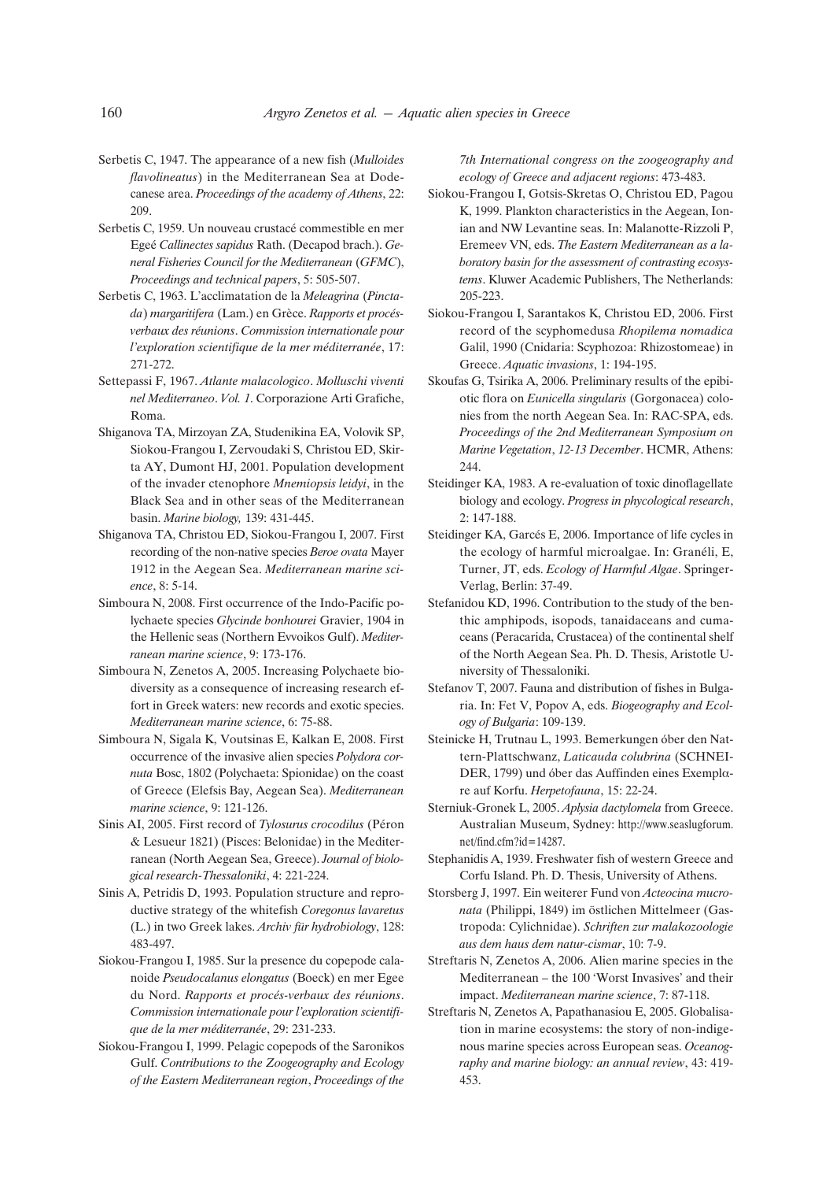Serbetis C, 1947. The appearance of a new fish (*Mulloides flavolineatus*) in the Mediterranean Sea at Dodecanese area. *Proceedings of the academy of Athens*, 22: 209.

Serbetis C, 1959. Un nouveau crustacé commestible en mer Egeé *Callinectes sapidus* Rath. (Decapod brach.). *General Fisheries Council for the Mediterranean* (*GFMC*), *Proceedings and technical papers*, 5: 505-507.

Serbetis C, 1963. L'acclimatation de la *Meleagrina* (*Pinctada*) *margaritifera* (Lam.) en Grèce. *Rapports et procés-verbaux des réunions*. *Commission internationale pour l'exploration scientifique de la mer méditerranée*, 17: 271-272.

Settepassi F, 1967. *Atlante malacologico*. *Molluschi viventi nel Mediterraneo*. *Vol. 1*. Corporazione Arti Grafiche, Roma.

Shiganova TA, Mirzoyan ZA, Studenikina EA, Volovik SP, Siokou-Frangou I, Zervoudaki S, Christou ED, Skirta AY, Dumont HJ, 2001. Population development of the invader ctenophore *Mnemiopsis leidyi*, in the Black Sea and in other seas of the Mediterranean basin. *Marine biology,* 139: 431-445.

Shiganova TA, Christou ED, Siokou-Frangou I, 2007. First recording of the non-native species *Beroe ovata* Mayer 1912 in the Aegean Sea. *Mediterranean marine science*, 8: 5-14.

Simboura N, 2008. First occurrence of the Indo-Pacific polychaete species *Glycinde bonhourei* Gravier, 1904 in the Hellenic seas (Northern Evvoikos Gulf). *Mediterranean marine science*, 9: 173-176.

Simboura N, Zenetos A, 2005. Increasing Polychaete biodiversity as a consequence of increasing research effort in Greek waters: new records and exotic species. *Mediterranean marine science*, 6: 75-88.

Simboura N, Sigala K, Voutsinas E, Kalkan E, 2008. First occurrence of the invasive alien species *Polydora cornuta* Bosc, 1802 (Polychaeta: Spionidae) on the coast of Greece (Elefsis Bay, Aegean Sea). *Mediterranean marine science*, 9: 121-126.

Sinis AI, 2005. First record of *Tylosurus crocodilus* (Péron & Lesueur 1821) (Pisces: Belonidae) in the Mediterranean (North Aegean Sea, Greece). *Journal of biological research-Thessaloniki*, 4: 221-224.

Sinis A, Petridis D, 1993. Population structure and reproductive strategy of the whitefish *Coregonus lavaretus* (L.) in two Greek lakes. *Archiv für hydrobiology*, 128: 483-497.

Siokou-Frangou I, 1985. Sur la presence du copepode calanoide *Pseudocalanus elongatus* (Boeck) en mer Egee du Nord. *Rapports et procés-verbaux des réunions*. *Commission internationale pour l'exploration scientifique de la mer méditerranée*, 29: 231-233.

Siokou-Frangou I, 1999. Pelagic copepods of the Saronikos Gulf. *Contributions to the Zoogeography and Ecology of the Eastern Mediterranean region*, *Proceedings of the 7th International congress on the zoogeography and ecology of Greece and adjacent regions*: 473-483.

Siokou-Frangou I, Gotsis-Skretas O, Christou ED, Pagou K, 1999. Plankton characteristics in the Aegean, Ionian and NW Levantine seas. In: Malanotte-Rizzoli P, Eremeev VN, eds. *The Eastern Mediterranean as a laboratory basin for the assessment of contrasting ecosystems*. Kluwer Academic Publishers, The Netherlands: 205-223.

Siokou-Frangou I, Sarantakos K, Christou ED, 2006. First record of the scyphomedusa *Rhopilema nomadica* Galil, 1990 (Cnidaria: Scyphozoa: Rhizostomeae) in Greece. *Aquatic invasions*, 1: 194-195.

Skoufas G, Tsirika A, 2006. Preliminary results of the epibiotic flora on *Eunicella singularis* (Gorgonacea) colonies from the north Aegean Sea. In: RAC-SPA, eds. *Proceedings of the 2nd Mediterranean Symposium on Marine Vegetation*, *12-13 December*. HCMR, Athens: 244.

Steidinger KA, 1983. A re-evaluation of toxic dinoflagellate biology and ecology. *Progress in phycological research*, 2: 147-188.

Steidinger KA, Garcés E, 2006. Importance of life cycles in the ecology of harmful microalgae. In: Granéli, E, Turner, JT, eds. *Ecology of Harmful Algae*. Springer-Verlag, Berlin: 37-49.

Stefanidou KD, 1996. Contribution to the study of the benthic amphipods, isopods, tanaidaceans and cumaceans (Peracarida, Crustacea) of the continental shelf of the North Aegean Sea. Ph. D. Thesis, Aristotle University of Thessaloniki.

Stefanov T, 2007. Fauna and distribution of fishes in Bulgaria. In: Fet V, Popov A, eds. *Biogeography and Ecology of Bulgaria*: 109-139.

Steinicke H, Trutnau L, 1993. Bemerkungen óber den Nattern-Plattschwanz, *Laticauda colubrina* (SCHNEIDER, 1799) und óber das Auffinden eines Exemplαre auf Korfu. *Herpetofauna*, 15: 22-24.

Sterniuk-Gronek L, 2005. *Aplysia dactylomela* from Greece. Australian Museum, Sydney: http://www.seaslugforum.net/find.cfm?id=14287.

Stephanidis A, 1939. Freshwater fish of western Greece and Corfu Island. Ph. D. Thesis, University of Athens.

Storsberg J, 1997. Ein weiterer Fund von *Acteocina mucronata* (Philippi, 1849) im östlichen Mittelmeer (Gastropoda: Cylichnidae). *Schriften zur malakozoologie aus dem haus dem natur-cismar*, 10: 7-9.

Streftaris N, Zenetos A, 2006. Alien marine species in the Mediterranean – the 100 'Worst Invasives' and their impact. *Mediterranean marine science*, 7: 87-118.

Streftaris N, Zenetos A, Papathanasiou E, 2005. Globalisation in marine ecosystems: the story of non-indigenous marine species across European seas. *Oceanography and marine biology: an annual review*, 43: 419-453.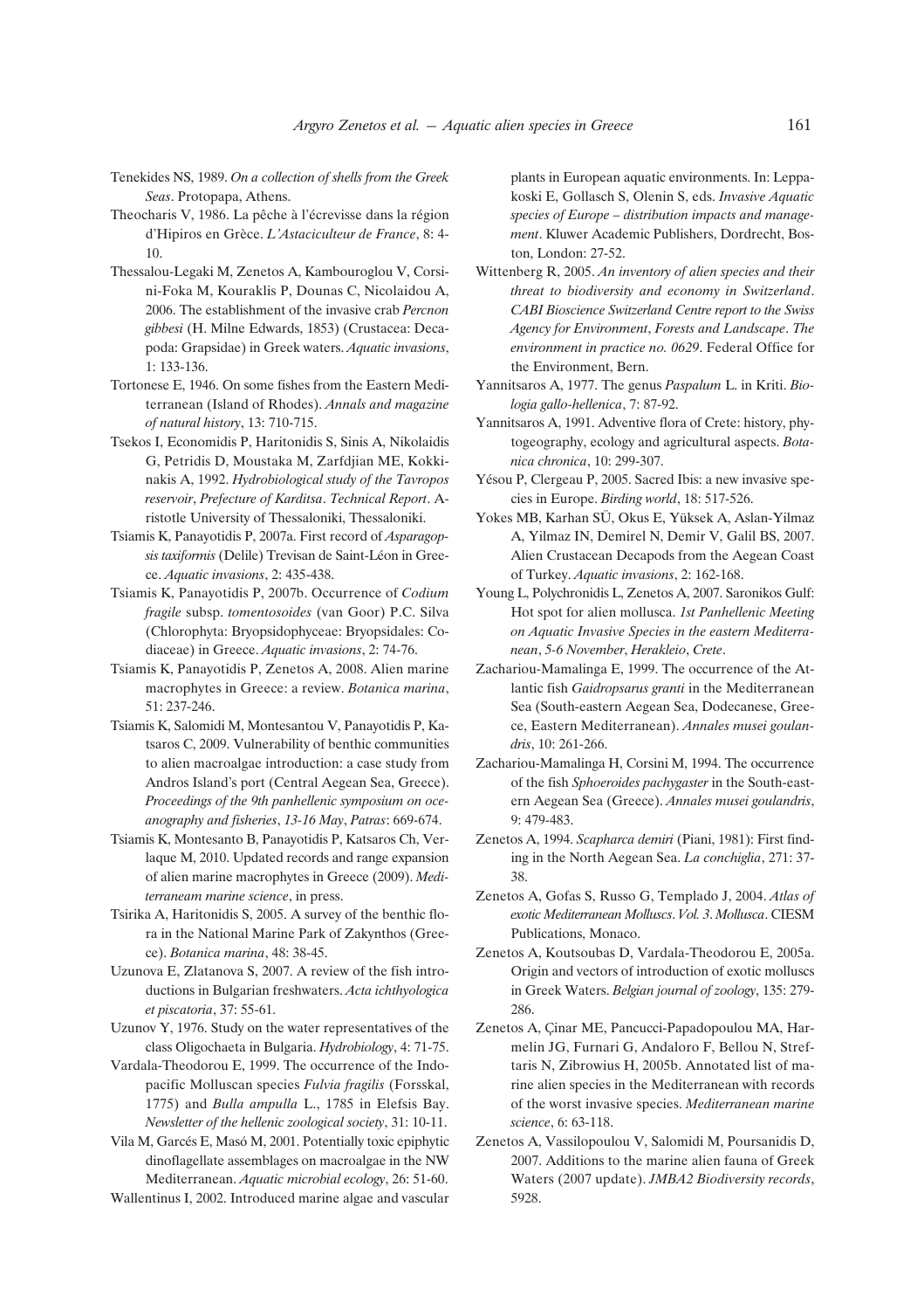Tenekides NS, 1989. *On a collection of shells from the Greek Seas*. Protopapa, Athens.

Theocharis V, 1986. La pêche à l'écrevisse dans la région d'Hipiros en Grèce. *L'Astaciculteur de France*, 8: 4-10.

Thessalou-Legaki M, Zenetos A, Kambouroglou V, Corsini-Foka M, Kouraklis P, Dounas C, Nicolaidou A, 2006. The establishment of the invasive crab *Percnon gibbesi* (H. Milne Edwards, 1853) (Crustacea: Decapoda: Grapsidae) in Greek waters. *Aquatic invasions*, 1: 133-136.

Tortonese E, 1946. On some fishes from the Eastern Mediterranean (Island of Rhodes). *Annals and magazine of natural history*, 13: 710-715.

Tsekos I, Economidis P, Haritonidis S, Sinis A, Nikolaidis G, Petridis D, Moustaka M, Zarfdjian ME, Kokkinakis A, 1992. *Hydrobiological study of the Tavropos reservoir*, *Prefecture of Karditsa*. *Technical Report*. Aristotle University of Thessaloniki, Thessaloniki.

Tsiamis K, Panayotidis P, 2007a. First record of *Asparagopsis taxiformis* (Delile) Trevisan de Saint-Léon in Greece. *Aquatic invasions*, 2: 435-438.

Tsiamis K, Panayotidis P, 2007b. Occurrence of *Codium fragile* subsp. *tomentosoides* (van Goor) P.C. Silva (Chlorophyta: Bryopsidophyceae: Bryopsidales: Codiaceae) in Greece. *Aquatic invasions*, 2: 74-76.

Tsiamis K, Panayotidis P, Zenetos A, 2008. Alien marine macrophytes in Greece: a review. *Botanica marina*, 51: 237-246.

Tsiamis K, Salomidi M, Montesantou V, Panayotidis P, Katsaros C, 2009. Vulnerability of benthic communities to alien macroalgae introduction: a case study from Andros Island's port (Central Aegean Sea, Greece). *Proceedings of the 9th panhellenic symposium on oceanography and fisheries*, *13-16 May*, *Patras*: 669-674.

Tsiamis K, Montesanto B, Panayotidis P, Katsaros Ch, Verlaque M, 2010. Updated records and range expansion of alien marine macrophytes in Greece (2009). *Mediterraneam marine science*, in press.

Tsirika A, Haritonidis S, 2005. A survey of the benthic flora in the National Marine Park of Zakynthos (Greece). *Botanica marina*, 48: 38-45.

Uzunova E, Zlatanova S, 2007. A review of the fish introductions in Bulgarian freshwaters. *Acta ichthyologica et piscatoria*, 37: 55-61.

Uzunov Y, 1976. Study on the water representatives of the class Oligochaeta in Bulgaria. *Hydrobiology*, 4: 71-75.

Vardala-Theodorou E, 1999. The occurrence of the Indo-pacific Molluscan species *Fulvia fragilis* (Forsskal, 1775) and *Bulla ampulla* L., 1785 in Elefsis Bay. *Newsletter of the hellenic zoological society*, 31: 10-11.

Vila M, Garcés E, Masó M, 2001. Potentially toxic epiphytic dinoflagellate assemblages on macroalgae in the NW Mediterranean. *Aquatic microbial ecology*, 26: 51-60.

Wallentinus I, 2002. Introduced marine algae and vascular plants in European aquatic environments. In: Leppakoski E, Gollasch S, Olenin S, eds. *Invasive Aquatic species of Europe – distribution impacts and management*. Kluwer Academic Publishers, Dordrecht, Boston, London: 27-52.

Wittenberg R, 2005. *An inventory of alien species and their threat to biodiversity and economy in Switzerland*. *CABI Bioscience Switzerland Centre report to the Swiss Agency for Environment*, *Forests and Landscape*. *The environment in practice no. 0629*. Federal Office for the Environment, Bern.

Yannitsaros A, 1977. The genus *Paspalum* L. in Kriti. *Biologia gallo-hellenica*, 7: 87-92.

Yannitsaros A, 1991. Adventive flora of Crete: history, phytogeography, ecology and agricultural aspects. *Botanica chronica*, 10: 299-307.

Yésou P, Clergeau P, 2005. Sacred Ibis: a new invasive species in Europe. *Birding world*, 18: 517-526.

Yokes MB, Karhan SÜ, Okus E, Yüksek A, Aslan-Yilmaz A, Yilmaz IN, Demirel N, Demir V, Galil BS, 2007. Alien Crustacean Decapods from the Aegean Coast of Turkey. *Aquatic invasions*, 2: 162-168.

Young L, Polychronidis L, Zenetos A, 2007. Saronikos Gulf: Hot spot for alien mollusca. *1st Panhellenic Meeting on Aquatic Invasive Species in the eastern Mediterranean*, *5-6 November*, *Herakleio*, *Crete*.

Zachariou-Mamalinga E, 1999. The occurrence of the Atlantic fish *Gaidropsarus granti* in the Mediterranean Sea (South-eastern Aegean Sea, Dodecanese, Greece, Eastern Mediterranean). *Annales musei goulandris*, 10: 261-266.

Zachariou-Mamalinga H, Corsini M, 1994. The occurrence of the fish *Sphoeroides pachygaster* in the South-eastern Aegean Sea (Greece). *Annales musei goulandris*, 9: 479-483.

Zenetos A, 1994. *Scapharca demiri* (Piani, 1981): First finding in the North Aegean Sea. *La conchiglia*, 271: 37-38.

Zenetos A, Gofas S, Russo G, Templado J, 2004. *Atlas of exotic Mediterranean Molluscs*. *Vol. 3*. *Mollusca*. CIESM Publications, Monaco.

Zenetos A, Koutsoubas D, Vardala-Theodorou E, 2005a. Origin and vectors of introduction of exotic molluscs in Greek Waters. *Belgian journal of zoology*, 135: 279-286.

Zenetos A, Çinar ME, Pancucci-Papadopoulou MA, Harmelin JG, Furnari G, Andaloro F, Bellou N, Streftaris N, Zibrowius H, 2005b. Annotated list of marine alien species in the Mediterranean with records of the worst invasive species. *Mediterranean marine science*, 6: 63-118.

Zenetos A, Vassilopoulou V, Salomidi M, Poursanidis D, 2007. Additions to the marine alien fauna of Greek Waters (2007 update). *JMBA2 Biodiversity records*, 5928.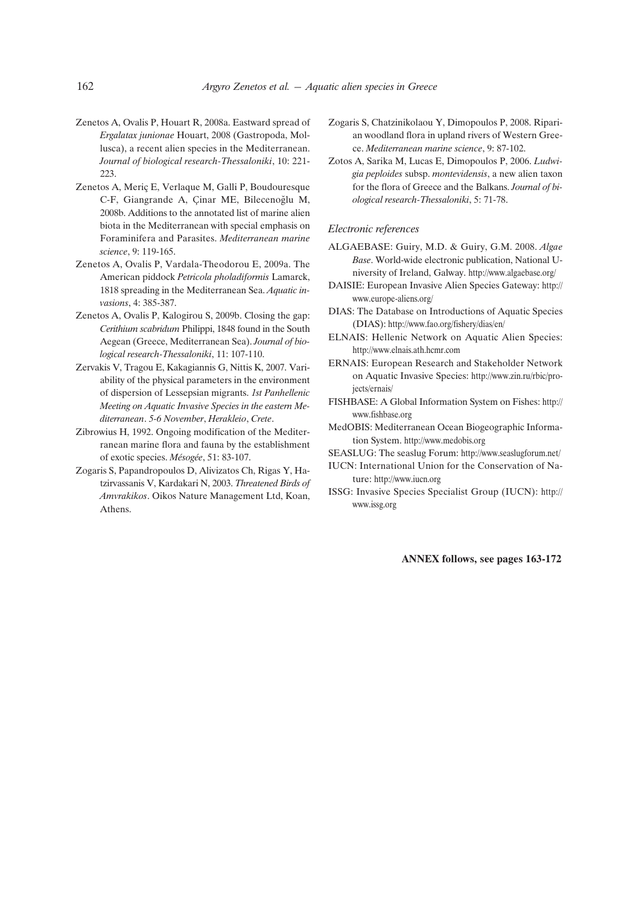Zenetos A, Ovalis P, Houart R, 2008a. Eastward spread of *Ergalatax junionae* Houart, 2008 (Gastropoda, Mollusca), a recent alien species in the Mediterranean. *Journal of biological research-Thessaloniki*, 10: 221-223.

Zenetos A, Meriç E, Verlaque M, Galli P, Boudouresque C-F, Giangrande A, Çinar ME, Bilecenoğlu M, 2008b. Additions to the annotated list of marine alien biota in the Mediterranean with special emphasis on Foraminifera and Parasites. *Mediterranean marine science*, 9: 119-165.

Zenetos A, Ovalis P, Vardala-Theodorou E, 2009a. The American piddock *Petricola pholadiformis* Lamarck, 1818 spreading in the Mediterranean Sea. *Aquatic invasions*, 4: 385-387.

Zenetos A, Ovalis P, Kalogirou S, 2009b. Closing the gap: *Cerithium scabridum* Philippi, 1848 found in the South Aegean (Greece, Mediterranean Sea). *Journal of biological research-Thessaloniki*, 11: 107-110.

Zervakis V, Tragou E, Kakagiannis G, Nittis K, 2007. Variability of the physical parameters in the environment of dispersion of Lessepsian migrants. *1st Panhellenic Meeting on Aquatic Invasive Species in the eastern Mediterranean*. *5-6 November*, *Herakleio*, *Crete*.

Zibrowius H, 1992. Ongoing modification of the Mediterranean marine flora and fauna by the establishment of exotic species. *Mésogée*, 51: 83-107.

Zogaris S, Papandropoulos D, Alivizatos Ch, Rigas Y, Hatzirvassanis V, Kardakari N, 2003. *Threatened Birds of Amvrakikos*. Oikos Nature Management Ltd, Koan, Athens.

Zogaris S, Chatzinikolaou Y, Dimopoulos P, 2008. Riparian woodland flora in upland rivers of Western Greece. *Mediterranean marine science*, 9: 87-102.

Zotos A, Sarika M, Lucas E, Dimopoulos P, 2006. *Ludwigia peploides* subsp. *montevidensis*, a new alien taxon for the flora of Greece and the Balkans. *Journal of biological research-Thessaloniki*, 5: 71-78.

*Electronic references*

ALGAEBASE: Guiry, M.D. & Guiry, G.M. 2008. *Algae Base*. World-wide electronic publication, National University of Ireland, Galway. http://www.algaebase.org/

DAISIE: European Invasive Alien Species Gateway: http://www.europe-aliens.org/

DIAS: The Database on Introductions of Aquatic Species (DIAS): http://www.fao.org/fishery/dias/en/

ELNAIS: Hellenic Network on Aquatic Alien Species: http://www.elnais.ath.hcmr.com

ERNAIS: European Research and Stakeholder Network on Aquatic Invasive Species: http://www.zin.ru/rbic/projects/ernais/

FISHBASE: A Global Information System on Fishes: http://www.fishbase.org

MedOBIS: Mediterranean Ocean Biogeographic Information System. http://www.medobis.org

SEASLUG: The seaslug Forum: http://www.seaslugforum.net/

IUCN: International Union for the Conservation of Nature: http://www.iucn.org

ISSG: Invasive Species Specialist Group (IUCN): http://www.issg.org

**ANNEX follows, see pages 163-172**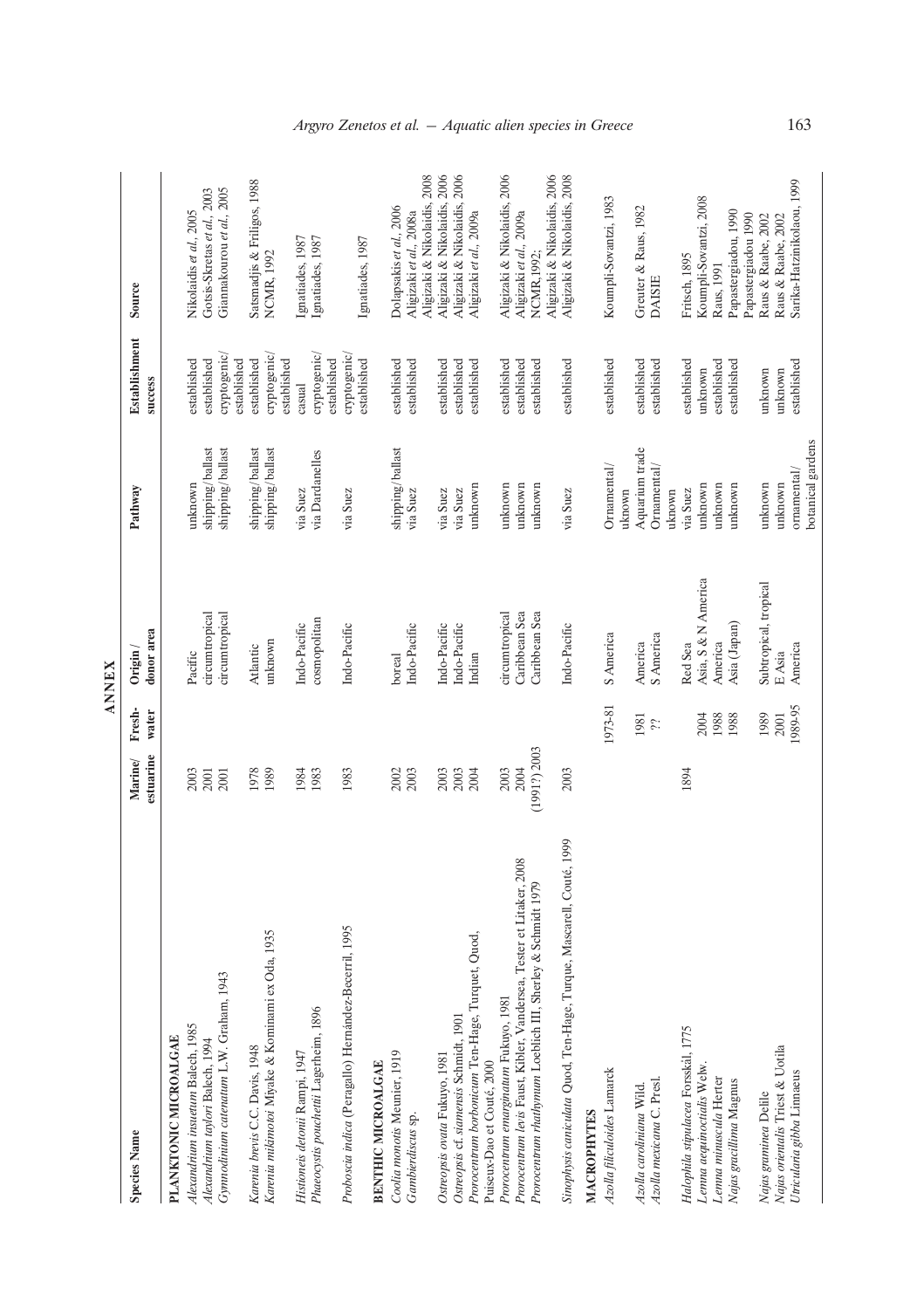## ANNEX

| Species Name | Marine/ estuarine | Fresh- water | Origin / donor area | Pathway | Establishment success | Source |
|---|---|---|---|---|---|---|
| **PLANKTONIC MICROALGAE** | | | | | | |
| *Alexandrium insuetum* Balech, 1985 | 2003 | | Pacific | unknown | established | Nikolaidis *et al.*, 2005 |
| *Alexandrium taylori* Balech, 1994 | 2001 | | circumtropical | shipping/ballast | established | Gotsis-Skretas *et al.*, 2003 |
| *Gymnodinium catenatum* L.W. Graham, 1943 | 2001 | | circumtropical | shipping/ballast | cryptogenic/ established | Giannakourou *et al.*, 2005 |
| *Karenia brevis* C.C. Davis, 1948 | 1978 | | Atlantic | shipping/ballast | established | Satsmadjis & Friligos, 1988 |
| *Karenia mikimotoi* Miyake & Kominami ex Oda, 1935 | 1989 | | unknown | shipping/ballast | cryptogenic/ established | NCMR, 1992 |
| *Histioneis detonii* Rampi, 1947 | 1984 | | Indo-Pacific | via Suez | casual | Ignatiades, 1987 |
| *Phaeocystis pouchetii* Lagerheim, 1896 | 1983 | | cosmopolitan | via Dardanelles | cryptogenic/ established | Ignatiades, 1987 |
| *Proboscia indica* (Peragallo) Hernández-Becerril, 1995 | 1983 | | Indo-Pacific | via Suez | cryptogenic/ established | Ignatiades, 1987 |
| **BENTHIC MICROALGAE** | | | | | | |
| *Coolia monotis* Meunier, 1919 | 2002 | | boreal | shipping/ballast | established | Dolapsakis *et al.*, 2006 |
| *Gambierdiscus* sp. | 2003 | | Indo-Pacific | via Suez | established | Aligizaki *et al.*, 2008a |
| *Ostreopsis ovata* Fukuyo, 1981 | 2003 | | Indo-Pacific | via Suez | established | Aligizaki & Nikolaidis, 2008 |
| *Ostreopsis* cf. *siamensis* Schmidt, 1901 | 2003 | | Indo-Pacific | via Suez | established | Aligizaki & Nikolaidis, 2006 |
| *Prorocentrum borbonicum* Ten-Hage, Turquet, Quod, Puiseux-Dao et Couté, 2000 | 2004 | | Indian | unknown | established | Aligizaki & Nikolaidis, 2006; Aligizaki *et al.*, 2009a |
| *Prorocentrum emarginatum* Fukuyo, 1981 | 2003 | | circumtropical | unknown | established | Aligizaki & Nikolaidis, 2006 |
| *Prorocentrum levis* Faust, Kibler, Vandersea, Tester et Litaker, 2008 | 2004 | | Caribbean Sea | unknown | established | Aligizaki *et al.*, 2009a |
| *Prorocentrum rhathymum* Loeblich III, Sherley & Schmidt 1979 | (1991?) 2003 | | Caribbean Sea | unknown | established | NCMR,1992; Aligizaki & Nikolaidis, 2006 |
| *Sinophysis canaliculata* Quod, Ten-Hage, Turque, Mascarell, Couté, 1999 | 2003 | | Indo-Pacific | via Suez | established | Aligizaki & Nikolaidis, 2008 |
| **MACROPHYTES** | | | | | | |
| *Azolla filiculoides* Lamarck | | 1973-81 | S America | Ornamental/ uknown | established | Koumpli-Sovantzi, 1983 |
| *Azolla caroliniana* Wild. | | 1981 | America | Aquarium trade | established | Greuter & Raus, 1982 |
| *Azolla mexicana* C. Presl. | | ?? | S America | Ornamental/ uknown | established | DAISIE |
| *Halophila stipulacea* Forsskål, 1775 | 1894 | | Red Sea | via Suez | established | Fritsch, 1895 |
| *Lemna aequinoctialis* Welw. | | 2004 | Asia, S & N America | unknown | unknown | Koumpli-Sovantzi, 2008 |
| *Lemna minuscula* Herter | | 1988 | America | unknown | established | Raus, 1991 |
| *Najas gracillima* Magnus | | 1988 | Asia (Japan) | unknown | established | Papastergiadou, 1990 |
| *Najas graminea* Delile | | 1989 | Subtropical, tropical | unknown | unknown | Papastergiadou 1990 |
| *Najas orientalis* Triest & Uotila | | 2001 | E Asia | unknown | unknown | Raus & Raabe, 2002 |
| *Utricularia gibba* Linnaeus | | 1989-95 | America | ornamental/ botanical gardens | established | Sarika-Hatzinikolaou, 1999 |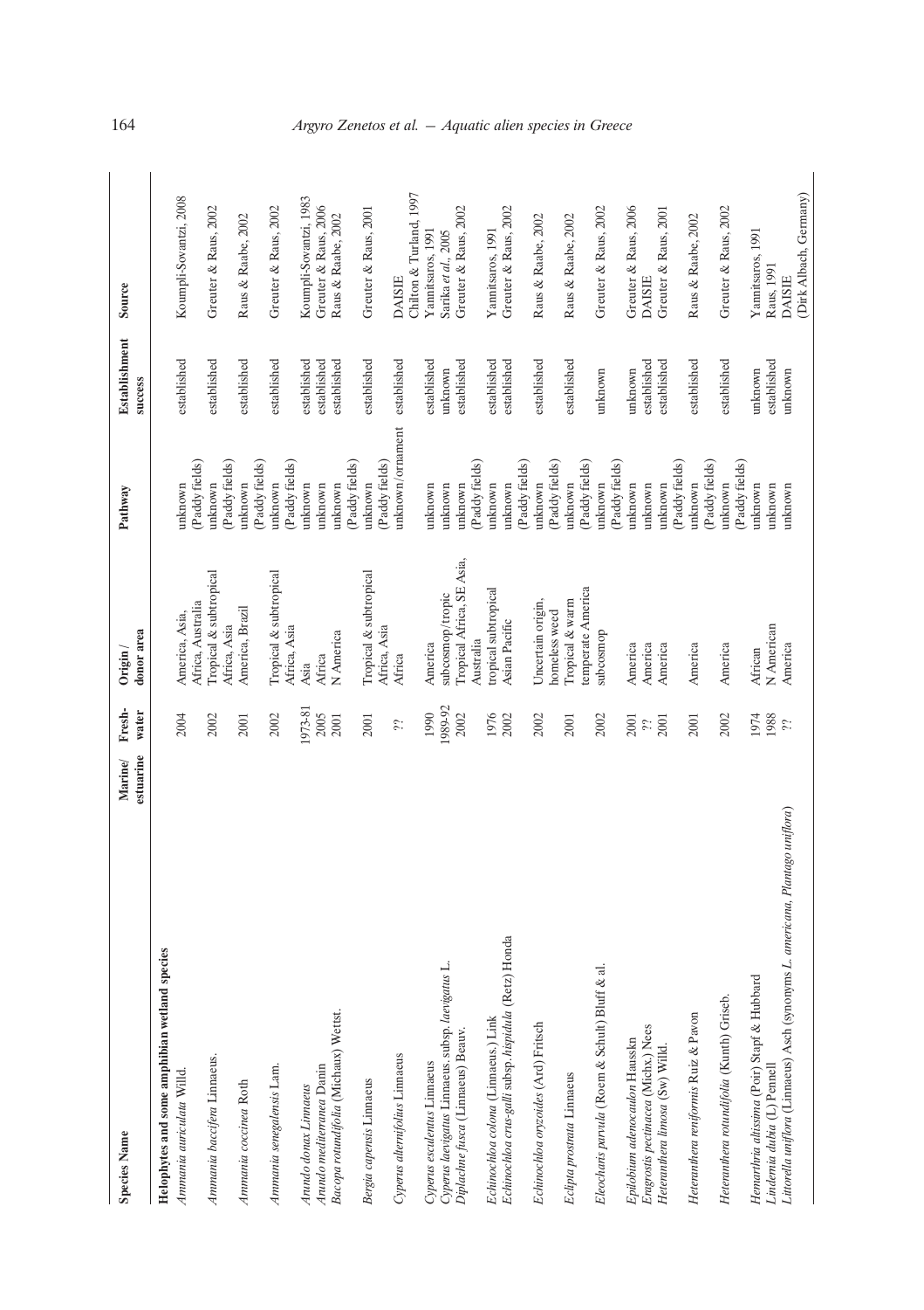| Species Name | Marine/ estuarine | Fresh- water | Origin / donor area | Pathway | Establishment success | Source |
|---|---|---|---|---|---|---|
| **Helophytes and some amphibian wetland species** | | | | | | |
| *Ammania auriculata* Willd. | | 2004 | America, Asia, Africa, Australia | unknown (Paddy fields) | established | Koumpli-Sovantzi, 2008 |
| *Ammania baccifera* Linnaeus. | | 2002 | Tropical & subtropical Africa, Asia | unknown (Paddy fields) | established | Greuter & Raus, 2002 |
| *Ammania coccinea* Roth | | 2001 | America, Brazil | unknown (Paddy fields) | established | Raus & Raabe, 2002 |
| *Ammania senegalensis* Lam. | | 2002 | Tropical & subtropical Africa, Asia | unknown (Paddy fields) | established | Greuter & Raus, 2002 |
| *Arundo donax Linnaeus* | | 1973-81 | Asia | unknown | established | Koumpli-Sovantzi, 1983 |
| *Arundo mediterranea* Danin | | 2005 | Africa | unknown | established | Greuter & Raus, 2006 |
| *Bacopa rotundifolia* (Michaux) Wettst. | | 2001 | N America | unknown (Paddy fields) | established | Raus & Raabe, 2002 |
| *Bergia capensis* Linnaeus | | 2001 | Tropical & subtropical Africa, Asia | unknown (Paddy fields) | established | Greuter & Raus, 2001 |
| *Cyperus alternifolius* Linnaeus | | ?? | Africa | unknown/ornament | established | DAISIE Chilton & Turland, 1997 |
| *Cyperus esculentus* Linnaeus | | 1990 | America | unknown | established | Yannitsaros, 1991 |
| *Cyperus laevigatus* Linnaeus. subsp. *laevigatus* L. | | 1989-92 | subcosmop/tropic | unknown | unknown | Sarika *et al.*, 2005 |
| *Diplachne fusca* (Linnaeus) Beauv. | | 2002 | Tropical Africa, SE Asia, Australia | unknown (Paddy fields) | established | Greuter & Raus, 2002 |
| *Echinochloa colona* (Linnaeus.) Link | | 1976 | tropical subtropical | unknown | established | Yannitsaros, 1991 |
| *Echinochloa crus-galli* subsp. *hispidula* (Retz) Honda | | 2002 | Asian Pacific | unknown (Paddy fields) | established | Greuter & Raus, 2002 |
| *Echinochloa oryzoides* (Ard) Fritsch | | 2002 | Uncertain origin, homeless weed | unknown (Paddy fields) | established | Raus & Raabe, 2002 |
| *Eclipta prostrata* Linnaeus | | 2001 | Tropical & warm temperate America | unknown (Paddy fields) | established | Raus & Raabe, 2002 |
| *Eleocharis parvula* (Roem & Schult) Bluff & al. | | 2002 | subcosmop | unknown (Paddy fields) | unknown | Greuter & Raus, 2002 |
| *Epilobium adenocaulon* Hausskn | | 2001 | America | unknown | unknown | Greuter & Raus, 2006 |
| *Eragrostis pectinacea* (Michx.) Nees | | ?? | America | unknown | established | DAISIE |
| *Heteranthera limosa* (Sw) Willd. | | 2001 | America | unknown (Paddy fields) | established | Greuter & Raus, 2001 |
| *Heteranthera reniformis* Ruiz & Pavon | | 2001 | America | unknown (Paddy fields) | established | Raus & Raabe, 2002 |
| *Heteranthera rotundifolia* (Kunth) Griseb. | | 2002 | America | unknown (Paddy fields) | established | Greuter & Raus, 2002 |
| *Hemarthria altissima* (Poir) Stapf & Hubbard | | 1974 | African | unknown | unknown | Yannitsaros, 1991 |
| *Lindernia dubia* (L) Pennell | | 1988 | N American | unknown | established | Raus, 1991 |
| *Littorella uniflora* (Linnaeus) Asch (synonyms *L. americana*, *Plantago uniflora*) | | ?? | America | unknown | unknown | DAISIE (Dirk Albach, Germany) |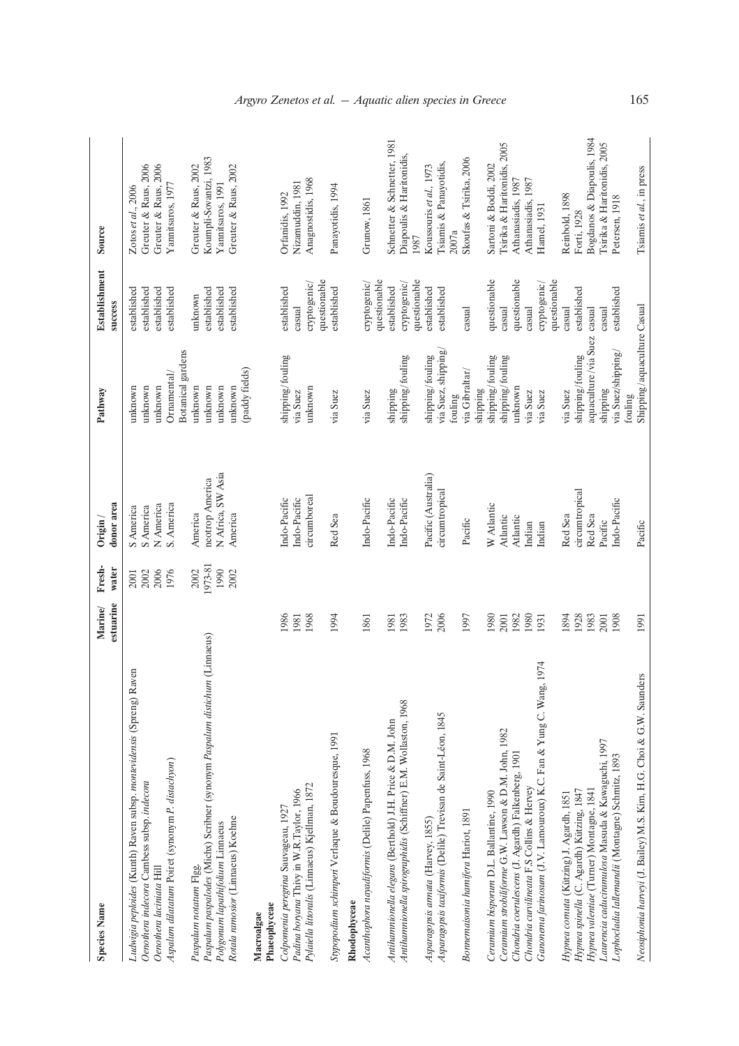| Species Name | Marine/ estuarine | Fresh-water | Origin / donor area | Pathway | Establishment success | Source |
|---|---|---|---|---|---|---|
| *Ludwigia peploides* (Kunth) Raven subsp. *montevidensis* (Spreng) Raven | | 2001 | S America | unknown | established | Zotos *et al.*, 2006 |
| *Oenothera indecora* Cambess subsp. *indecora* | | 2002 | S America | unknown | established | Greuter & Raus, 2006 |
| *Oenothera laciniata* Hill | | 2006 | N America | unknown | established | Greuter & Raus, 2006 |
| *Aspalum dilatatum* Poiret (synonym *P. distachyon*) | | 1976 | S. America | Ornamental/ Botanical gardens | established | Yannitsaros, 1977 |
| *Paspalum notatum* Flgg. | | 2002 | America | unknown | unknown | Greuter & Raus, 2002 |
| *Paspalum paspalodes* (Michx) Scribner (synonym *Paspalum distichum* (Linnaeus) | | 1973-81 | neotrop America | unknown | established | Koumpli-Sovantzi, 1983 |
| *Polygonum lapathifolium* Linnaeus | | 1990 | N Africa, SW Asia | unknown | established | Yannitsaros, 1991 |
| *Rotala ramosior* (Linnaeus) Koehne | | 2002 | America | unknown (paddy fields) | established | Greuter & Raus, 2002 |
| **Macroalgae** | | | | | | |
| **Phaeophyceae** | | | | | | |
| *Colpomenia peregrina* Sauvageau, 1927 | 1986 | | Indo-Pacific | shipping/fouling | established | Orfanidis, 1992 |
| *Padina boryana* Thivy in W.R.Taylor, 1966 | 1981 | | Indo-Pacific | via Suez | casual | Nizamuddin, 1981 |
| *Pylaiella littoralis* (Linnaeus) Kjellman, 1872 | 1968 | | circumboreal | unknown | cryptogenic/ questionable | Anagnostidis, 1968 |
| *Stypopodium schimperi* Verlaque & Boudouresque, 1991 | 1994 | | Red Sea | via Suez | established | Panayotidis, 1994 |
| **Rhodophyceae** | | | | | | |
| *Acanthophora nayadiformis* (Delile) Papenfuss, 1968 | 1861 | | Indo-Pacific | via Suez | cryptogenic/ questionable | Grunow, 1861 |
| *Antithamnionella elegans* (Berthold) J.H. Price & D.M. John | 1981 | | Indo-Pacific | shipping | established | Schnetter & Schnetter, 1981 |
| *Antithamnionella spirographidis* (Schiffner) E.M. Wollaston, 1968 | 1983 | | Indo-Pacific | shipping/fouling | cryptogenic/ questionable | Diapoulis & Haritonidis, 1987 |
| *Asparagopsis armata* (Harvey, 1855) | 1972 | | Pacific (Australia) | shipping/fouling | established | Koussouris *et al.*, 1973 |
| *Asparagopsis taxiformis* (Delile) Trevisan de Saint-Léon, 1845 | 2006 | | circumtropical | via Suez, shipping/ fouling | established | Tsiamis & Panayotidis, 2007a |
| *Bonnemaisonia hamifera* Hariot, 1891 | 1997 | | Pacific | via Gibraltar/ shipping | casual | Skoufas & Tsirika, 2006 |
| *Ceramium bisporum* D.L. Ballantine, 1990 | 1980 | | W Atlantic | shipping/fouling | questionable | Sartoni & Boddi, 2002 |
| *Ceramium strobiliforme* G.W. Lawson & D.M. John, 1982 | 2001 | | Atlantic | shipping/fouling | casual | Tsirika & Haritonidis, 2005 |
| *Chondria coerulescens* (J. Agardh) Falkenberg, 1901 | 1982 | | Atlantic | unknown | questionable | Athanasiadis, 1987 |
| *Chondria curvilineata* F.S Collins & Hervey | 1980 | | Indian | via Suez | casual | Athanasiadis, 1987 |
| *Ganonema farinosum* (J.V. Lamouroux) K.C. Fan & Yung C. Wang, 1974 | 1931 | | Indian | via Suez | cryptogenic/ questionable | Hamel, 1931 |
| *Hypnea cornuta* (Kützing) J. Agardh, 1851 | 1894 | | Red Sea | via Suez | casual | Reinbold, 1898 |
| *Hypnea spinella* (C. Agardh) Kützing, 1847 | 1928 | | circumtropical | shipping/fouling | established | Forti, 1928 |
| *Hypnea valentiae* (Turner) Montagne, 1841 | 1983 | | Red Sea | aquaculture/via Suez | casual | Bogdanos & Diapoulis, 1984 |
| *Laurencia caduciramulosa* Masuda & Kawaguchi, 1997 | 2001 | | Pacific | shipping | casual | Tsirika & Haritonidis, 2005 |
| *Lophocladia lallemandii* (Montagne) Schmitz, 1893 | 1908 | | Indo-Pacific | via Suez/shipping/ fouling | established | Petersen, 1918 |
| *Neosiphonia harveyi* (J. Bailey) M.S. Kim, H.G. Choi & G.W. Saunders | 1991 | | Pacific | Shipping/aquaculture | Casual | Tsiamis *et al.*, in press |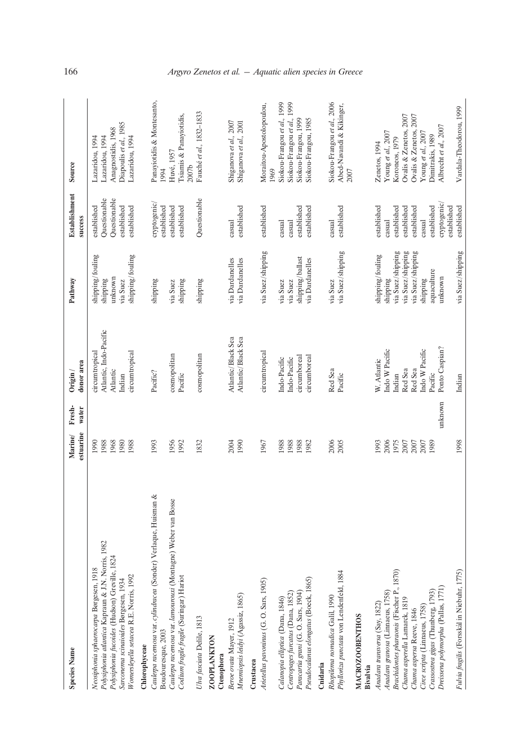| Species Name | Marine/ estuarine | Fresh-water | Origin / donor area | Pathway | Establishment success | Source |
|---|---|---|---|---|---|---|
| *Neosiphonia sphaerocarpa* Børgesen, 1918 | 1990 | | circumtropical | shipping/fouling | established | Lazaridou, 1994 |
| *Polysiphonia atlantica* Kapraun & J.N. Norris, 1982 | 1988 | | Atlantic, Indo-Pacific | shipping | Questionable | Lazaridou, 1994 |
| *Polysiphonia fucoides* (Hudson) Greville, 1824 | 1968 | | Atlantic | unknown | Questionable | Anagnostidis, 1968 |
| *Sarconema scinaioides* Børgesen, 1934 | 1980 | | Indian | via Suez | established | Diapoulis *et al.*, 1985 |
| *Womersleyella setacea* R.E. Norris, 1992 | 1988 | | circumtropical | shipping/fouling | established | Lazaridou, 1994 |
| **Chlorophyceae** | | | | | | |
| *Caulerpa racemosa* var. *cylindracea* (Sonder) Verlaque, Huisman & Boudouresque, 2003 | 1993 | | Pacific? | shipping | cryptogenic/ established | Panayotidis & Montesanto, 1994 |
| *Caulerpa racemosa* var. *lamourouxii* (Montagne) Weber van Bosse | 1956 | | cosmopolitan | via Suez | established | Huvé, 1957 |
| *Codium fragile fragile* (Suringar) Hariot | 1992 | | Pacific | shipping | established | Tsiamis & Panayiotidis, 2007b |
| *Ulva fasciata* Delile, 1813 | 1832 | | cosmopolitan | shipping | Questionable | Fauché *et al.*, 1832–1833 |
| **ZOOPLANKTON** | | | | | | |
| **Ctenophora** | | | | | | |
| *Beroe ovata* Mayer, 1912 | 2004 | | Atlantic/Black Sea | via Dardanelles | casual | Shiganova *et al.*, 2007 |
| *Mnemiopsis leidyi* (Agassiz, 1865) | 1990 | | Atlantic/Black Sea | via Dardanelles | established | Shiganova *et al.*, 2001 |
| **Crustacea** | | | | | | |
| *Arietellus pavoninus* (G. O. Sars, 1905) | 1967 | | circumtropical | via Suez/shipping | established | Moraitou-Apostolopoulou, 1969 |
| *Calanopia elliptica* (Dana, 1846) | 1988 | | Indo-Pacific | via Suez | casual | Siokou-Frangou *et al.*, 1999 |
| *Centropages furcatus* (Dana, 1852) | 1988 | | Indo-Pacific | via Suez | casual | Siokou-Frangou *et al.*, 1999 |
| *Paracartia grani* (G. O. Sars, 1904) | 1988 | | circumboreal | shipping/ballast | established | Siokou-Frangou, 1999 |
| *Pseudocalanus elongatus* (Boeck, 1865) | 1982 | | circumboreal | via Dardanelles | established | Siokou-Frangou, 1985 |
| **Cnidaria** | | | | | | |
| *Rhopilema nomadica* Galil, 1990 | 2006 | | Red Sea | via Suez | casual | Siokou-Frangou *et al.*, 2006 |
| *Phyllorhiza punctata* von Lendenfeld, 1884 | 2005 | | Pacific | via Suez/shipping | established | Abed-Navandi & Kikinger, 2007 |
| **MACROZOOBENTHOS** | | | | | | |
| **Bivalvia** | | | | | | |
| *Anadara transversa* (Say, 1822) | 1993 | | W. Atlantic | shipping/fouling | established | Zenetos, 1994 |
| *Anadara granosa* (Linnaeus, 1758) | 2006 | | Indo W Pacific | shipping | casual | Young *et al.*, 2007 |
| *Brachidontes pharaonis* (Fischer P., 1870) | 1975 | | Indian | via Suez/shipping | established | Koroneos, 1979 |
| *Chama asperella* Lamarck, 1819 | 2007 | | Red Sea | via Suez/shipping | established | Ovalis & Zenetos, 2007 |
| *Chama aspersa* Reeve, 1846 | 2007 | | Red Sea | via Suez/shipping | established | Ovalis & Zenetos, 2007 |
| *Circe scripta* (Linnaeus, 1758) | 2007 | | Indo W Pacific | shipping | casual | Young *et al.*, 2007 |
| *Crassostrea gigas* (Thunberg, 1793) | 1989 | | Pacific | aquaculture | established | Dimitrakis, 1989 |
| *Dreissena polymorpha* (Pallas, 1771) | | unknown | Ponto Caspian? | unknown | cryptogenic/ established | Albrecht *et al.*, 2007 |
| *Fulvia fragilis* (Forsskål in Niebuhr, 1775) | 1998 | | Indian | via Suez/shipping | established | Vardala-Theodorou, 1999 |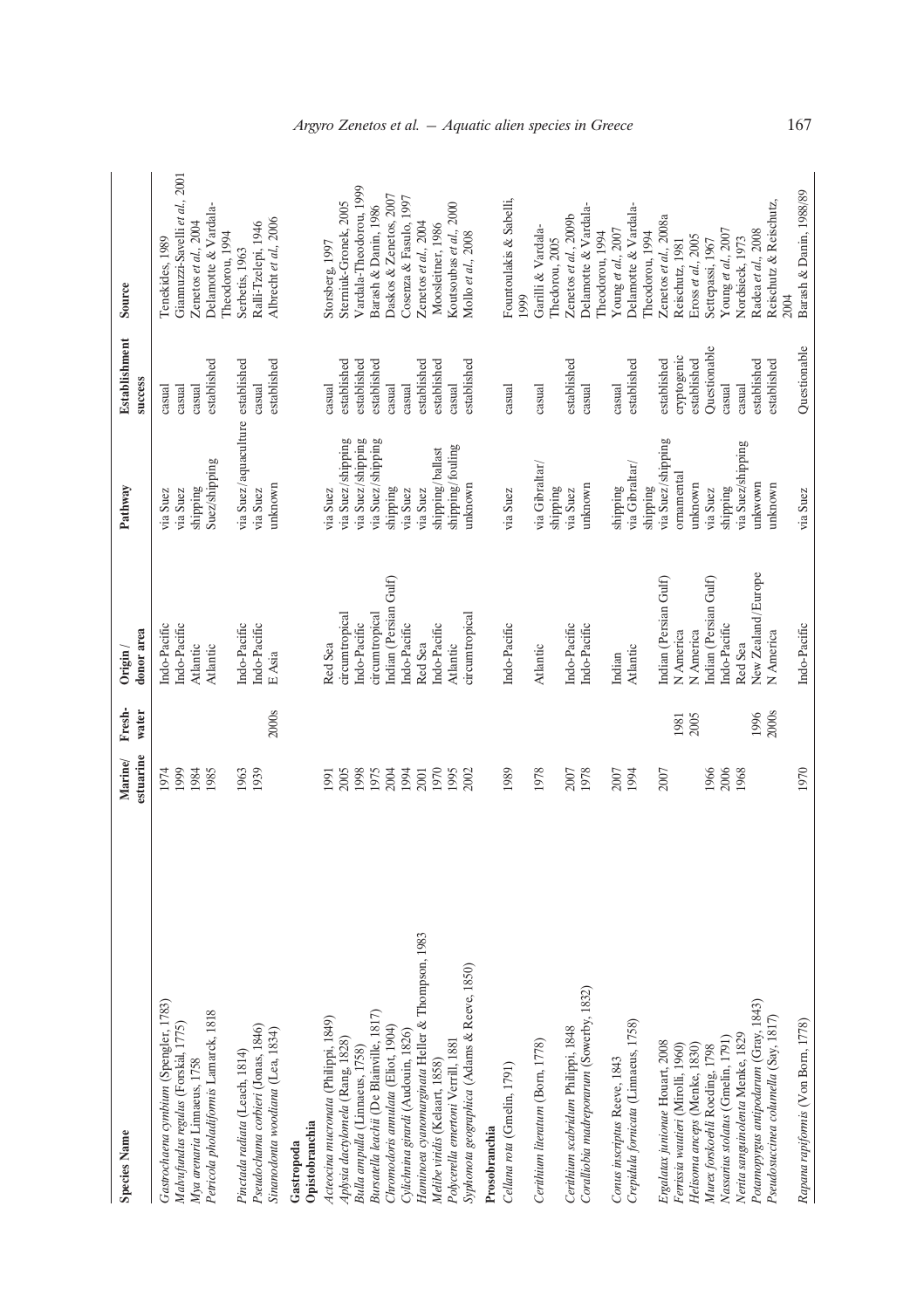| Species Name | Marine/ estuarine | Fresh-water | Origin / donor area | Pathway | Establishment success | Source |
|---|---|---|---|---|---|---|
| *Gastrochaena cymbium* (Spengler, 1783) | 1974 | | Indo-Pacific | via Suez | casual | Tenekides, 1989 |
| *Malvufundus regulus* (Forsskål, 1775) | 1999 | | Indo-Pacific | via Suez | casual | Giannuzzi-Savelli *et al.*, 2001 |
| *Mya arenaria* Linnaeus, 1758 | 1984 | | Atlantic | shipping | casual | Zenetos *et al.*, 2004 |
| *Petricola pholadiformis* Lamarck, 1818 | 1985 | | Atlantic | Suez/shipping | established | Delamotte & Vardala-Theodorou, 1994 |
| *Pinctada radiata* (Leach, 1814) | 1963 | | Indo-Pacific | via Suez/aquaculture | established | Serbetis, 1963 |
| *Pseudochama corbieri* (Jonas, 1846) | 1939 | | Indo-Pacific | via Suez | casual | Ralli-Tzelepi, 1946 |
| *Sinanodonta woodiana* (Lea, 1834) | | 2000s | E Asia | unknown | established | Albrecht *et al.*, 2006 |
| **Gastropoda** | | | | | | |
| **Opistobranchia** | | | | | | |
| *Acteocina mucronata* (Philippi, 1849) | 1991 | | Red Sea | via Suez | casual | Storsberg, 1997 |
| *Aplysia dactylomela* (Rang, 1828) | 2005 | | circumtropical | via Suez/shipping | established | Sterniuk-Gronek, 2005 |
| *Bulla ampulla* (Linnaeus, 1758) | 1998 | | Indo-Pacific | via Suez/shipping | established | Vardala-Theodorou, 1999 |
| *Bursatella leachii* (De Blainville, 1817) | 1975 | | circumtropical | via Suez/shipping | established | Barash & Danin, 1986 |
| *Chromodoris annulata* (Eliot, 1904) | 2004 | | Indian (Persian Gulf) | shipping | casual | Daskos & Zenetos, 2007 |
| *Cylichnina girardi* (Audouin, 1826) | 1994 | | Indo-Pacific | via Suez | casual | Cosenza & Fasulo, 1997 |
| *Haminoea cyanomarginata* Heller & Thompson, 1983 | 2001 | | Red Sea | via Suez | established | Zenetos *et al.*, 2004 |
| *Melibe viridis* (Kelaart, 1858) | 1970 | | Indo-Pacific | shipping/ballast | established | Moosleitner, 1986 |
| *Polycerella emertoni* Verrill, 1881 | 1995 | | Atlantic | shipping/fouling | casual | Koutsoubas *et al.*, 2000 |
| *Syphonota geographica* (Adams & Reeve, 1850) | 2002 | | circumtropical | unknown | established | Mollo *et al.*, 2008 |
| **Prosobranchia** | | | | | | |
| *Cellana rota* (Gmelin, 1791) | 1989 | | Indo-Pacific | via Suez | casual | Fountoulakis & Sabelli, 1999 |
| *Cerithium litteratum* (Born, 1778) | 1978 | | Atlantic | via Gibraltar/ shipping | casual | Garilli & Vardala-Thedorou, 2005 |
| *Cerithium scabridum* Philippi, 1848 | 2007 | | Indo-Pacific | via Suez | established | Zenetos *et al.*, 2009b |
| *Coralliobia madreporarum* (Sowerby, 1832) | 1978 | | Indo-Pacific | unknown | casual | Delamotte & Vardala-Theodorou, 1994 |
| *Conus inscriptus* Reeve, 1843 | 2007 | | Indian | shipping | casual | Young *et al.*, 2007 |
| *Crepidula fornicata* (Linnaeus, 1758) | 1994 | | Atlantic | via Gibraltar/ shipping | established | Delamotte & Vardala-Theodorou, 1994 |
| *Ergalatax junionae* Houart, 2008 | 2007 | | Indian (Persian Gulf) | via Suez/shipping | established | Zenetos *et al.*, 2008a |
| *Ferrissia wautieri* (Mirolli, 1960) | | 1981 | N America | ornamental | cryptogenic | Reischutz, 1981 |
| *Helisoma anceps* (Menke, 1830) | | 2005 | N America | unknown | established | Eross *et al.*, 2005 |
| *Murex forskoehli* Roeding, 1798 | 1966 | | Indian (Persian Gulf) | via Suez | Questionable | Settepassi, 1967 |
| *Nassarius stolatus* (Gmelin, 1791) | 2006 | | Indo-Pacific | shipping | casual | Young *et al.*, 2007 |
| *Nerita sanguinolenta* Menke, 1829 | 1968 | | Red Sea | via Suez/shipping | casual | Nordsieck, 1973 |
| *Potamopyrgus antipodarum* (Gray, 1843) | | 1996 | New Zealand/Europe | unkwown | established | Radea *et al.*, 2008 |
| *Pseudosuccinea columella* (Say, 1817) | | 2000s | N America | unknown | established | Reischutz & Reischutz, 2004 |
| *Rapana rapiformis* (Von Born, 1778) | 1970 | | Indo-Pacific | via Suez | Questionable | Barash & Danin, 1988/89 |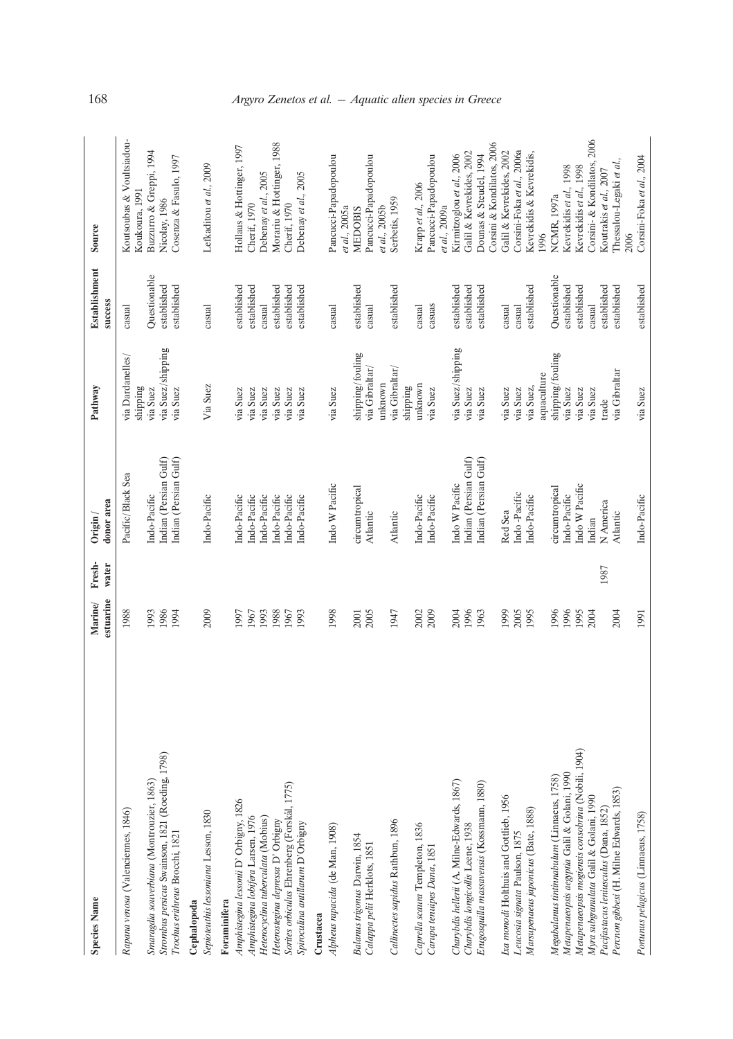| Species Name | Marine/ estuarine | Fresh-water | Origin / donor area | Pathway | Establishment success | Source |
|---|---|---|---|---|---|---|
| *Rapana venosa* (Valenciennes, 1846) | 1988 | | Pacific/Black Sea | via Dardanelles/ shipping | casual | Koutsoubas & Voultsiadou-Koukoura, 1991 |
| *Smaragdia souverbiana* (Montrouzier, 1863) | 1993 | | Indo-Pacific | via Suez | Questionable | Buzzurro & Greppi, 1994 |
| *Strombus persicus* Swainson, 1821 (Roeding, 1798) | 1986 | | Indian (Persian Gulf) | via Suez/shipping | established | Nicolay, 1986 |
| *Trochus erithreus* Brocchi, 1821 | 1994 | | Indian (Persian Gulf) | via Suez | established | Cosenza & Fasulo, 1997 |
| **Cephalopoda** | | | | | | |
| *Sepioteuthis lessoniana* Lesson, 1830 | 2009 | | Indo-Pacific | Via Suez | casual | Lefkaditou *et al.*, 2009 |
| **Foraminifera** | | | | | | |
| *Amphistegina lessonii* D' Orbigny, 1826 | 1997 | | Indo-Pacific | via Suez | established | Hollaus & Hottinger, 1997 |
| *Amphistegina lobifera* Larsen, 1976 | 1967 | | Indo-Pacific | via Suez | established | Cherif, 1970 |
| *Heterocyclina tuberculata* (Mobius) | 1993 | | Indo-Pacific | via Suez | casual | Debenay *et al.*, 2005 |
| *Heterostegina depressa* D' Orbigny | 1988 | | Indo-Pacific | via Suez | established | Morarin & Hottinger, 1988 |
| *Sorites orbiculus* Ehrenberg (Forskål, 1775) | 1967 | | Indo-Pacific | via Suez | established | Cherif, 1970 |
| *Spiroculina antillarum* D'Orbigny | 1993 | | Indo-Pacific | via Suez | established | Debenay *et al.*, 2005 |
| **Crustacea** | | | | | | |
| *Alpheus rapacida* (de Man, 1908) | 1998 | | Indo W Pacific | via Suez | casual | Pancucci-Papadopoulou *et al.*, 2005a |
| *Balanus trigonus* Darwin, 1854 | 2001 | | circumtropical | shipping/fouling | established | MEDOBIS |
| *Calappa pelii* Herklots, 1851 | 2005 | | Atlantic | via Gibraltar/ unknown | casual | Pancucci-Papadopoulou *et al.*, 2005b |
| *Callinectes sapidus* Rathbun, 1896 | 1947 | | Atlantic | via Gibraltar/ shipping | established | Serbetis, 1959 |
| *Caprella scaura* Templeton, 1836 | 2002 | | Indo-Pacific | unknown | casual | Krapp *et al.*, 2006 |
| *Carupa tenuipes Dana*, 1851 | 2009 | | Indo-Pacific | via Suez | casuas | Pancucci-Papadopoulou *et al.*, 2009a |
| *Charybdis hellerii* (A. Milne-Edwards, 1867) | 2004 | | Indo W Pacific | via Suez/shipping | established | Kirmitzoglou *et al.*, 2006 |
| *Charybdis longicollis* Leene, 1938 | 1996 | | Indian (Persian Gulf) | via Suez | established | Galil & Kevrekides, 2002 |
| *Erugosquilla massavensis* (Kossmann, 1880) | 1963 | | Indian (Persian Gulf) | via Suez | established | Dounas & Steudel, 1994 Corsini & Kondilatos, 2006 |
| *Ixa monodi* Holthuis and Gottlieb, 1956 | 1999 | | Red Sea | via Suez | casual | Galil & Kevrekides, 2002 |
| *Leucosia signata* Paulson, 1875 | 2005 | | Indo -Pacific | via Suez | casual | Corsini-Foka *et al.*, 2006a |
| *Marsupenaeus japonicus* (Bate, 1888) | 1995 | | Indo-Pacific | via Suez, aquaculture | established | Kevrekidis & Kevrekidis, 1996 |
| *Megabalanus tintinnabulum* (Linnaeus, 1758) | 1996 | | circumtropical | shipping/fouling | Questionable | NCMR, 1997a |
| *Metapenaeopsis aegyptia* Galil & Golani, 1990 | 1996 | | Indo-Pacific | via Suez | established | Kevrekidis *et al.*, 1998 |
| *Metapenaeopsis mogiensis consobrina* (Nobili, 1904) | 1995 | | Indo W Pacific | via Suez | established | Kevrekidis *et al.*, 1998 |
| *Myra subgranulata* Galil & Golani, 1990 | 2004 | | Indian | via Suez | casual | Corsini- & Kondilatos, 2006 |
| *Pacifastacus leniusculus* (Dana, 1852) | | 1987 | N America | trade | established | Koutrakis *et al.*, 2007 |
| *Percnon gibbesi* (H. Milne Edwards, 1853) | 2004 | | Atlantic | via Gibraltar | established | Thessalou-Legaki *et al.*, 2006 |
| *Portunus pelagicus* (Linnaeus, 1758) | 1991 | | Indo-Pacific | via Suez | established | Corsini-Foka *et al.*, 2004 |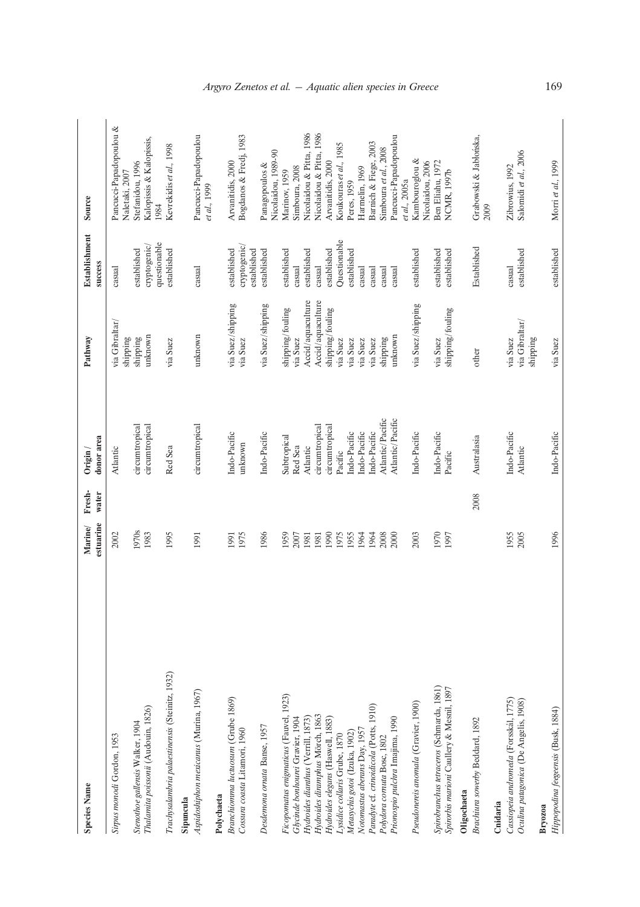| Species Name | Marine/ estuarine | Fresh-water | Origin / donor area | Pathway | Establishment success | Source |
|---|---|---|---|---|---|---|
| *Sirpus monodi* Gordon, 1953 | 2002 | | Atlantic | via Gibraltar/ shipping | casual | Pancucci-Papadopoulou & Naletaki, 2007 |
| *Stenothoe gallensis* Walker, 1904 | 1970s | | circumtropical | shipping | established | Stefanidou, 1996 |
| *Thalamita poissonii* (Audouin, 1826) | 1983 | | circumtropical | unknown | cryptogenic/ questionable | Kalopissis & Kalopissis, 1984 |
| *Trachysalambria palaestinensis* (Steinitz, 1932) | 1995 | | Red Sea | via Suez | established | Kevrekidis *et al.*, 1998 |
| **Sipuncula** | | | | | | |
| *Aspidosiphon mexicanus* (Murina, 1967) | 1991 | | circumtropical | unknown | casual | Pancucci-Papadopoulou *et al.*, 1999 |
| **Polychaeta** | | | | | | |
| *Branchiomma luctuosum* (Grube 1869) | 1991 | | Indo-Pacific | via Suez/shipping | established | Arvanitidis, 2000 |
| *Cossura coasta* Litamori, 1960 | 1975 | | unknown | via Suez | cryptogenic/ established | Bogdanos & Fredj, 1983 |
| *Desdemona ornata* Banse, 1957 | 1986 | | Indo-Pacific | via Suez/shipping | established | Panagopoulos & Nicolaidou, 1989-90 |
| *Ficopomatus enigmaticus* (Fauvel, 1923) | 1959 | | Subtropical | shipping/fouling | established | Marinov, 1959 |
| *Glycinde bonhourei* Gravier, 1904 | 2007 | | Red Sea | via Suez | casual | Simboura, 2008 |
| *Hydroides dianthus* (Verrill, 1873) | 1981 | | Atlantic | Accid/aquaculture | established | Nicolaidou & Pitta, 1986 |
| *Hydroides dirampha* Mörch, 1863 | 1981 | | circumtropical | Accid/aquaculture | casual | Nicolaidou & Pitta, 1986 |
| *Hydroides elegans* (Haswell, 1883) | 1990 | | circumtropical | shipping/fouling | established | Arvanitidis, 2000 |
| *Lysidice collaris* Grube, 1870 | 1975 | | Pacific | via Suez | Questionable | Koukouras *et al.*, 1985 |
| *Metasychis gotoi* (Izuka, 1902) | 1955 | | Indo-Pacific | via Suez | established | Peres, 1959 |
| *Notomastus aberans* Day, 1957 | 1964 | | Indo-Pacific | via Suez | casual | Harmelin, 1969 |
| *Paradyte* cf. *crinoidicola* (Potts, 1910) | 1964 | | Indo-Pacific | via Suez | casual | Barnich & Fiege, 2003 |
| *Polydora cornuta* Bosc, 1802 | 2008 | | Atlantic/Pacific | shipping | casual | Simboura *et al.*, 2008 |
| *Prionospio pulchra* Imajima, 1990 | 2000 | | Atlantic/Pacific | unknown | casual | Pancucci-Papadopoulou *et al.*, 2005a |
| *Pseudonereis anomala* (Gravier, 1900) | 2003 | | Indo-Pacific | via Suez/shipping | established | Kambouroglou & Nicolaidou, 2006 |
| *Spirobranchus tetraceros* (Schmarda, 1861) | 1970 | | Indo-Pacific | via Suez | established | Ben Eliahu, 1972 |
| *Spirorbis marioni* Caullery & Mesnil, 1897 | 1997 | | Pacific | shipping/fouling | established | NCMR, 1997b |
| **Oligochaeta** | | | | | | |
| *Brachiura sowerby* Beddard, 1892 | | 2008 | Australasia | other | Established | Grabowski & Jabłońska, 2009 |
| **Cnidaria** | | | | | | |
| *Cassiopeia andromeda* (Forsskål, 1775) | 1955 | | Indo-Pacific | via Suez | casual | Zibrowius, 1992 |
| *Oculina patagonica* (De Angelis, 1908) | 2005 | | Atlantic | via Gibraltar/ shipping | established | Salomidi *et al.*, 2006 |
| **Bryozoa** | | | | | | |
| *Hippopodina feegeensis* (Busk, 1884) | 1996 | | Indo-Pacific | via Suez | established | Morri *et al.*, 1999 |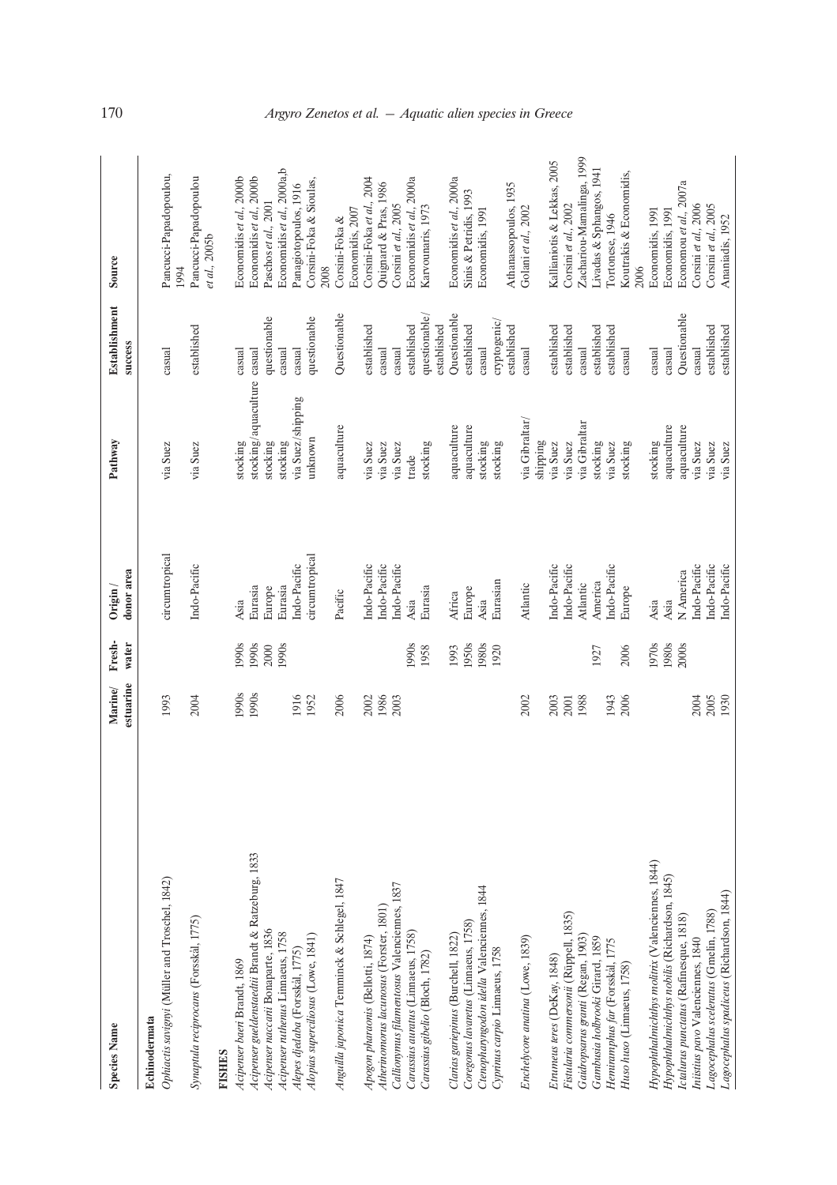| Species Name | Marine/ estuarine | Fresh- water | Origin / donor area | Pathway | Establishment success | Source |
|---|---|---|---|---|---|---|
| **Echinodermata** | | | | | | |
| *Ophiactis savignyi* (Müller and Troschel, 1842) | 1993 | | circumtropical | via Suez | casual | Pancucci-Papadopoulou, 1994 |
| *Synaptula reciprocans* (Forsskål, 1775) | 2004 | | Indo-Pacific | via Suez | established | Pancucci-Papadopoulou *et al.*, 2005b |
| **FISHES** | | | | | | |
| *Acipenser baeri* Brandt, 1869 | 1990s | 1990s | Asia | stocking | casual | Economidis *et al.*, 2000b |
| *Acipenser gueldenstaedtii* Brandt & Ratzeburg, 1833 | 1990s | 1990s | Eurasia | stocking/aquaculture | casual | Economidis *et al.*, 2000b |
| *Acipenser naccarii* Bonaparte, 1836 | | 2000 | Europe | stocking | questionable | Paschos *et al.*, 2001 |
| *Acipenser ruthenus* Linnaeus, 1758 | | 1990s | Eurasia | stocking | casual | Economidis *et al.*, 2000a,b |
| *Alepes djedaba* (Forsskål, 1775) | 1916 | | Indo-Pacific | via Suez/shipping | casual | Panagiotopoulos, 1916 |
| *Alopias superciliosus* (Lowe, 1841) | 1952 | | circumtropical | unknown | questionable | Corsini-Foka & Sioulas, 2008 |
| *Anguilla japonica* Temminck & Schlegel, 1847 | 2006 | | Pacific | aquaculture | Questionable | Corsini-Foka & Economidis, 2007 |
| *Apogon pharaonis* (Bellotti, 1874) | 2002 | | Indo-Pacific | via Suez | established | Corsini-Foka *et al.*, 2004 |
| *Atherinomorus lacunosus* (Forster, 1801) | 1986 | | Indo-Pacific | via Suez | casual | Quignard & Pras, 1986 |
| *Callionymus filamentosus* Valenciennes, 1837 | 2003 | | Indo-Pacific | via Suez | casual | Corsini *et al.*, 2005 |
| *Carassius auratus* (Linnaeus, 1758) | | 1990s | Asia | trade | established | Economidis *et al.*, 2000a |
| *Carassius gibelio* (Bloch, 1782) | | 1958 | Eurasia | stocking | questionable/ established | Karvounaris, 1973 |
| *Clarias gariepinus* (Burchell, 1822) | | 1993 | Africa | aquaculture | Questionable | Economidis *et al.*, 2000a |
| *Coregonus lavaretus* (Linnaeus, 1758) | | 1950s | Europe | aquaculture | established | Sinis & Petridis, 1993 |
| *Ctenopharyngodon idella* Valenciennes, 1844 | | 1980s | Asia | stocking | casual | Economidis, 1991 |
| *Cyprinus carpio* Linnaeus, 1758 | | 1920 | Eurasian | stocking | cryptogenic/ established | Athanassopoulos, 1935 |
| *Enchelycore anatina* (Lowe, 1839) | 2002 | | Atlantic | via Gibraltar/ shipping | casual | Golani *et al.*, 2002 |
| *Etrumeus teres* (DeKay, 1848) | 2003 | | Indo-Pacific | via Suez | established | Kallianiotis & Lekkas, 2005 |
| *Fistularia commersonii* (Rüppell, 1835) | 2001 | | Indo-Pacific | via Suez | established | Corsini *et al.*, 2002 |
| *Gaidropsarus granti* (Regan, 1903) | 1988 | | Atlantic | via Gibraltar | casual | Zachariou-Mamalinga, 1999 |
| *Gambusia holbrooki* Girard, 1859 | | 1927 | America | stocking | established | Livadas & Sphangos, 1941 |
| *Hemiramphus far* (Forsskål, 1775 | 1943 | | Indo-Pacific | via Suez | established | Tortonese, 1946 |
| *Huso huso* (Linnaeus, 1758) | 2006 | 2006 | Europe | stocking | casual | Koutrakis & Economidis, 2006 |
| *Hypophthalmichthys molitrix* (Valenciennes, 1844) | | 1970s | Asia | stocking | casual | Economidis, 1991 |
| *Hypophthalmichthys nobilis* (Richardson, 1845) | | 1980s | Asia | aquaculture | casual | Economidis, 1991 |
| *Ictalurus punctatus* (Rafinesque, 1818) | | 2000s | N America | aquaculture | Questionable | Economou *et al.*, 2007a |
| *Iniistius pavo* Valenciennes, 1840 | 2004 | | Indo-Pacific | via Suez | casual | Corsini *et al.*, 2006 |
| *Lagocephalus sceleratus* (Gmelin, 1788) | 2005 | | Indo-Pacific | via Suez | established | Corsini *et al.*, 2005 |
| *Lagocephalus spadiceus* (Richardson, 1844) | 1930 | | Indo-Pacific | via Suez | established | Ananiadis, 1952 |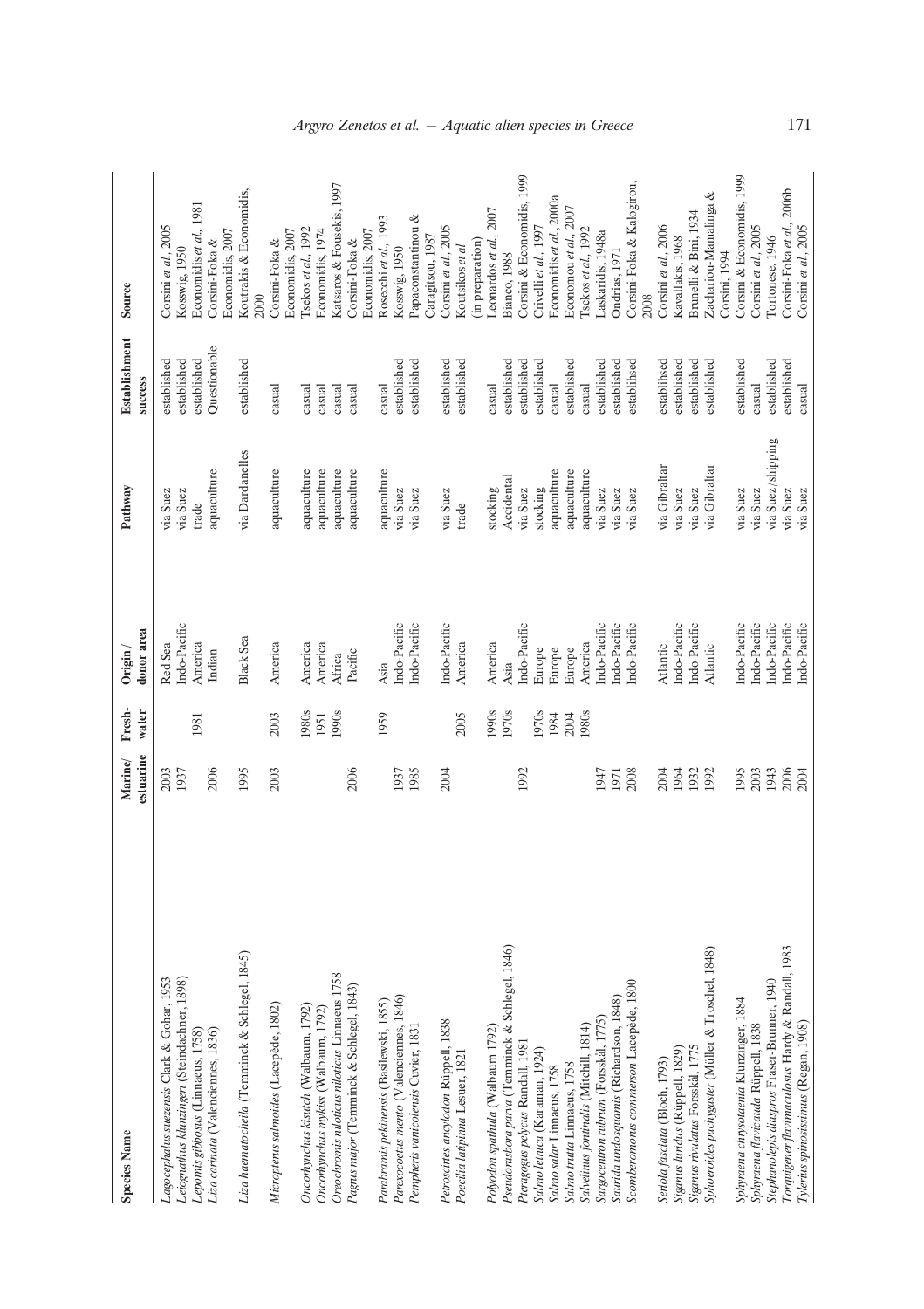| Species Name | Marine/ estuarine | Fresh- water | Origin / donor area | Pathway | Establishment success | Source |
|---|---|---|---|---|---|---|
| *Lagocephalus suezensis* Clark & Gohar, 1953 | 2003 | | Red Sea | via Suez | established | Corsini *et al.*, 2005 |
| *Leiognathus klunzingeri* (Steindachner, 1898) | 1937 | | Indo-Pacific | via Suez | established | Kosswig, 1950 |
| *Lepomis gibbosus* (Linnaeus, 1758) | | 1981 | America | trade | established | Economidis *et al.*, 1981 |
| *Liza carinata* (Valenciennes, 1836) | 2006 | | Indian | aquaculture | Questionable | Corsini-Foka & Economidis, 2007 |
| *Liza haematocheila* (Temminck & Schlegel, 1845) | 1995 | | Black Sea | via Dardanelles | established | Koutrakis & Economidis, 2000 |
| *Micropterus salmoides* (Lacepède, 1802) | 2003 | 2003 | America | aquaculture | casual | Corsini-Foka & Economidis, 2007 |
| *Oncorhynchus kisutch* (Walbaum, 1792) | | 1980s | America | aquaculture | casual | Tsekos *et al.*, 1992 |
| *Oncorhynchus mykiss* (Walbaum, 1792) | | 1951 | America | aquaculture | casual | Economidis, 1974 |
| *Oreochromis niloticus niloticus* Linnaeus 1758 | | 1990s | Africa | aquaculture | casual | Katsaros & Fousekis, 1997 |
| *Pagrus major* (Temminck & Schlegel, 1843) | 2006 | | Pacific | aquaculture | casual | Corsini-Foka & Economidis, 2007 |
| *Parabramis pekinensis* (Basilewski, 1855) | | 1959 | Asia | aquaculture | casual | Rosecchi *et al.*, 1993 |
| *Parexocoetus mento* (Valenciennes, 1846) | 1937 | | Indo-Pacific | via Suez | established | Kosswig, 1950 |
| *Pempheris vanicolensis* Cuvier, 1831 | 1985 | | Indo-Pacific | via Suez | established | Papaconstantinou & Caragitsou, 1987 |
| *Petroscirtes ancylodon* Rüppell, 1838 | 2004 | | Indo-Pacific | via Suez | established | Corsini *et al.*, 2005 |
| *Poecilia latipinna* Lesuer, 1821 | | 2005 | America | trade | established | Koutsikos *et al* (in preparation) |
| *Polyodon spathula* (Walbaum 1792) | | 1990s | America | stocking | casual | Leonardos *et al.*, 2007 |
| *Pseudorasbora parva* (Temminck & Schlegel, 1846) | | 1970s | Asia | Accidental | established | Bianco, 1988 |
| *Pteragogus pelycus* Randall, 1981 | 1992 | | Indo-Pacific | via Suez | established | Corsini & Economidis, 1999 |
| *Salmo letnica* (Karaman, 1924) | | 1970s | Europe | stocking | established | Crivelli *et al.*, 1997 |
| *Salmo salar* Linnaeus, 1758 | | 1984 | Europe | aquaculture | casual | Economidis *et al.*, 2000a |
| *Salmo trutta* Linnaeus, 1758 | | 2004 | Europe | aquaculture | established | Economou *et al.*, 2007 |
| *Salvelinus fontinalis* (Mitchill, 1814) | | 1980s | America | aquaculture | casual | Tsekos *et al.*, 1992 |
| *Sargocentron rubrum* (Forsskål, 1775) | 1947 | | Indo-Pacific | via Suez | established | Laskaridis, 1948a |
| *Saurida undosquamis* (Richardson, 1848) | 1971 | | Indo-Pacific | via Suez | established | Ondrias, 1971 |
| *Scomberomorus commerson* Lacepède, 1800 | 2008 | | Indo-Pacific | via Suez | establihsed | Corsini-Foka & Kalogirou, 2008 |
| *Seriola fasciata* (Bloch, 1793) | 2004 | | Atlantic | via Gibraltar | establihsed | Corsini *et al.*, 2006 |
| *Siganus luridus* (Rüppell, 1829) | 1964 | | Indo-Pacific | via Suez | established | Kavallakis, 1968 |
| *Siganus rivulatus* Forsskål, 1775 | 1932 | | Indo-Pacific | via Suez | established | Brunelli & Bini, 1934 |
| *Sphoeroides pachygaster* (Müller & Troschel, 1848) | 1992 | | Atlantic | via Gibraltar | established | Zachariou-Mamalinga & Corsini, 1994 |
| *Sphyraena chrysotaenia* Klunzinger, 1884 | 1995 | | Indo-Pacific | via Suez | established | Corsini & Economidis, 1999 |
| *Sphyraena flavicauda* Rüppell, 1838 | 2003 | | Indo-Pacific | via Suez | casual | Corsini *et al.*, 2005 |
| *Stephanolepis diaspros* Fraser-Brunner, 1940 | 1943 | | Indo-Pacific | via Suez/shipping | established | Tortonese, 1946 |
| *Torquigener flavimaculosus* Hardy & Randall, 1983 | 2006 | | Indo-Pacific | via Suez | established | Corsini-Foka *et al.*, 2006b |
| *Tylerius spinosissimus* (Regan, 1908) | 2004 | | Indo-Pacific | via Suez | casual | Corsini *et al.*, 2005 |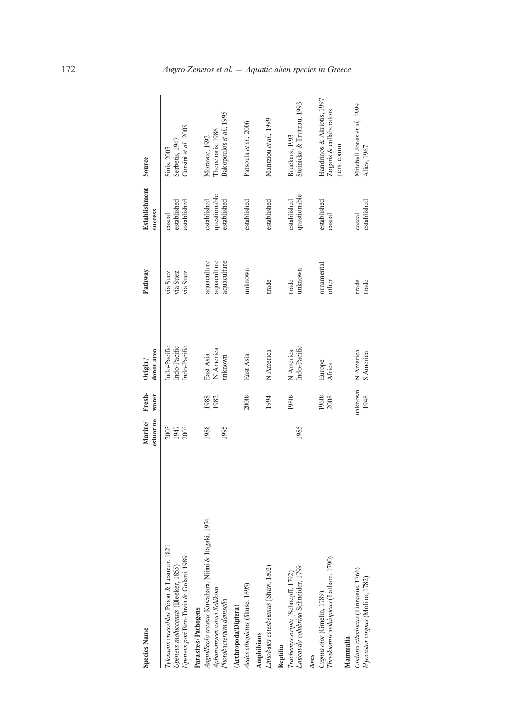| Species Name | Marine/ estuarine | Fresh-water | Origin / donor area | Pathway | Establishment success | Source |
|---|---|---|---|---|---|---|
| *Tylosurus crocodilus* Péron & Lesueur, 1821 | 2003 | | Indo-Pacific | via Suez | casual | Sinis, 2005 |
| *Upeneus moluccensis* (Bleeker, 1855) | 1947 | | Indo-Pacific | via Suez | established | Serbetis, 1947 |
| *Upeneus pori* Ben-Tuvia & Golani, 1989 | 2003 | | Indo-Pacific | via Suez | established | Corsini *et al.*, 2005 |
| **Parasites/Pathogens** | | | | | | |
| *Anguillicola crassus* Kuwahara, Niimi & Itagaki, 1974 | 1988 | 1988 | East Asia | aquaculture | established | Moravec, 1992 |
| *Aphanomyces astaci Schikora* | | 1982 | N America | aquaculture | questionable | Theocharis, 1986 |
| *Photobacterium damsella* | 1995 | | unknown | aquaculture | established | Bakopoulos *et al.*, 1995 |
| **(Arthropoda/Diptera)** | | | | | | |
| *Aedes albopictus* (Skuse, 1895) | | 2000s | East Asia | unknown | established | Patsoula *et al.*, 2006 |
| **Amphibians** | | | | | | |
| *Lithobates catesbeianus* (Shaw, 1802) | | 1994 | N America | trade | established | Mantziou *et al.*, 1999 |
| **Reptilia** | | | | | | |
| *Trachemys scripta* (Schoepff, 1792) | | 1980s | N America | trade | established | Bruekers, 1993 |
| *Laticauda colubrina* Schneider, 1799 | 1985 | | Indo-Pacific | unknown | questionable | Steinicke & Trutnau, 1993 |
| **Aves** | | | | | | |
| *Cygnus olor* (Gmelin, 1789) | | 1960s | Europe | ornamental | established | Handrinos & Akriotis, 1997 |
| *Threskiornis aethiopicus* (Latham, 1790) | | 2008 | Africa | other | casual | Zogaris & collaborators pers. comm |
| **Mammalia** | | | | | | |
| *Ondatra zibethicus* (Linnaeus, 1766) | | unknown | N America | trade | casual | Mitchell-Jones *et al.*, 1999 |
| *Myocastor coypus* (Molina, 1782) | | 1948 | S America | trade | established | Aliev, 1967 |